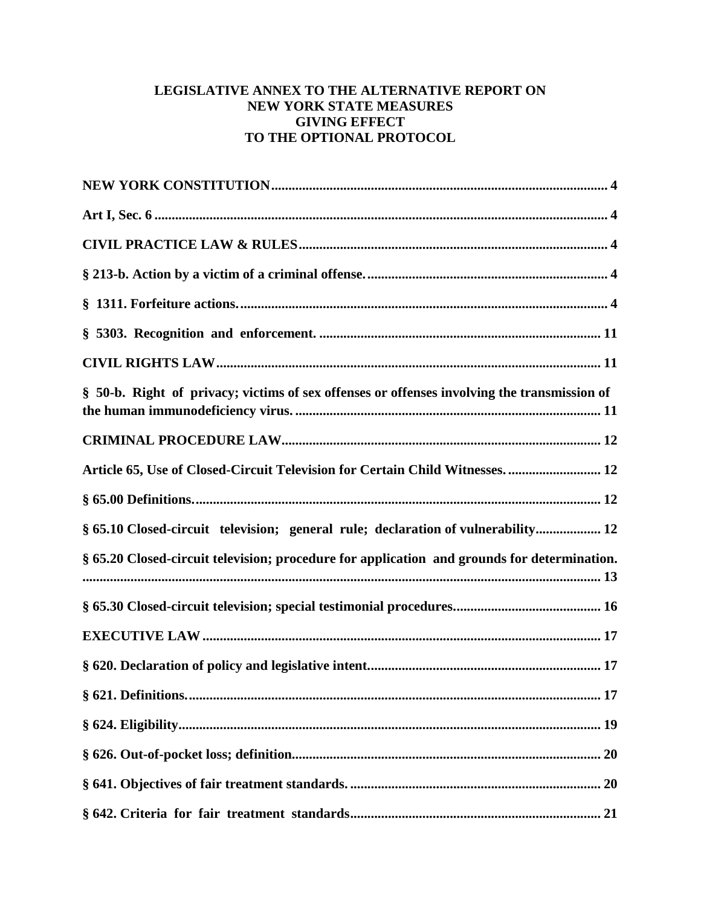# LEGISLATIVE ANNEX TO THE ALTERNATIVE REPORT ON NEW YORK STATE MEASURES GIVING EFFECT TO THE OPTIONAL PROTOCOL

**NEW YORK CONSTITUTION** .......... 4

**Art I, Sec. 6** .......... 4

**CIVIL PRACTICE LAW & RULES** .......... 4

**§ 213-b. Action by a victim of a criminal offense.** .......... 4

**§ 1311. Forfeiture actions.** .......... 4

**§ 5303. Recognition and enforcement.** .......... 11

**CIVIL RIGHTS LAW** .......... 11

**§ 50-b. Right of privacy; victims of sex offenses or offenses involving the transmission of the human immunodeficiency virus.** .......... 11

**CRIMINAL PROCEDURE LAW** .......... 12

**Article 65, Use of Closed-Circuit Television for Certain Child Witnesses.** .......... 12

**§ 65.00 Definitions.** .......... 12

**§ 65.10 Closed-circuit television; general rule; declaration of vulnerability** .......... 12

**§ 65.20 Closed-circuit television; procedure for application and grounds for determination.** .......... 13

**§ 65.30 Closed-circuit television; special testimonial procedures** .......... 16

**EXECUTIVE LAW** .......... 17

**§ 620. Declaration of policy and legislative intent** .......... 17

**§ 621. Definitions.** .......... 17

**§ 624. Eligibility** .......... 19

**§ 626. Out-of-pocket loss; definition** .......... 20

**§ 641. Objectives of fair treatment standards.** .......... 20

**§ 642. Criteria for fair treatment standards** .......... 21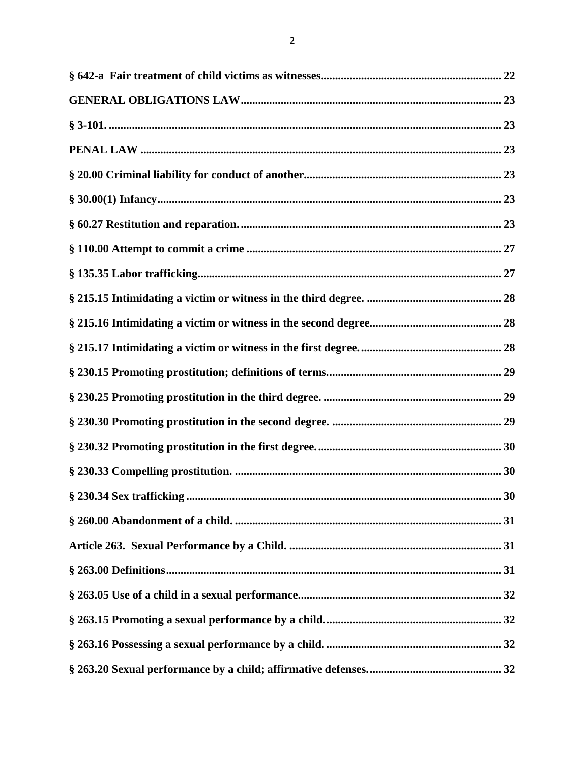**§ 642-a Fair treatment of child victims as witnesses** .......... 22

**GENERAL OBLIGATIONS LAW** .......... 23

**§ 3-101.** .......... 23

**PENAL LAW** .......... 23

**§ 20.00 Criminal liability for conduct of another** .......... 23

**§ 30.00(1) Infancy** .......... 23

**§ 60.27 Restitution and reparation.** .......... 23

**§ 110.00 Attempt to commit a crime** .......... 27

**§ 135.35 Labor trafficking** .......... 27

**§ 215.15 Intimidating a victim or witness in the third degree.** .......... 28

**§ 215.16 Intimidating a victim or witness in the second degree** .......... 28

**§ 215.17 Intimidating a victim or witness in the first degree.** .......... 28

**§ 230.15 Promoting prostitution; definitions of terms.** .......... 29

**§ 230.25 Promoting prostitution in the third degree.** .......... 29

**§ 230.30 Promoting prostitution in the second degree.** .......... 29

**§ 230.32 Promoting prostitution in the first degree.** .......... 30

**§ 230.33 Compelling prostitution.** .......... 30

**§ 230.34 Sex trafficking** .......... 30

**§ 260.00 Abandonment of a child.** .......... 31

**Article 263. Sexual Performance by a Child.** .......... 31

**§ 263.00 Definitions** .......... 31

**§ 263.05 Use of a child in a sexual performance** .......... 32

**§ 263.15 Promoting a sexual performance by a child.** .......... 32

**§ 263.16 Possessing a sexual performance by a child.** .......... 32

**§ 263.20 Sexual performance by a child; affirmative defenses.** .......... 32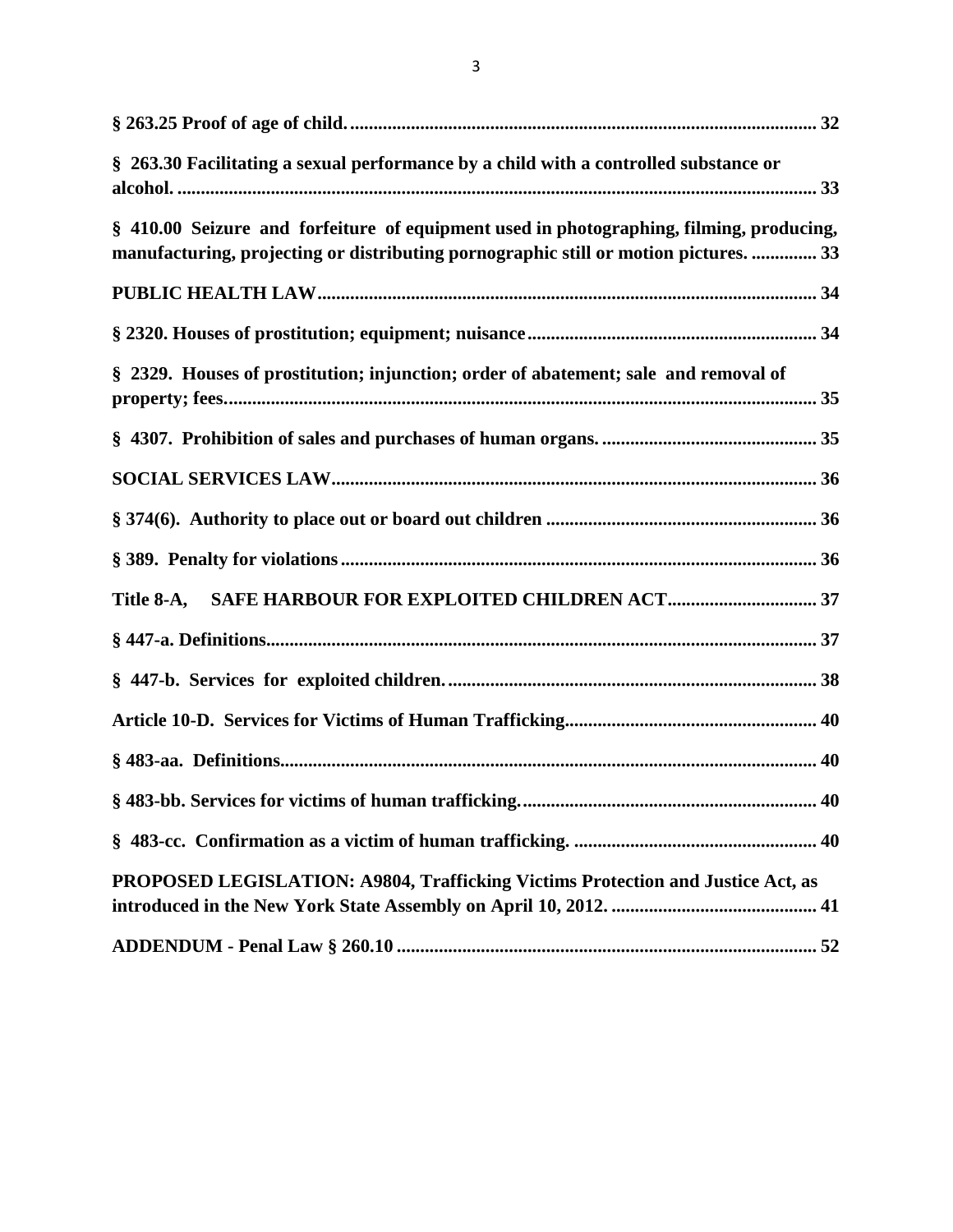**§ 263.25 Proof of age of child. .................................................................................................... 32**

**§ 263.30 Facilitating a sexual performance by a child with a controlled substance or alcohol. ......................................................................................................................................... 33**

**§ 410.00 Seizure and forfeiture of equipment used in photographing, filming, producing, manufacturing, projecting or distributing pornographic still or motion pictures. .............. 33**

**PUBLIC HEALTH LAW........................................................................................................... 34**

**§ 2320. Houses of prostitution; equipment; nuisance............................................................. 34**

**§ 2329. Houses of prostitution; injunction; order of abatement; sale and removal of property; fees.............................................................................................................................. 35**

**§ 4307. Prohibition of sales and purchases of human organs. ............................................. 35**

**SOCIAL SERVICES LAW........................................................................................................ 36**

**§ 374(6). Authority to place out or board out children ......................................................... 36**

**§ 389. Penalty for violations ..................................................................................................... 36**

**Title 8-A, SAFE HARBOUR FOR EXPLOITED CHILDREN ACT................................ 37**

**§ 447-a. Definitions...................................................................................................................... 37**

**§ 447-b. Services for exploited children. .............................................................................. 38**

**Article 10-D. Services for Victims of Human Trafficking...................................................... 40**

**§ 483-aa. Definitions.................................................................................................................. 40**

**§ 483-bb. Services for victims of human trafficking. .............................................................. 40**

**§ 483-cc. Confirmation as a victim of human trafficking. .................................................... 40**

**PROPOSED LEGISLATION: A9804, Trafficking Victims Protection and Justice Act, as introduced in the New York State Assembly on April 10, 2012. ............................................ 41**

**ADDENDUM - Penal Law § 260.10 ......................................................................................... 52**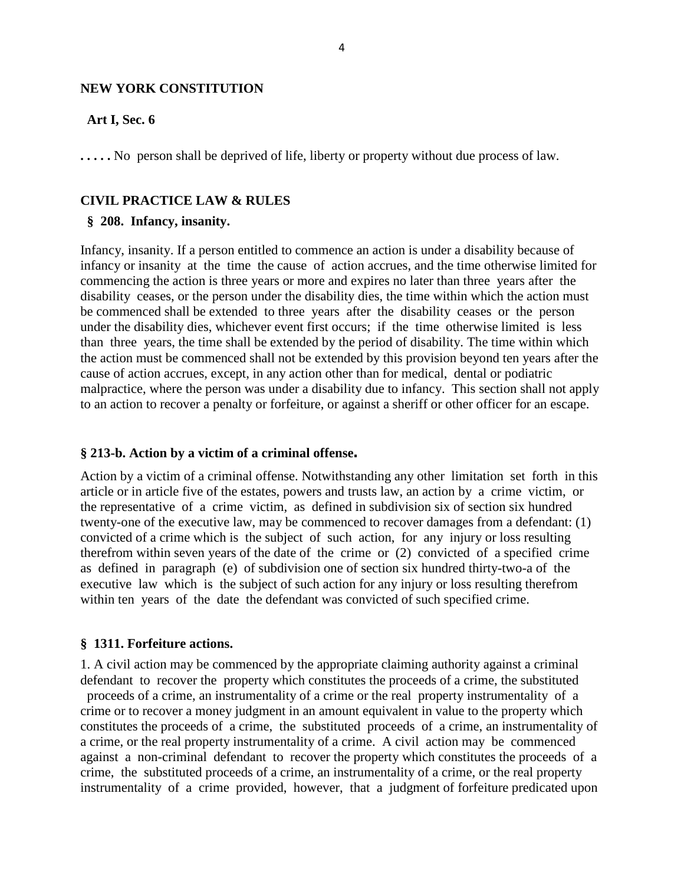## NEW YORK CONSTITUTION

**Art I, Sec. 6**

**. . . . .** No person shall be deprived of life, liberty or property without due process of law.

## CIVIL PRACTICE LAW & RULES

### § 208. Infancy, insanity.

Infancy, insanity. If a person entitled to commence an action is under a disability because of infancy or insanity at the time the cause of action accrues, and the time otherwise limited for commencing the action is three years or more and expires no later than three years after the disability ceases, or the person under the disability dies, the time within which the action must be commenced shall be extended to three years after the disability ceases or the person under the disability dies, whichever event first occurs; if the time otherwise limited is less than three years, the time shall be extended by the period of disability. The time within which the action must be commenced shall not be extended by this provision beyond ten years after the cause of action accrues, except, in any action other than for medical, dental or podiatric malpractice, where the person was under a disability due to infancy. This section shall not apply to an action to recover a penalty or forfeiture, or against a sheriff or other officer for an escape.

### § 213-b. Action by a victim of a criminal offense.

Action by a victim of a criminal offense. Notwithstanding any other limitation set forth in this article or in article five of the estates, powers and trusts law, an action by a crime victim, or the representative of a crime victim, as defined in subdivision six of section six hundred twenty-one of the executive law, may be commenced to recover damages from a defendant: (1) convicted of a crime which is the subject of such action, for any injury or loss resulting therefrom within seven years of the date of the crime or (2) convicted of a specified crime as defined in paragraph (e) of subdivision one of section six hundred thirty-two-a of the executive law which is the subject of such action for any injury or loss resulting therefrom within ten years of the date the defendant was convicted of such specified crime.

### § 1311. Forfeiture actions.

1. A civil action may be commenced by the appropriate claiming authority against a criminal defendant to recover the property which constitutes the proceeds of a crime, the substituted proceeds of a crime, an instrumentality of a crime or the real property instrumentality of a crime or to recover a money judgment in an amount equivalent in value to the property which constitutes the proceeds of a crime, the substituted proceeds of a crime, an instrumentality of a crime, or the real property instrumentality of a crime. A civil action may be commenced against a non-criminal defendant to recover the property which constitutes the proceeds of a crime, the substituted proceeds of a crime, an instrumentality of a crime, or the real property instrumentality of a crime provided, however, that a judgment of forfeiture predicated upon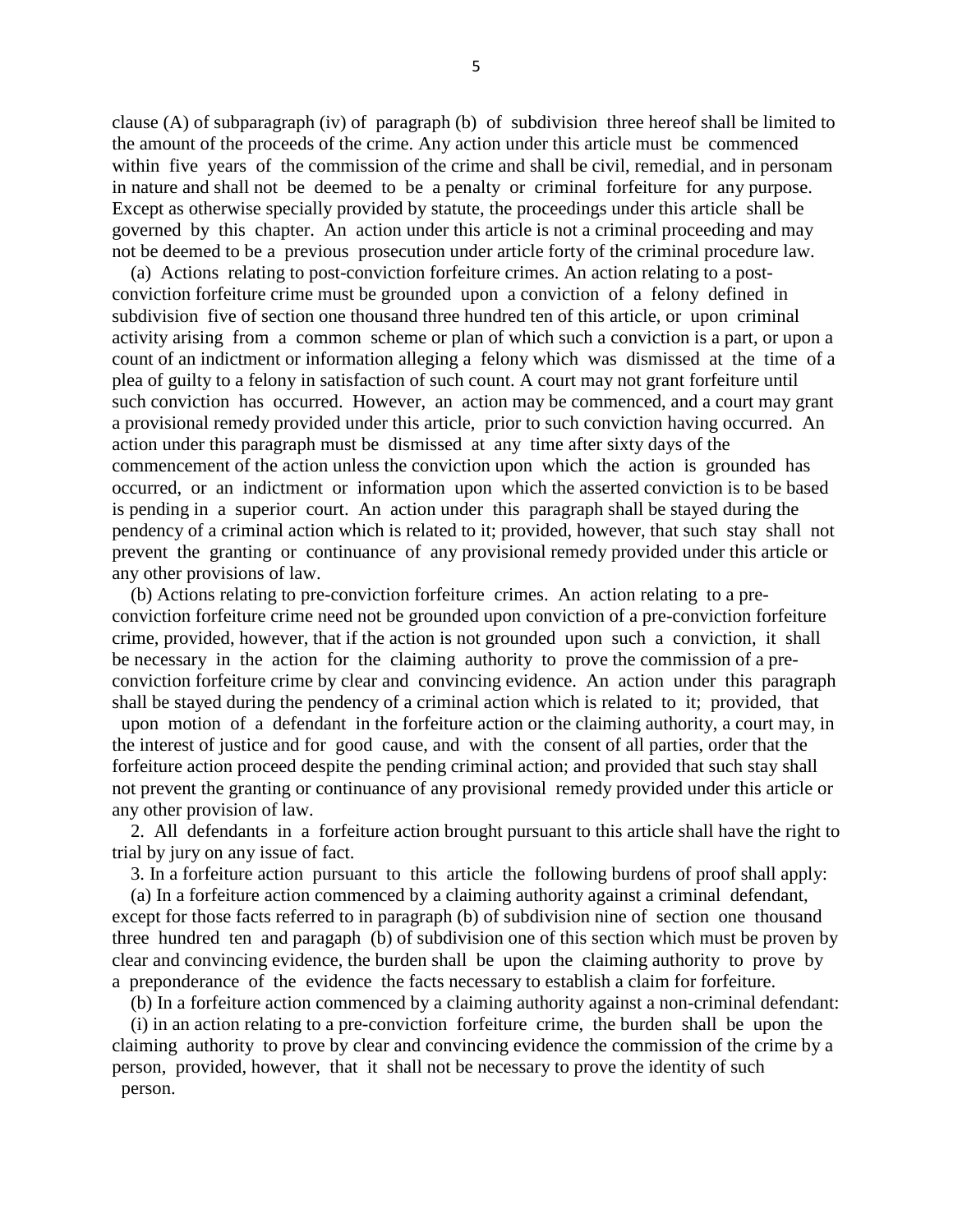clause (A) of subparagraph (iv) of paragraph (b) of subdivision three hereof shall be limited to the amount of the proceeds of the crime. Any action under this article must be commenced within five years of the commission of the crime and shall be civil, remedial, and in personam in nature and shall not be deemed to be a penalty or criminal forfeiture for any purpose. Except as otherwise specially provided by statute, the proceedings under this article shall be governed by this chapter. An action under this article is not a criminal proceeding and may not be deemed to be a previous prosecution under article forty of the criminal procedure law.

(a) Actions relating to post-conviction forfeiture crimes. An action relating to a post-conviction forfeiture crime must be grounded upon a conviction of a felony defined in subdivision five of section one thousand three hundred ten of this article, or upon criminal activity arising from a common scheme or plan of which such a conviction is a part, or upon a count of an indictment or information alleging a felony which was dismissed at the time of a plea of guilty to a felony in satisfaction of such count. A court may not grant forfeiture until such conviction has occurred. However, an action may be commenced, and a court may grant a provisional remedy provided under this article, prior to such conviction having occurred. An action under this paragraph must be dismissed at any time after sixty days of the commencement of the action unless the conviction upon which the action is grounded has occurred, or an indictment or information upon which the asserted conviction is to be based is pending in a superior court. An action under this paragraph shall be stayed during the pendency of a criminal action which is related to it; provided, however, that such stay shall not prevent the granting or continuance of any provisional remedy provided under this article or any other provisions of law.

(b) Actions relating to pre-conviction forfeiture crimes. An action relating to a pre-conviction forfeiture crime need not be grounded upon conviction of a pre-conviction forfeiture crime, provided, however, that if the action is not grounded upon such a conviction, it shall be necessary in the action for the claiming authority to prove the commission of a pre-conviction forfeiture crime by clear and convincing evidence. An action under this paragraph shall be stayed during the pendency of a criminal action which is related to it; provided, that upon motion of a defendant in the forfeiture action or the claiming authority, a court may, in the interest of justice and for good cause, and with the consent of all parties, order that the forfeiture action proceed despite the pending criminal action; and provided that such stay shall not prevent the granting or continuance of any provisional remedy provided under this article or any other provision of law.

2. All defendants in a forfeiture action brought pursuant to this article shall have the right to trial by jury on any issue of fact.

3. In a forfeiture action pursuant to this article the following burdens of proof shall apply:

(a) In a forfeiture action commenced by a claiming authority against a criminal defendant, except for those facts referred to in paragraph (b) of subdivision nine of section one thousand three hundred ten and paragaph (b) of subdivision one of this section which must be proven by clear and convincing evidence, the burden shall be upon the claiming authority to prove by a preponderance of the evidence the facts necessary to establish a claim for forfeiture.

(b) In a forfeiture action commenced by a claiming authority against a non-criminal defendant:

(i) in an action relating to a pre-conviction forfeiture crime, the burden shall be upon the claiming authority to prove by clear and convincing evidence the commission of the crime by a person, provided, however, that it shall not be necessary to prove the identity of such person.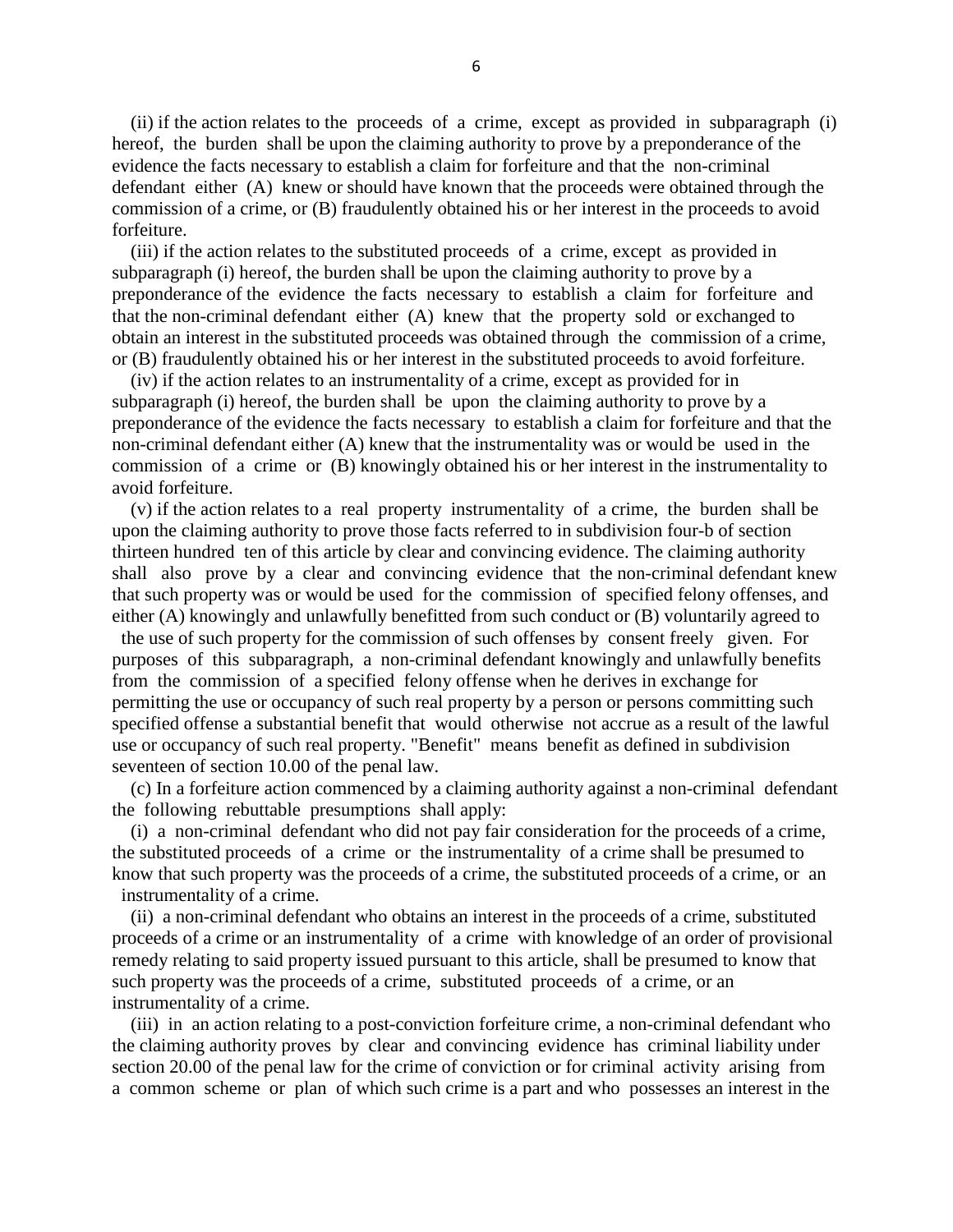(ii) if the action relates to the proceeds of a crime, except as provided in subparagraph (i) hereof, the burden shall be upon the claiming authority to prove by a preponderance of the evidence the facts necessary to establish a claim for forfeiture and that the non-criminal defendant either (A) knew or should have known that the proceeds were obtained through the commission of a crime, or (B) fraudulently obtained his or her interest in the proceeds to avoid forfeiture.

(iii) if the action relates to the substituted proceeds of a crime, except as provided in subparagraph (i) hereof, the burden shall be upon the claiming authority to prove by a preponderance of the evidence the facts necessary to establish a claim for forfeiture and that the non-criminal defendant either (A) knew that the property sold or exchanged to obtain an interest in the substituted proceeds was obtained through the commission of a crime, or (B) fraudulently obtained his or her interest in the substituted proceeds to avoid forfeiture.

(iv) if the action relates to an instrumentality of a crime, except as provided for in subparagraph (i) hereof, the burden shall be upon the claiming authority to prove by a preponderance of the evidence the facts necessary to establish a claim for forfeiture and that the non-criminal defendant either (A) knew that the instrumentality was or would be used in the commission of a crime or (B) knowingly obtained his or her interest in the instrumentality to avoid forfeiture.

(v) if the action relates to a real property instrumentality of a crime, the burden shall be upon the claiming authority to prove those facts referred to in subdivision four-b of section thirteen hundred ten of this article by clear and convincing evidence. The claiming authority shall also prove by a clear and convincing evidence that the non-criminal defendant knew that such property was or would be used for the commission of specified felony offenses, and either (A) knowingly and unlawfully benefitted from such conduct or (B) voluntarily agreed to the use of such property for the commission of such offenses by consent freely given. For purposes of this subparagraph, a non-criminal defendant knowingly and unlawfully benefits from the commission of a specified felony offense when he derives in exchange for permitting the use or occupancy of such real property by a person or persons committing such specified offense a substantial benefit that would otherwise not accrue as a result of the lawful use or occupancy of such real property. "Benefit" means benefit as defined in subdivision seventeen of section 10.00 of the penal law.

(c) In a forfeiture action commenced by a claiming authority against a non-criminal defendant the following rebuttable presumptions shall apply:

(i) a non-criminal defendant who did not pay fair consideration for the proceeds of a crime, the substituted proceeds of a crime or the instrumentality of a crime shall be presumed to know that such property was the proceeds of a crime, the substituted proceeds of a crime, or an instrumentality of a crime.

(ii) a non-criminal defendant who obtains an interest in the proceeds of a crime, substituted proceeds of a crime or an instrumentality of a crime with knowledge of an order of provisional remedy relating to said property issued pursuant to this article, shall be presumed to know that such property was the proceeds of a crime, substituted proceeds of a crime, or an instrumentality of a crime.

(iii) in an action relating to a post-conviction forfeiture crime, a non-criminal defendant who the claiming authority proves by clear and convincing evidence has criminal liability under section 20.00 of the penal law for the crime of conviction or for criminal activity arising from a common scheme or plan of which such crime is a part and who possesses an interest in the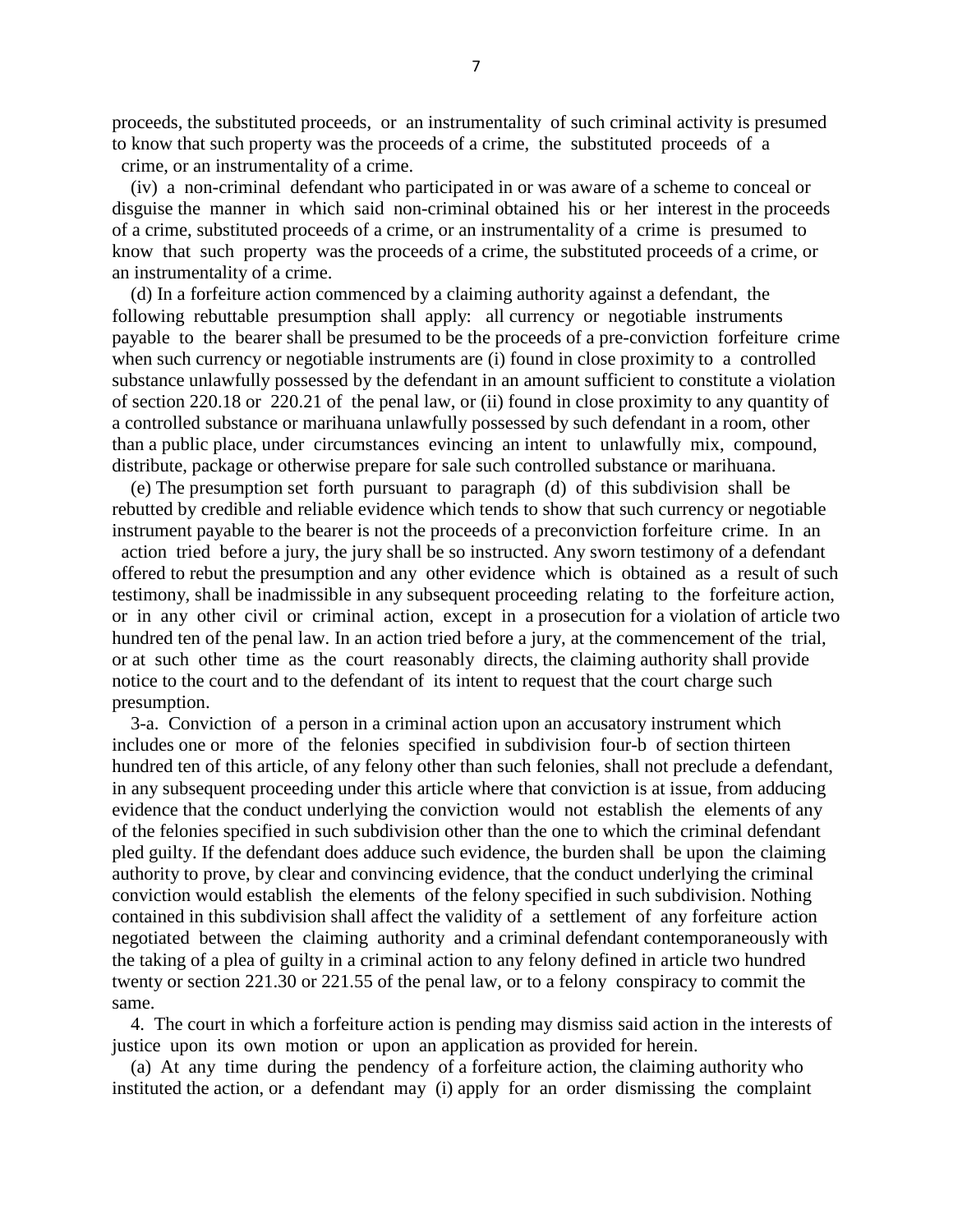proceeds, the substituted proceeds, or an instrumentality of such criminal activity is presumed to know that such property was the proceeds of a crime, the substituted proceeds of a crime, or an instrumentality of a crime.

(iv) a non-criminal defendant who participated in or was aware of a scheme to conceal or disguise the manner in which said non-criminal obtained his or her interest in the proceeds of a crime, substituted proceeds of a crime, or an instrumentality of a crime is presumed to know that such property was the proceeds of a crime, the substituted proceeds of a crime, or an instrumentality of a crime.

(d) In a forfeiture action commenced by a claiming authority against a defendant, the following rebuttable presumption shall apply: all currency or negotiable instruments payable to the bearer shall be presumed to be the proceeds of a pre-conviction forfeiture crime when such currency or negotiable instruments are (i) found in close proximity to a controlled substance unlawfully possessed by the defendant in an amount sufficient to constitute a violation of section 220.18 or 220.21 of the penal law, or (ii) found in close proximity to any quantity of a controlled substance or marihuana unlawfully possessed by such defendant in a room, other than a public place, under circumstances evincing an intent to unlawfully mix, compound, distribute, package or otherwise prepare for sale such controlled substance or marihuana.

(e) The presumption set forth pursuant to paragraph (d) of this subdivision shall be rebutted by credible and reliable evidence which tends to show that such currency or negotiable instrument payable to the bearer is not the proceeds of a preconviction forfeiture crime. In an action tried before a jury, the jury shall be so instructed. Any sworn testimony of a defendant offered to rebut the presumption and any other evidence which is obtained as a result of such testimony, shall be inadmissible in any subsequent proceeding relating to the forfeiture action, or in any other civil or criminal action, except in a prosecution for a violation of article two hundred ten of the penal law. In an action tried before a jury, at the commencement of the trial, or at such other time as the court reasonably directs, the claiming authority shall provide notice to the court and to the defendant of its intent to request that the court charge such presumption.

3-a. Conviction of a person in a criminal action upon an accusatory instrument which includes one or more of the felonies specified in subdivision four-b of section thirteen hundred ten of this article, of any felony other than such felonies, shall not preclude a defendant, in any subsequent proceeding under this article where that conviction is at issue, from adducing evidence that the conduct underlying the conviction would not establish the elements of any of the felonies specified in such subdivision other than the one to which the criminal defendant pled guilty. If the defendant does adduce such evidence, the burden shall be upon the claiming authority to prove, by clear and convincing evidence, that the conduct underlying the criminal conviction would establish the elements of the felony specified in such subdivision. Nothing contained in this subdivision shall affect the validity of a settlement of any forfeiture action negotiated between the claiming authority and a criminal defendant contemporaneously with the taking of a plea of guilty in a criminal action to any felony defined in article two hundred twenty or section 221.30 or 221.55 of the penal law, or to a felony conspiracy to commit the same.

4. The court in which a forfeiture action is pending may dismiss said action in the interests of justice upon its own motion or upon an application as provided for herein.

(a) At any time during the pendency of a forfeiture action, the claiming authority who instituted the action, or a defendant may (i) apply for an order dismissing the complaint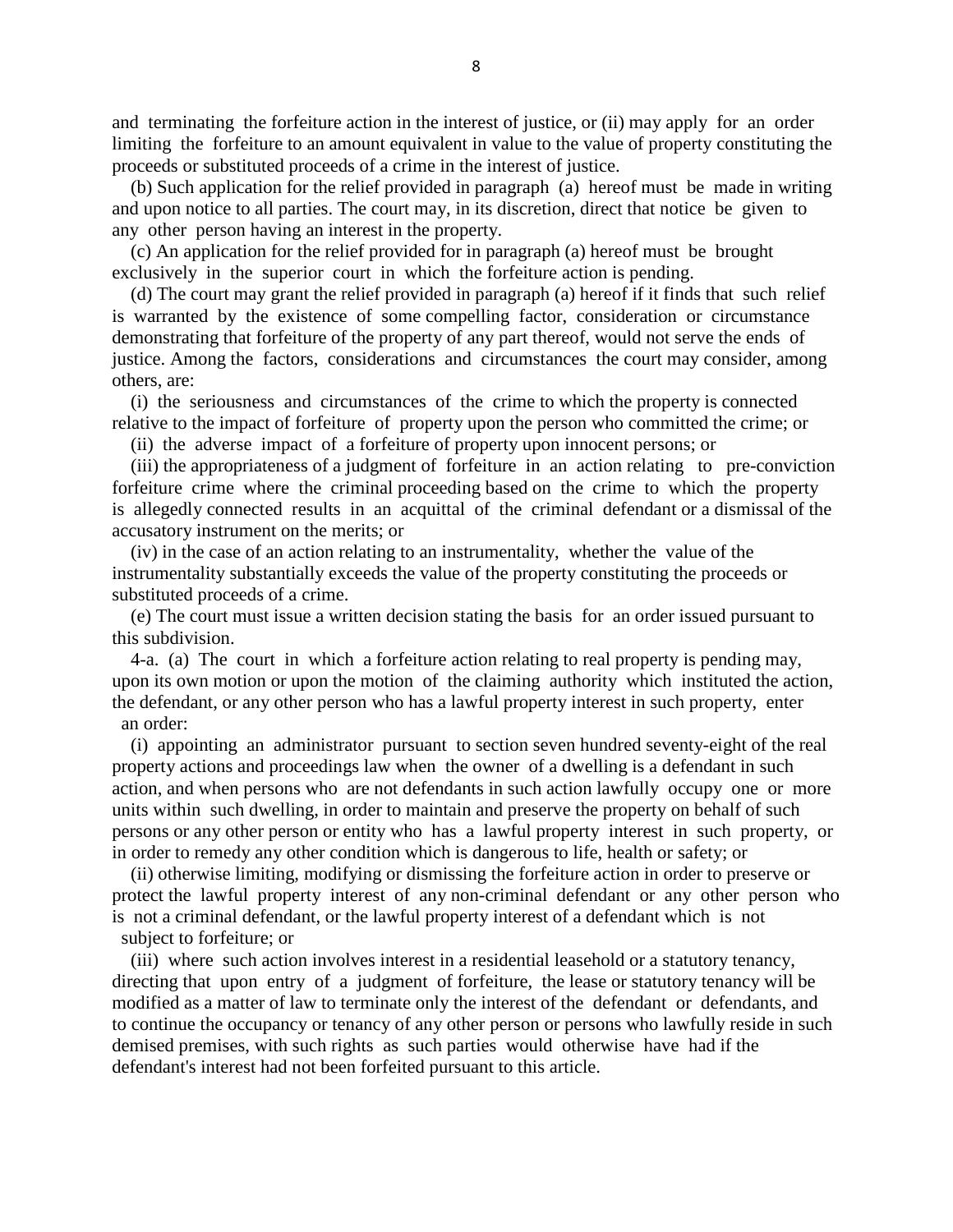and terminating the forfeiture action in the interest of justice, or (ii) may apply for an order limiting the forfeiture to an amount equivalent in value to the value of property constituting the proceeds or substituted proceeds of a crime in the interest of justice.

(b) Such application for the relief provided in paragraph (a) hereof must be made in writing and upon notice to all parties. The court may, in its discretion, direct that notice be given to any other person having an interest in the property.

(c) An application for the relief provided for in paragraph (a) hereof must be brought exclusively in the superior court in which the forfeiture action is pending.

(d) The court may grant the relief provided in paragraph (a) hereof if it finds that such relief is warranted by the existence of some compelling factor, consideration or circumstance demonstrating that forfeiture of the property of any part thereof, would not serve the ends of justice. Among the factors, considerations and circumstances the court may consider, among others, are:

(i) the seriousness and circumstances of the crime to which the property is connected relative to the impact of forfeiture of property upon the person who committed the crime; or

(ii) the adverse impact of a forfeiture of property upon innocent persons; or

(iii) the appropriateness of a judgment of forfeiture in an action relating to pre-conviction forfeiture crime where the criminal proceeding based on the crime to which the property is allegedly connected results in an acquittal of the criminal defendant or a dismissal of the accusatory instrument on the merits; or

(iv) in the case of an action relating to an instrumentality, whether the value of the instrumentality substantially exceeds the value of the property constituting the proceeds or substituted proceeds of a crime.

(e) The court must issue a written decision stating the basis for an order issued pursuant to this subdivision.

4-a. (a) The court in which a forfeiture action relating to real property is pending may, upon its own motion or upon the motion of the claiming authority which instituted the action, the defendant, or any other person who has a lawful property interest in such property, enter an order:

(i) appointing an administrator pursuant to section seven hundred seventy-eight of the real property actions and proceedings law when the owner of a dwelling is a defendant in such action, and when persons who are not defendants in such action lawfully occupy one or more units within such dwelling, in order to maintain and preserve the property on behalf of such persons or any other person or entity who has a lawful property interest in such property, or in order to remedy any other condition which is dangerous to life, health or safety; or

(ii) otherwise limiting, modifying or dismissing the forfeiture action in order to preserve or protect the lawful property interest of any non-criminal defendant or any other person who is not a criminal defendant, or the lawful property interest of a defendant which is not subject to forfeiture; or

(iii) where such action involves interest in a residential leasehold or a statutory tenancy, directing that upon entry of a judgment of forfeiture, the lease or statutory tenancy will be modified as a matter of law to terminate only the interest of the defendant or defendants, and to continue the occupancy or tenancy of any other person or persons who lawfully reside in such demised premises, with such rights as such parties would otherwise have had if the defendant's interest had not been forfeited pursuant to this article.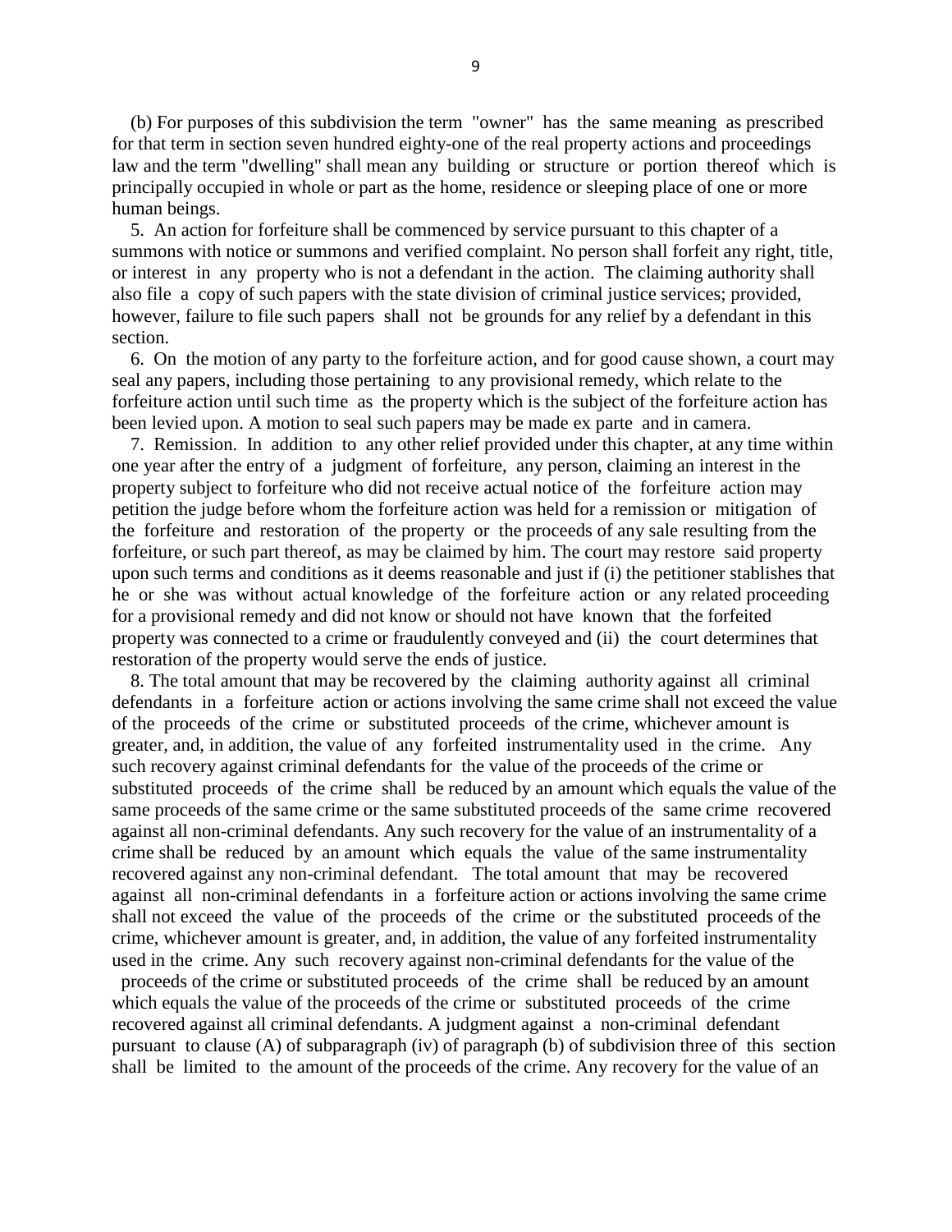(b) For purposes of this subdivision the term "owner" has the same meaning as prescribed for that term in section seven hundred eighty-one of the real property actions and proceedings law and the term "dwelling" shall mean any building or structure or portion thereof which is principally occupied in whole or part as the home, residence or sleeping place of one or more human beings.

5. An action for forfeiture shall be commenced by service pursuant to this chapter of a summons with notice or summons and verified complaint. No person shall forfeit any right, title, or interest in any property who is not a defendant in the action. The claiming authority shall also file a copy of such papers with the state division of criminal justice services; provided, however, failure to file such papers shall not be grounds for any relief by a defendant in this section.

6. On the motion of any party to the forfeiture action, and for good cause shown, a court may seal any papers, including those pertaining to any provisional remedy, which relate to the forfeiture action until such time as the property which is the subject of the forfeiture action has been levied upon. A motion to seal such papers may be made ex parte and in camera.

7. Remission. In addition to any other relief provided under this chapter, at any time within one year after the entry of a judgment of forfeiture, any person, claiming an interest in the property subject to forfeiture who did not receive actual notice of the forfeiture action may petition the judge before whom the forfeiture action was held for a remission or mitigation of the forfeiture and restoration of the property or the proceeds of any sale resulting from the forfeiture, or such part thereof, as may be claimed by him. The court may restore said property upon such terms and conditions as it deems reasonable and just if (i) the petitioner stablishes that he or she was without actual knowledge of the forfeiture action or any related proceeding for a provisional remedy and did not know or should not have known that the forfeited property was connected to a crime or fraudulently conveyed and (ii) the court determines that restoration of the property would serve the ends of justice.

8. The total amount that may be recovered by the claiming authority against all criminal defendants in a forfeiture action or actions involving the same crime shall not exceed the value of the proceeds of the crime or substituted proceeds of the crime, whichever amount is greater, and, in addition, the value of any forfeited instrumentality used in the crime. Any such recovery against criminal defendants for the value of the proceeds of the crime or substituted proceeds of the crime shall be reduced by an amount which equals the value of the same proceeds of the same crime or the same substituted proceeds of the same crime recovered against all non-criminal defendants. Any such recovery for the value of an instrumentality of a crime shall be reduced by an amount which equals the value of the same instrumentality recovered against any non-criminal defendant. The total amount that may be recovered against all non-criminal defendants in a forfeiture action or actions involving the same crime shall not exceed the value of the proceeds of the crime or the substituted proceeds of the crime, whichever amount is greater, and, in addition, the value of any forfeited instrumentality used in the crime. Any such recovery against non-criminal defendants for the value of the proceeds of the crime or substituted proceeds of the crime shall be reduced by an amount which equals the value of the proceeds of the crime or substituted proceeds of the crime recovered against all criminal defendants. A judgment against a non-criminal defendant pursuant to clause (A) of subparagraph (iv) of paragraph (b) of subdivision three of this section shall be limited to the amount of the proceeds of the crime. Any recovery for the value of an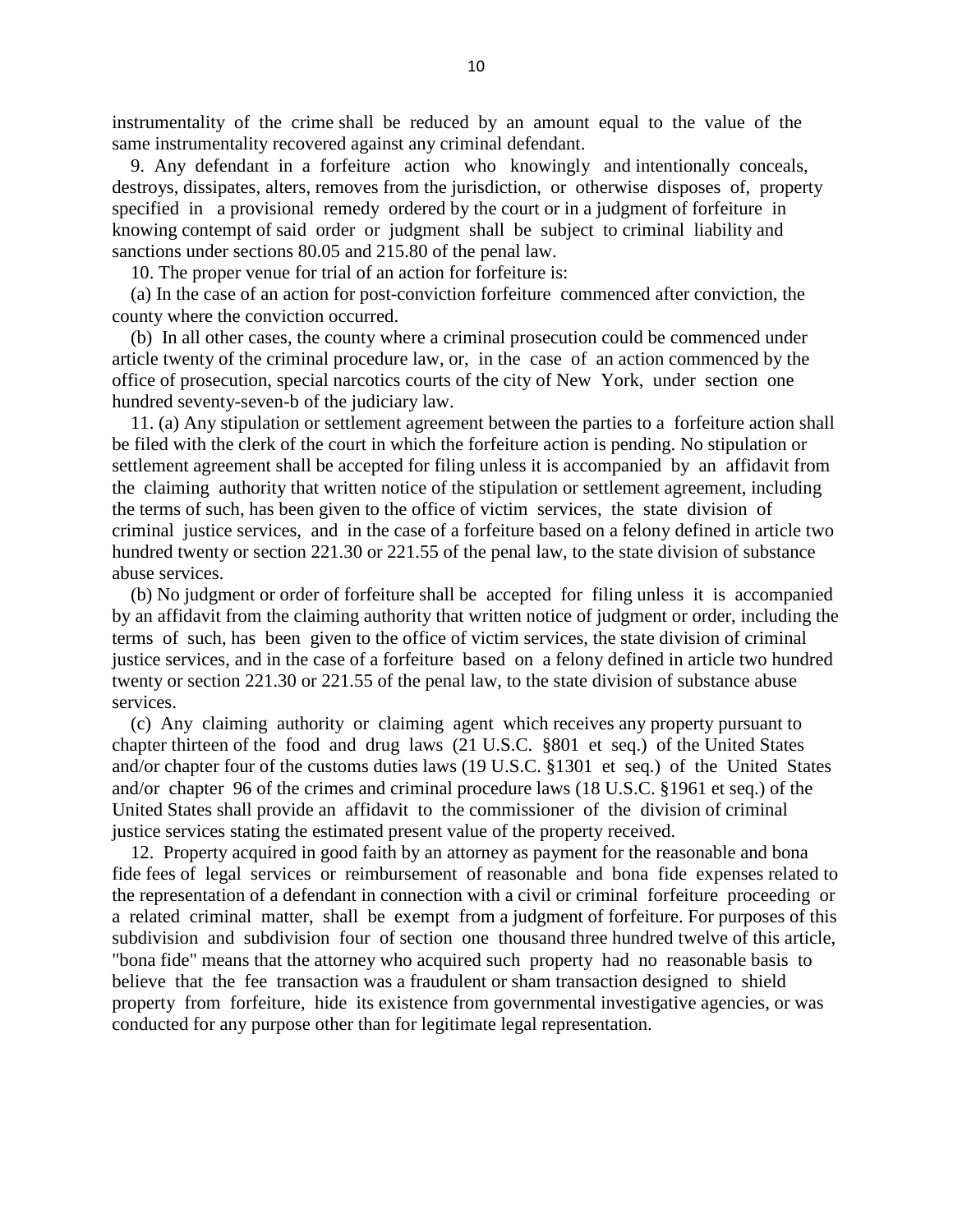instrumentality of the crime shall be reduced by an amount equal to the value of the same instrumentality recovered against any criminal defendant.

9. Any defendant in a forfeiture action who knowingly and intentionally conceals, destroys, dissipates, alters, removes from the jurisdiction, or otherwise disposes of, property specified in a provisional remedy ordered by the court or in a judgment of forfeiture in knowing contempt of said order or judgment shall be subject to criminal liability and sanctions under sections 80.05 and 215.80 of the penal law.

10. The proper venue for trial of an action for forfeiture is:

(a) In the case of an action for post-conviction forfeiture commenced after conviction, the county where the conviction occurred.

(b) In all other cases, the county where a criminal prosecution could be commenced under article twenty of the criminal procedure law, or, in the case of an action commenced by the office of prosecution, special narcotics courts of the city of New York, under section one hundred seventy-seven-b of the judiciary law.

11. (a) Any stipulation or settlement agreement between the parties to a forfeiture action shall be filed with the clerk of the court in which the forfeiture action is pending. No stipulation or settlement agreement shall be accepted for filing unless it is accompanied by an affidavit from the claiming authority that written notice of the stipulation or settlement agreement, including the terms of such, has been given to the office of victim services, the state division of criminal justice services, and in the case of a forfeiture based on a felony defined in article two hundred twenty or section 221.30 or 221.55 of the penal law, to the state division of substance abuse services.

(b) No judgment or order of forfeiture shall be accepted for filing unless it is accompanied by an affidavit from the claiming authority that written notice of judgment or order, including the terms of such, has been given to the office of victim services, the state division of criminal justice services, and in the case of a forfeiture based on a felony defined in article two hundred twenty or section 221.30 or 221.55 of the penal law, to the state division of substance abuse services.

(c) Any claiming authority or claiming agent which receives any property pursuant to chapter thirteen of the food and drug laws (21 U.S.C. §801 et seq.) of the United States and/or chapter four of the customs duties laws (19 U.S.C. §1301 et seq.) of the United States and/or chapter 96 of the crimes and criminal procedure laws (18 U.S.C. §1961 et seq.) of the United States shall provide an affidavit to the commissioner of the division of criminal justice services stating the estimated present value of the property received.

12. Property acquired in good faith by an attorney as payment for the reasonable and bona fide fees of legal services or reimbursement of reasonable and bona fide expenses related to the representation of a defendant in connection with a civil or criminal forfeiture proceeding or a related criminal matter, shall be exempt from a judgment of forfeiture. For purposes of this subdivision and subdivision four of section one thousand three hundred twelve of this article, "bona fide" means that the attorney who acquired such property had no reasonable basis to believe that the fee transaction was a fraudulent or sham transaction designed to shield property from forfeiture, hide its existence from governmental investigative agencies, or was conducted for any purpose other than for legitimate legal representation.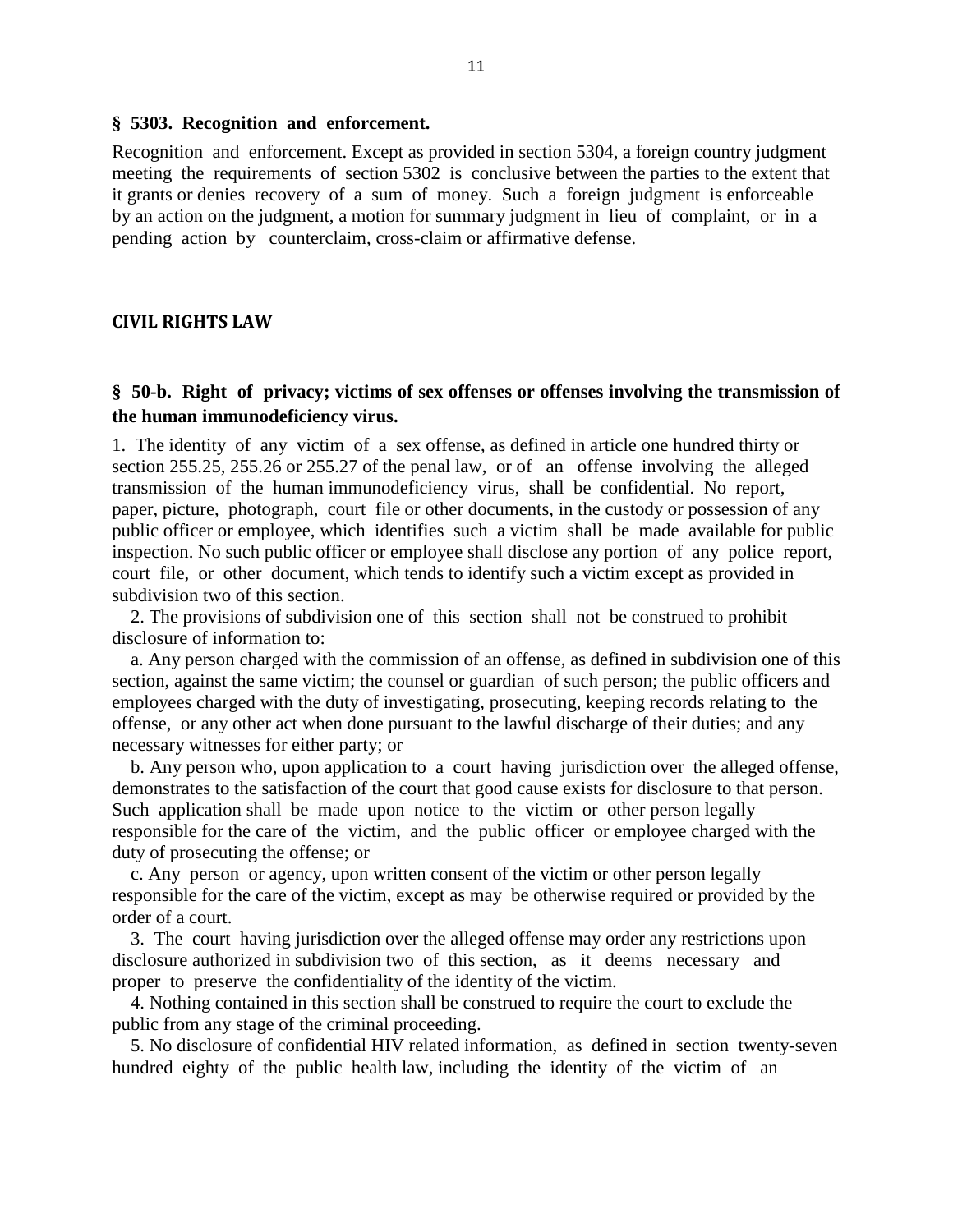### § 5303. Recognition and enforcement.

Recognition and enforcement. Except as provided in section 5304, a foreign country judgment meeting the requirements of section 5302 is conclusive between the parties to the extent that it grants or denies recovery of a sum of money. Such a foreign judgment is enforceable by an action on the judgment, a motion for summary judgment in lieu of complaint, or in a pending action by counterclaim, cross-claim or affirmative defense.

## CIVIL RIGHTS LAW

### § 50-b. Right of privacy; victims of sex offenses or offenses involving the transmission of the human immunodeficiency virus.

1. The identity of any victim of a sex offense, as defined in article one hundred thirty or section 255.25, 255.26 or 255.27 of the penal law, or of an offense involving the alleged transmission of the human immunodeficiency virus, shall be confidential. No report, paper, picture, photograph, court file or other documents, in the custody or possession of any public officer or employee, which identifies such a victim shall be made available for public inspection. No such public officer or employee shall disclose any portion of any police report, court file, or other document, which tends to identify such a victim except as provided in subdivision two of this section.

2. The provisions of subdivision one of this section shall not be construed to prohibit disclosure of information to:

a. Any person charged with the commission of an offense, as defined in subdivision one of this section, against the same victim; the counsel or guardian of such person; the public officers and employees charged with the duty of investigating, prosecuting, keeping records relating to the offense, or any other act when done pursuant to the lawful discharge of their duties; and any necessary witnesses for either party; or

b. Any person who, upon application to a court having jurisdiction over the alleged offense, demonstrates to the satisfaction of the court that good cause exists for disclosure to that person. Such application shall be made upon notice to the victim or other person legally responsible for the care of the victim, and the public officer or employee charged with the duty of prosecuting the offense; or

c. Any person or agency, upon written consent of the victim or other person legally responsible for the care of the victim, except as may be otherwise required or provided by the order of a court.

3. The court having jurisdiction over the alleged offense may order any restrictions upon disclosure authorized in subdivision two of this section, as it deems necessary and proper to preserve the confidentiality of the identity of the victim.

4. Nothing contained in this section shall be construed to require the court to exclude the public from any stage of the criminal proceeding.

5. No disclosure of confidential HIV related information, as defined in section twenty-seven hundred eighty of the public health law, including the identity of the victim of an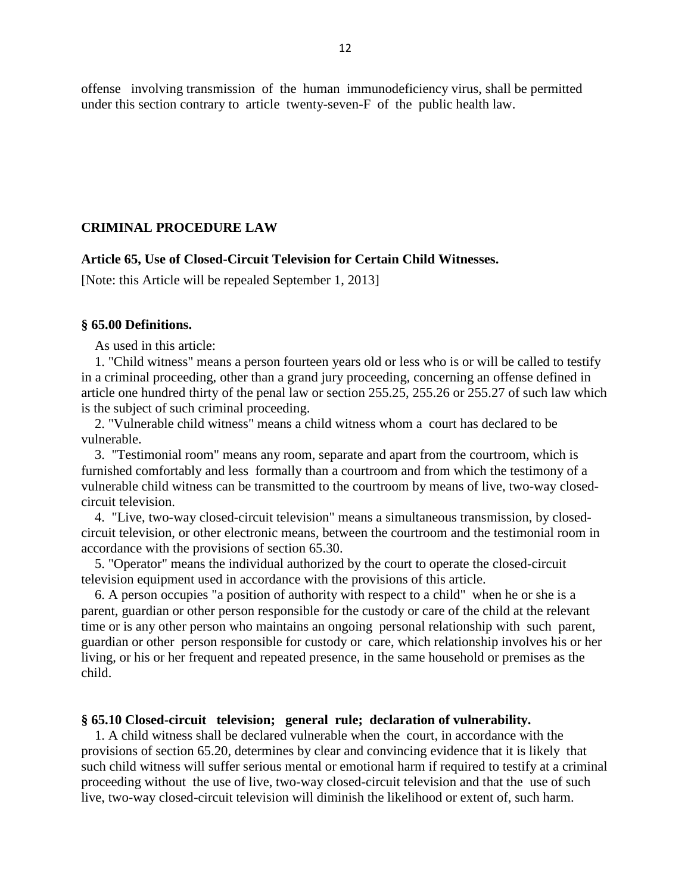offense involving transmission of the human immunodeficiency virus, shall be permitted under this section contrary to article twenty-seven-F of the public health law.

## CRIMINAL PROCEDURE LAW

### Article 65, Use of Closed-Circuit Television for Certain Child Witnesses.

[Note: this Article will be repealed September 1, 2013]

#### § 65.00 Definitions.

As used in this article:

1. "Child witness" means a person fourteen years old or less who is or will be called to testify in a criminal proceeding, other than a grand jury proceeding, concerning an offense defined in article one hundred thirty of the penal law or section 255.25, 255.26 or 255.27 of such law which is the subject of such criminal proceeding.

2. "Vulnerable child witness" means a child witness whom a court has declared to be vulnerable.

3. "Testimonial room" means any room, separate and apart from the courtroom, which is furnished comfortably and less formally than a courtroom and from which the testimony of a vulnerable child witness can be transmitted to the courtroom by means of live, two-way closed-circuit television.

4. "Live, two-way closed-circuit television" means a simultaneous transmission, by closed-circuit television, or other electronic means, between the courtroom and the testimonial room in accordance with the provisions of section 65.30.

5. "Operator" means the individual authorized by the court to operate the closed-circuit television equipment used in accordance with the provisions of this article.

6. A person occupies "a position of authority with respect to a child" when he or she is a parent, guardian or other person responsible for the custody or care of the child at the relevant time or is any other person who maintains an ongoing personal relationship with such parent, guardian or other person responsible for custody or care, which relationship involves his or her living, or his or her frequent and repeated presence, in the same household or premises as the child.

#### § 65.10 Closed-circuit television; general rule; declaration of vulnerability.

1. A child witness shall be declared vulnerable when the court, in accordance with the provisions of section 65.20, determines by clear and convincing evidence that it is likely that such child witness will suffer serious mental or emotional harm if required to testify at a criminal proceeding without the use of live, two-way closed-circuit television and that the use of such live, two-way closed-circuit television will diminish the likelihood or extent of, such harm.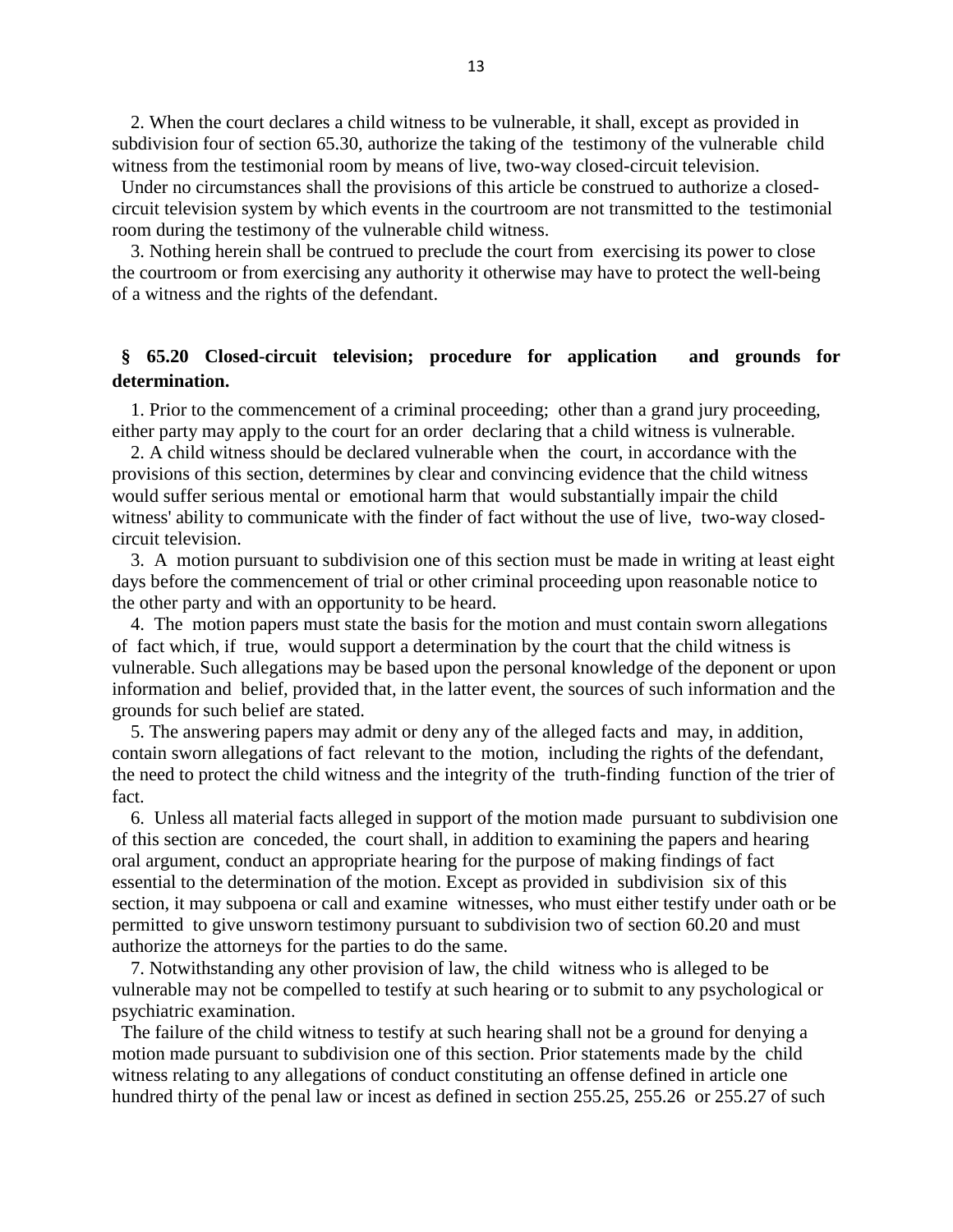2. When the court declares a child witness to be vulnerable, it shall, except as provided in subdivision four of section 65.30, authorize the taking of the testimony of the vulnerable child witness from the testimonial room by means of live, two-way closed-circuit television.

Under no circumstances shall the provisions of this article be construed to authorize a closed-circuit television system by which events in the courtroom are not transmitted to the testimonial room during the testimony of the vulnerable child witness.

3. Nothing herein shall be contrued to preclude the court from exercising its power to close the courtroom or from exercising any authority it otherwise may have to protect the well-being of a witness and the rights of the defendant.

## § 65.20 Closed-circuit television; procedure for application and grounds for determination.

1. Prior to the commencement of a criminal proceeding; other than a grand jury proceeding, either party may apply to the court for an order declaring that a child witness is vulnerable.

2. A child witness should be declared vulnerable when the court, in accordance with the provisions of this section, determines by clear and convincing evidence that the child witness would suffer serious mental or emotional harm that would substantially impair the child witness' ability to communicate with the finder of fact without the use of live, two-way closed-circuit television.

3. A motion pursuant to subdivision one of this section must be made in writing at least eight days before the commencement of trial or other criminal proceeding upon reasonable notice to the other party and with an opportunity to be heard.

4. The motion papers must state the basis for the motion and must contain sworn allegations of fact which, if true, would support a determination by the court that the child witness is vulnerable. Such allegations may be based upon the personal knowledge of the deponent or upon information and belief, provided that, in the latter event, the sources of such information and the grounds for such belief are stated.

5. The answering papers may admit or deny any of the alleged facts and may, in addition, contain sworn allegations of fact relevant to the motion, including the rights of the defendant, the need to protect the child witness and the integrity of the truth-finding function of the trier of fact.

6. Unless all material facts alleged in support of the motion made pursuant to subdivision one of this section are conceded, the court shall, in addition to examining the papers and hearing oral argument, conduct an appropriate hearing for the purpose of making findings of fact essential to the determination of the motion. Except as provided in subdivision six of this section, it may subpoena or call and examine witnesses, who must either testify under oath or be permitted to give unsworn testimony pursuant to subdivision two of section 60.20 and must authorize the attorneys for the parties to do the same.

7. Notwithstanding any other provision of law, the child witness who is alleged to be vulnerable may not be compelled to testify at such hearing or to submit to any psychological or psychiatric examination.

The failure of the child witness to testify at such hearing shall not be a ground for denying a motion made pursuant to subdivision one of this section. Prior statements made by the child witness relating to any allegations of conduct constituting an offense defined in article one hundred thirty of the penal law or incest as defined in section 255.25, 255.26 or 255.27 of such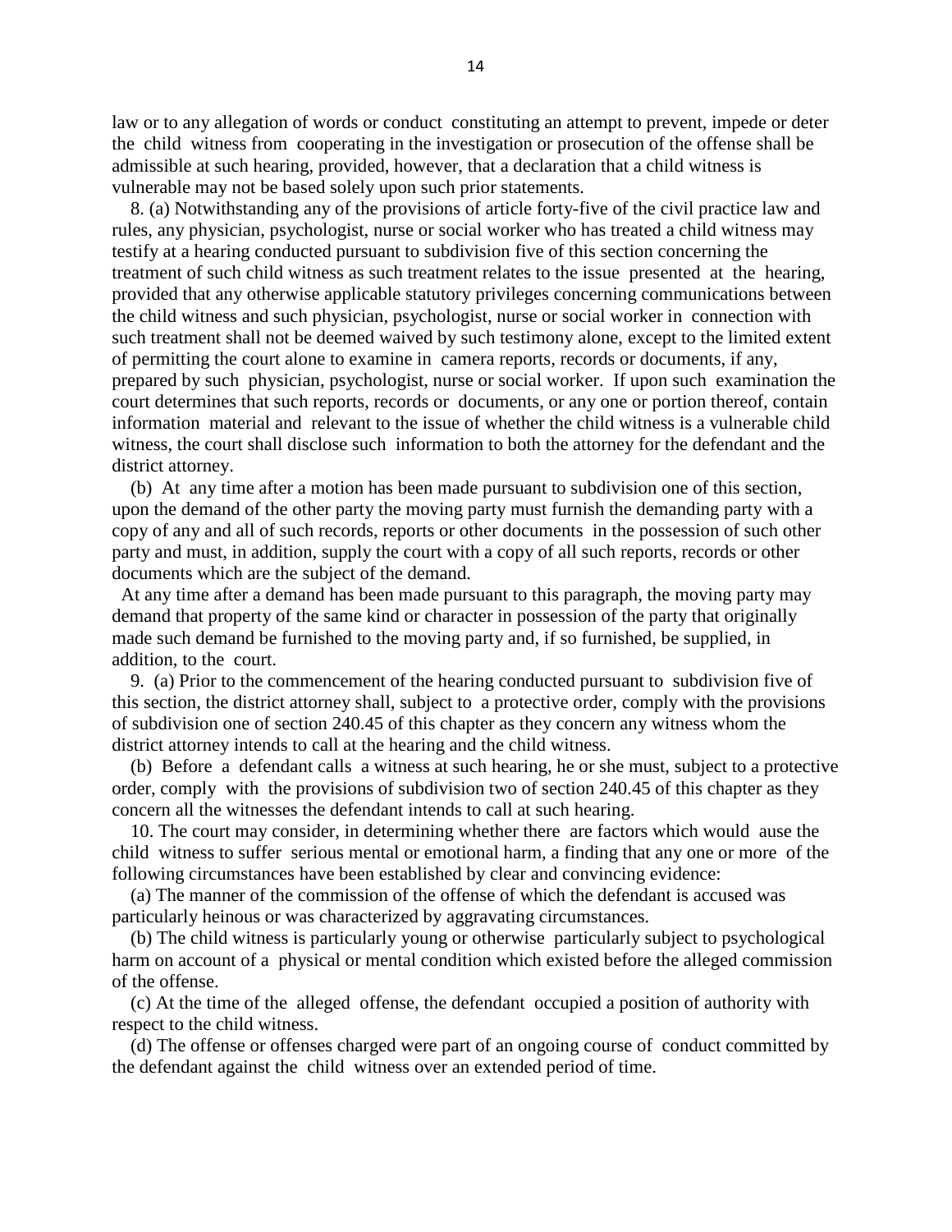law or to any allegation of words or conduct constituting an attempt to prevent, impede or deter the child witness from cooperating in the investigation or prosecution of the offense shall be admissible at such hearing, provided, however, that a declaration that a child witness is vulnerable may not be based solely upon such prior statements.

8. (a) Notwithstanding any of the provisions of article forty-five of the civil practice law and rules, any physician, psychologist, nurse or social worker who has treated a child witness may testify at a hearing conducted pursuant to subdivision five of this section concerning the treatment of such child witness as such treatment relates to the issue presented at the hearing, provided that any otherwise applicable statutory privileges concerning communications between the child witness and such physician, psychologist, nurse or social worker in connection with such treatment shall not be deemed waived by such testimony alone, except to the limited extent of permitting the court alone to examine in camera reports, records or documents, if any, prepared by such physician, psychologist, nurse or social worker. If upon such examination the court determines that such reports, records or documents, or any one or portion thereof, contain information material and relevant to the issue of whether the child witness is a vulnerable child witness, the court shall disclose such information to both the attorney for the defendant and the district attorney.

(b) At any time after a motion has been made pursuant to subdivision one of this section, upon the demand of the other party the moving party must furnish the demanding party with a copy of any and all of such records, reports or other documents in the possession of such other party and must, in addition, supply the court with a copy of all such reports, records or other documents which are the subject of the demand.

At any time after a demand has been made pursuant to this paragraph, the moving party may demand that property of the same kind or character in possession of the party that originally made such demand be furnished to the moving party and, if so furnished, be supplied, in addition, to the court.

9. (a) Prior to the commencement of the hearing conducted pursuant to subdivision five of this section, the district attorney shall, subject to a protective order, comply with the provisions of subdivision one of section 240.45 of this chapter as they concern any witness whom the district attorney intends to call at the hearing and the child witness.

(b) Before a defendant calls a witness at such hearing, he or she must, subject to a protective order, comply with the provisions of subdivision two of section 240.45 of this chapter as they concern all the witnesses the defendant intends to call at such hearing.

10. The court may consider, in determining whether there are factors which would ause the child witness to suffer serious mental or emotional harm, a finding that any one or more of the following circumstances have been established by clear and convincing evidence:

(a) The manner of the commission of the offense of which the defendant is accused was particularly heinous or was characterized by aggravating circumstances.

(b) The child witness is particularly young or otherwise particularly subject to psychological harm on account of a physical or mental condition which existed before the alleged commission of the offense.

(c) At the time of the alleged offense, the defendant occupied a position of authority with respect to the child witness.

(d) The offense or offenses charged were part of an ongoing course of conduct committed by the defendant against the child witness over an extended period of time.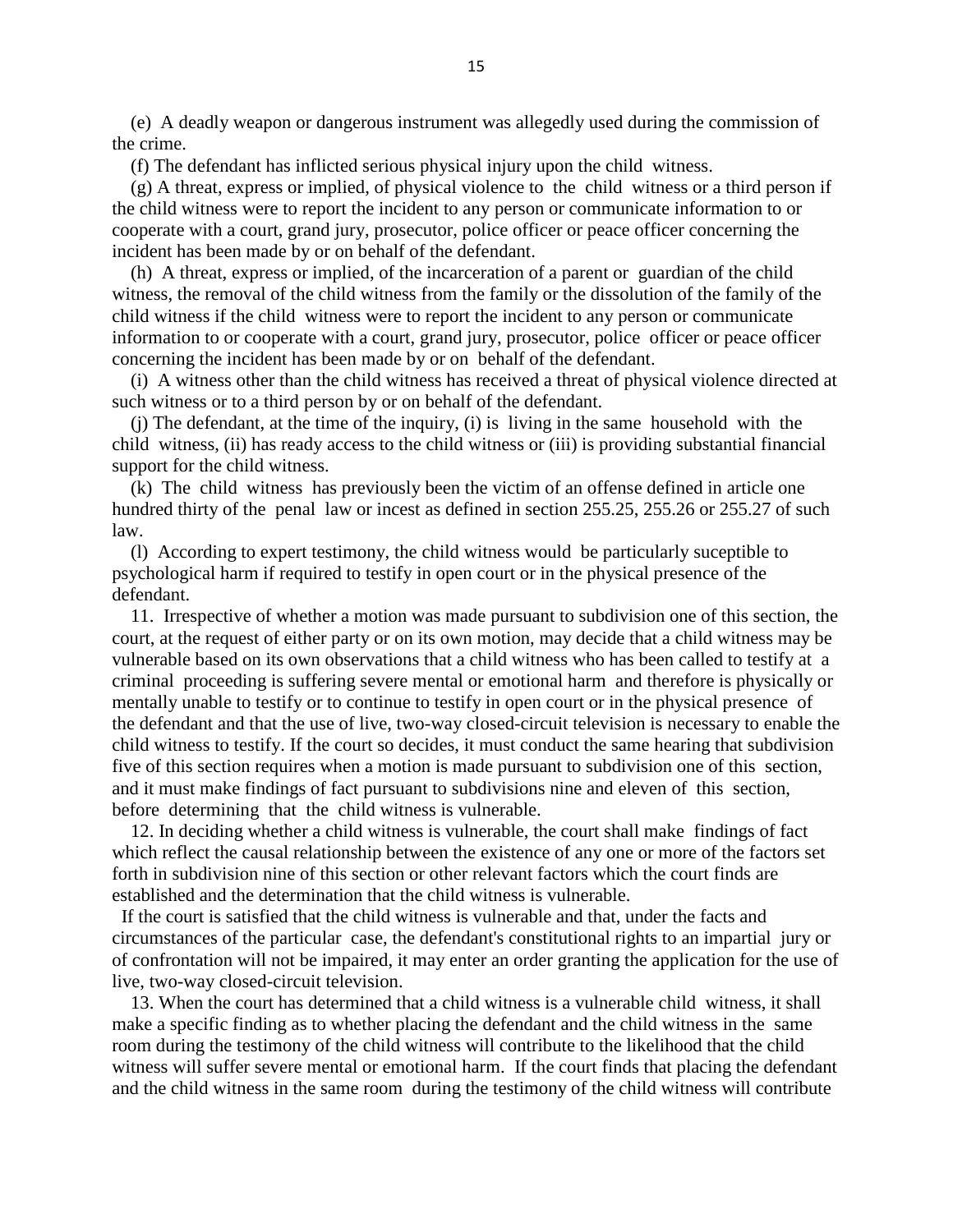(e) A deadly weapon or dangerous instrument was allegedly used during the commission of the crime.

(f) The defendant has inflicted serious physical injury upon the child witness.

(g) A threat, express or implied, of physical violence to the child witness or a third person if the child witness were to report the incident to any person or communicate information to or cooperate with a court, grand jury, prosecutor, police officer or peace officer concerning the incident has been made by or on behalf of the defendant.

(h) A threat, express or implied, of the incarceration of a parent or guardian of the child witness, the removal of the child witness from the family or the dissolution of the family of the child witness if the child witness were to report the incident to any person or communicate information to or cooperate with a court, grand jury, prosecutor, police officer or peace officer concerning the incident has been made by or on behalf of the defendant.

(i) A witness other than the child witness has received a threat of physical violence directed at such witness or to a third person by or on behalf of the defendant.

(j) The defendant, at the time of the inquiry, (i) is living in the same household with the child witness, (ii) has ready access to the child witness or (iii) is providing substantial financial support for the child witness.

(k) The child witness has previously been the victim of an offense defined in article one hundred thirty of the penal law or incest as defined in section 255.25, 255.26 or 255.27 of such law.

(l) According to expert testimony, the child witness would be particularly suceptible to psychological harm if required to testify in open court or in the physical presence of the defendant.

11. Irrespective of whether a motion was made pursuant to subdivision one of this section, the court, at the request of either party or on its own motion, may decide that a child witness may be vulnerable based on its own observations that a child witness who has been called to testify at a criminal proceeding is suffering severe mental or emotional harm and therefore is physically or mentally unable to testify or to continue to testify in open court or in the physical presence of the defendant and that the use of live, two-way closed-circuit television is necessary to enable the child witness to testify. If the court so decides, it must conduct the same hearing that subdivision five of this section requires when a motion is made pursuant to subdivision one of this section, and it must make findings of fact pursuant to subdivisions nine and eleven of this section, before determining that the child witness is vulnerable.

12. In deciding whether a child witness is vulnerable, the court shall make findings of fact which reflect the causal relationship between the existence of any one or more of the factors set forth in subdivision nine of this section or other relevant factors which the court finds are established and the determination that the child witness is vulnerable.

If the court is satisfied that the child witness is vulnerable and that, under the facts and circumstances of the particular case, the defendant's constitutional rights to an impartial jury or of confrontation will not be impaired, it may enter an order granting the application for the use of live, two-way closed-circuit television.

13. When the court has determined that a child witness is a vulnerable child witness, it shall make a specific finding as to whether placing the defendant and the child witness in the same room during the testimony of the child witness will contribute to the likelihood that the child witness will suffer severe mental or emotional harm. If the court finds that placing the defendant and the child witness in the same room during the testimony of the child witness will contribute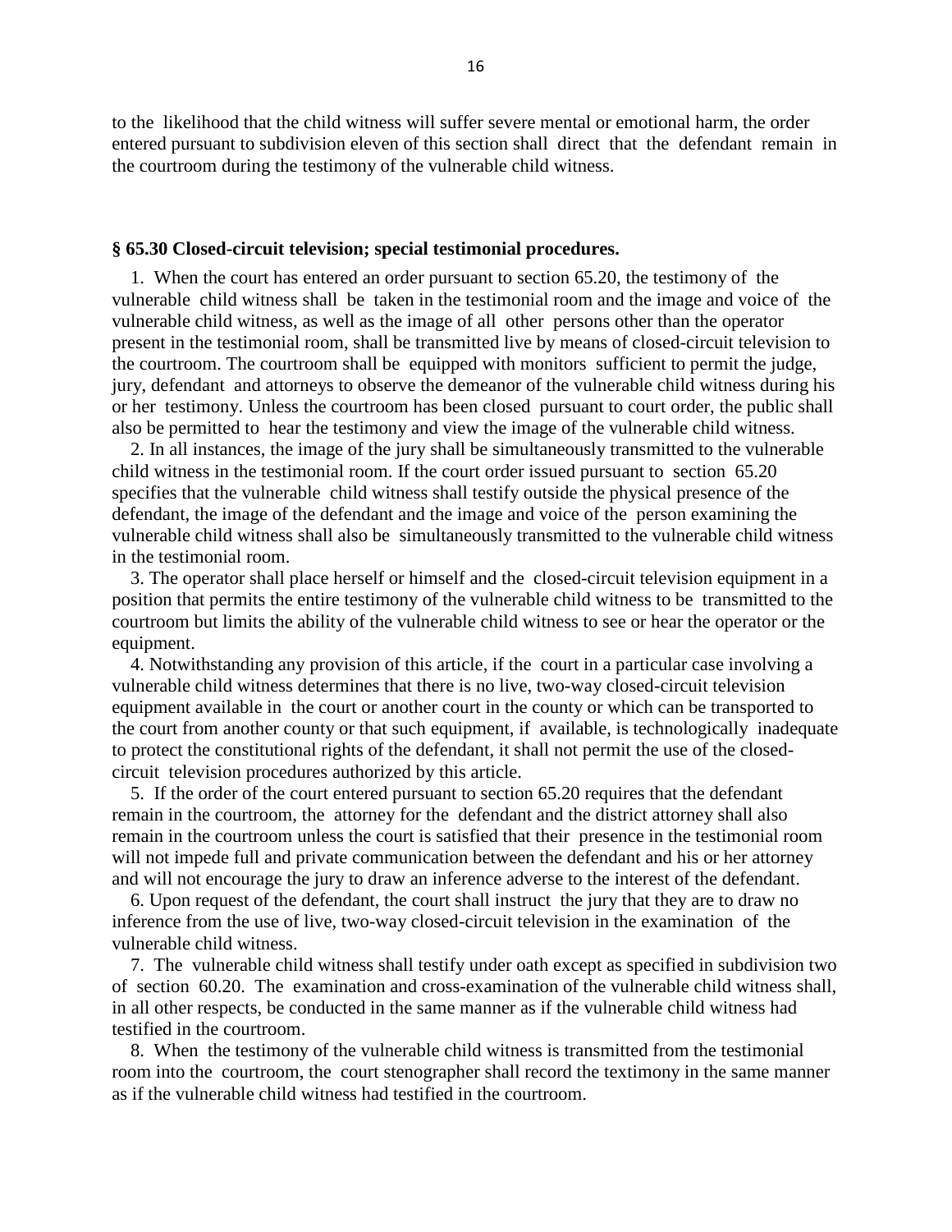to the likelihood that the child witness will suffer severe mental or emotional harm, the order entered pursuant to subdivision eleven of this section shall direct that the defendant remain in the courtroom during the testimony of the vulnerable child witness.

**§ 65.30 Closed-circuit television; special testimonial procedures.**

1. When the court has entered an order pursuant to section 65.20, the testimony of the vulnerable child witness shall be taken in the testimonial room and the image and voice of the vulnerable child witness, as well as the image of all other persons other than the operator present in the testimonial room, shall be transmitted live by means of closed-circuit television to the courtroom. The courtroom shall be equipped with monitors sufficient to permit the judge, jury, defendant and attorneys to observe the demeanor of the vulnerable child witness during his or her testimony. Unless the courtroom has been closed pursuant to court order, the public shall also be permitted to hear the testimony and view the image of the vulnerable child witness.

2. In all instances, the image of the jury shall be simultaneously transmitted to the vulnerable child witness in the testimonial room. If the court order issued pursuant to section 65.20 specifies that the vulnerable child witness shall testify outside the physical presence of the defendant, the image of the defendant and the image and voice of the person examining the vulnerable child witness shall also be simultaneously transmitted to the vulnerable child witness in the testimonial room.

3. The operator shall place herself or himself and the closed-circuit television equipment in a position that permits the entire testimony of the vulnerable child witness to be transmitted to the courtroom but limits the ability of the vulnerable child witness to see or hear the operator or the equipment.

4. Notwithstanding any provision of this article, if the court in a particular case involving a vulnerable child witness determines that there is no live, two-way closed-circuit television equipment available in the court or another court in the county or which can be transported to the court from another county or that such equipment, if available, is technologically inadequate to protect the constitutional rights of the defendant, it shall not permit the use of the closed-circuit television procedures authorized by this article.

5. If the order of the court entered pursuant to section 65.20 requires that the defendant remain in the courtroom, the attorney for the defendant and the district attorney shall also remain in the courtroom unless the court is satisfied that their presence in the testimonial room will not impede full and private communication between the defendant and his or her attorney and will not encourage the jury to draw an inference adverse to the interest of the defendant.

6. Upon request of the defendant, the court shall instruct the jury that they are to draw no inference from the use of live, two-way closed-circuit television in the examination of the vulnerable child witness.

7. The vulnerable child witness shall testify under oath except as specified in subdivision two of section 60.20. The examination and cross-examination of the vulnerable child witness shall, in all other respects, be conducted in the same manner as if the vulnerable child witness had testified in the courtroom.

8. When the testimony of the vulnerable child witness is transmitted from the testimonial room into the courtroom, the court stenographer shall record the textimony in the same manner as if the vulnerable child witness had testified in the courtroom.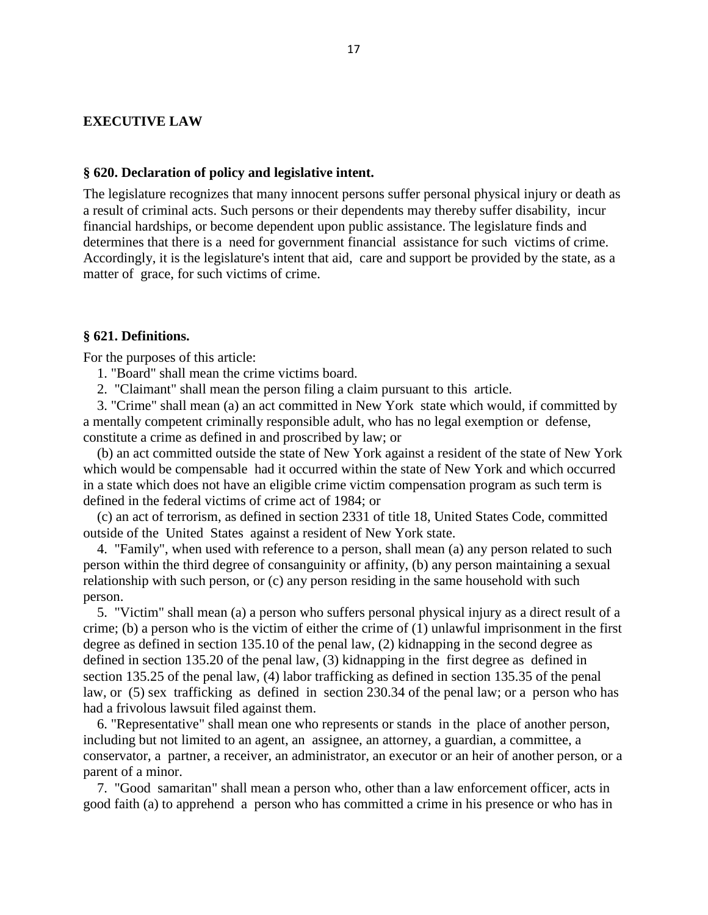**EXECUTIVE LAW**

**§ 620. Declaration of policy and legislative intent.**

The legislature recognizes that many innocent persons suffer personal physical injury or death as a result of criminal acts. Such persons or their dependents may thereby suffer disability, incur financial hardships, or become dependent upon public assistance. The legislature finds and determines that there is a need for government financial assistance for such victims of crime. Accordingly, it is the legislature's intent that aid, care and support be provided by the state, as a matter of grace, for such victims of crime.

**§ 621. Definitions.**

For the purposes of this article:

1. "Board" shall mean the crime victims board.

2. "Claimant" shall mean the person filing a claim pursuant to this article.

3. "Crime" shall mean (a) an act committed in New York state which would, if committed by a mentally competent criminally responsible adult, who has no legal exemption or defense, constitute a crime as defined in and proscribed by law; or

(b) an act committed outside the state of New York against a resident of the state of New York which would be compensable had it occurred within the state of New York and which occurred in a state which does not have an eligible crime victim compensation program as such term is defined in the federal victims of crime act of 1984; or

(c) an act of terrorism, as defined in section 2331 of title 18, United States Code, committed outside of the United States against a resident of New York state.

4. "Family", when used with reference to a person, shall mean (a) any person related to such person within the third degree of consanguinity or affinity, (b) any person maintaining a sexual relationship with such person, or (c) any person residing in the same household with such person.

5. "Victim" shall mean (a) a person who suffers personal physical injury as a direct result of a crime; (b) a person who is the victim of either the crime of (1) unlawful imprisonment in the first degree as defined in section 135.10 of the penal law, (2) kidnapping in the second degree as defined in section 135.20 of the penal law, (3) kidnapping in the first degree as defined in section 135.25 of the penal law, (4) labor trafficking as defined in section 135.35 of the penal law, or (5) sex trafficking as defined in section 230.34 of the penal law; or a person who has had a frivolous lawsuit filed against them.

6. "Representative" shall mean one who represents or stands in the place of another person, including but not limited to an agent, an assignee, an attorney, a guardian, a committee, a conservator, a partner, a receiver, an administrator, an executor or an heir of another person, or a parent of a minor.

7. "Good samaritan" shall mean a person who, other than a law enforcement officer, acts in good faith (a) to apprehend a person who has committed a crime in his presence or who has in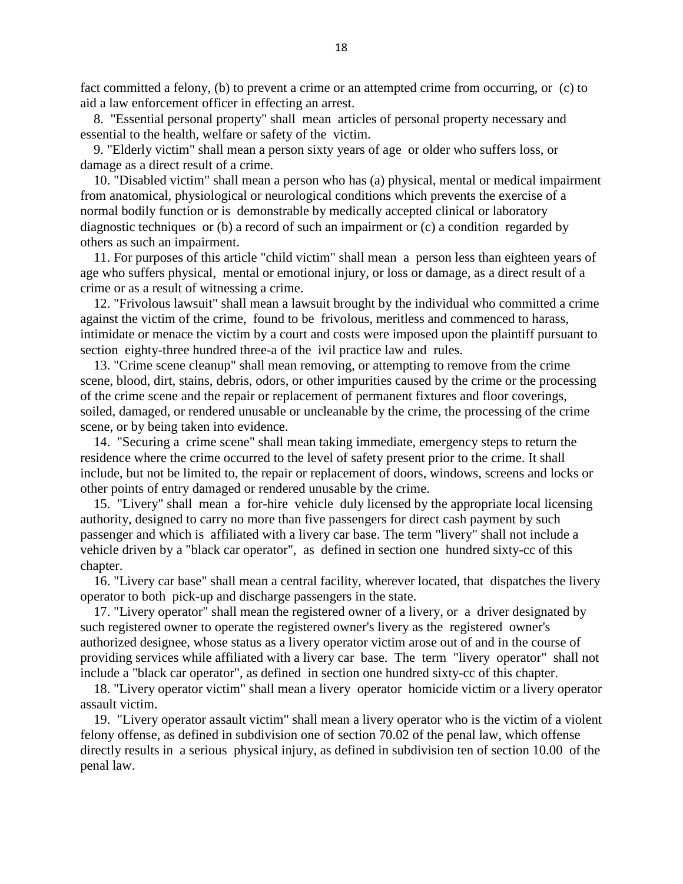fact committed a felony, (b) to prevent a crime or an attempted crime from occurring, or (c) to aid a law enforcement officer in effecting an arrest.

8. "Essential personal property" shall mean articles of personal property necessary and essential to the health, welfare or safety of the victim.

9. "Elderly victim" shall mean a person sixty years of age or older who suffers loss, or damage as a direct result of a crime.

10. "Disabled victim" shall mean a person who has (a) physical, mental or medical impairment from anatomical, physiological or neurological conditions which prevents the exercise of a normal bodily function or is demonstrable by medically accepted clinical or laboratory diagnostic techniques or (b) a record of such an impairment or (c) a condition regarded by others as such an impairment.

11. For purposes of this article "child victim" shall mean a person less than eighteen years of age who suffers physical, mental or emotional injury, or loss or damage, as a direct result of a crime or as a result of witnessing a crime.

12. "Frivolous lawsuit" shall mean a lawsuit brought by the individual who committed a crime against the victim of the crime, found to be frivolous, meritless and commenced to harass, intimidate or menace the victim by a court and costs were imposed upon the plaintiff pursuant to section eighty-three hundred three-a of the ivil practice law and rules.

13. "Crime scene cleanup" shall mean removing, or attempting to remove from the crime scene, blood, dirt, stains, debris, odors, or other impurities caused by the crime or the processing of the crime scene and the repair or replacement of permanent fixtures and floor coverings, soiled, damaged, or rendered unusable or uncleanable by the crime, the processing of the crime scene, or by being taken into evidence.

14. "Securing a crime scene" shall mean taking immediate, emergency steps to return the residence where the crime occurred to the level of safety present prior to the crime. It shall include, but not be limited to, the repair or replacement of doors, windows, screens and locks or other points of entry damaged or rendered unusable by the crime.

15. "Livery" shall mean a for-hire vehicle duly licensed by the appropriate local licensing authority, designed to carry no more than five passengers for direct cash payment by such passenger and which is affiliated with a livery car base. The term "livery" shall not include a vehicle driven by a "black car operator", as defined in section one hundred sixty-cc of this chapter.

16. "Livery car base" shall mean a central facility, wherever located, that dispatches the livery operator to both pick-up and discharge passengers in the state.

17. "Livery operator" shall mean the registered owner of a livery, or a driver designated by such registered owner to operate the registered owner's livery as the registered owner's authorized designee, whose status as a livery operator victim arose out of and in the course of providing services while affiliated with a livery car base. The term "livery operator" shall not include a "black car operator", as defined in section one hundred sixty-cc of this chapter.

18. "Livery operator victim" shall mean a livery operator homicide victim or a livery operator assault victim.

19. "Livery operator assault victim" shall mean a livery operator who is the victim of a violent felony offense, as defined in subdivision one of section 70.02 of the penal law, which offense directly results in a serious physical injury, as defined in subdivision ten of section 10.00 of the penal law.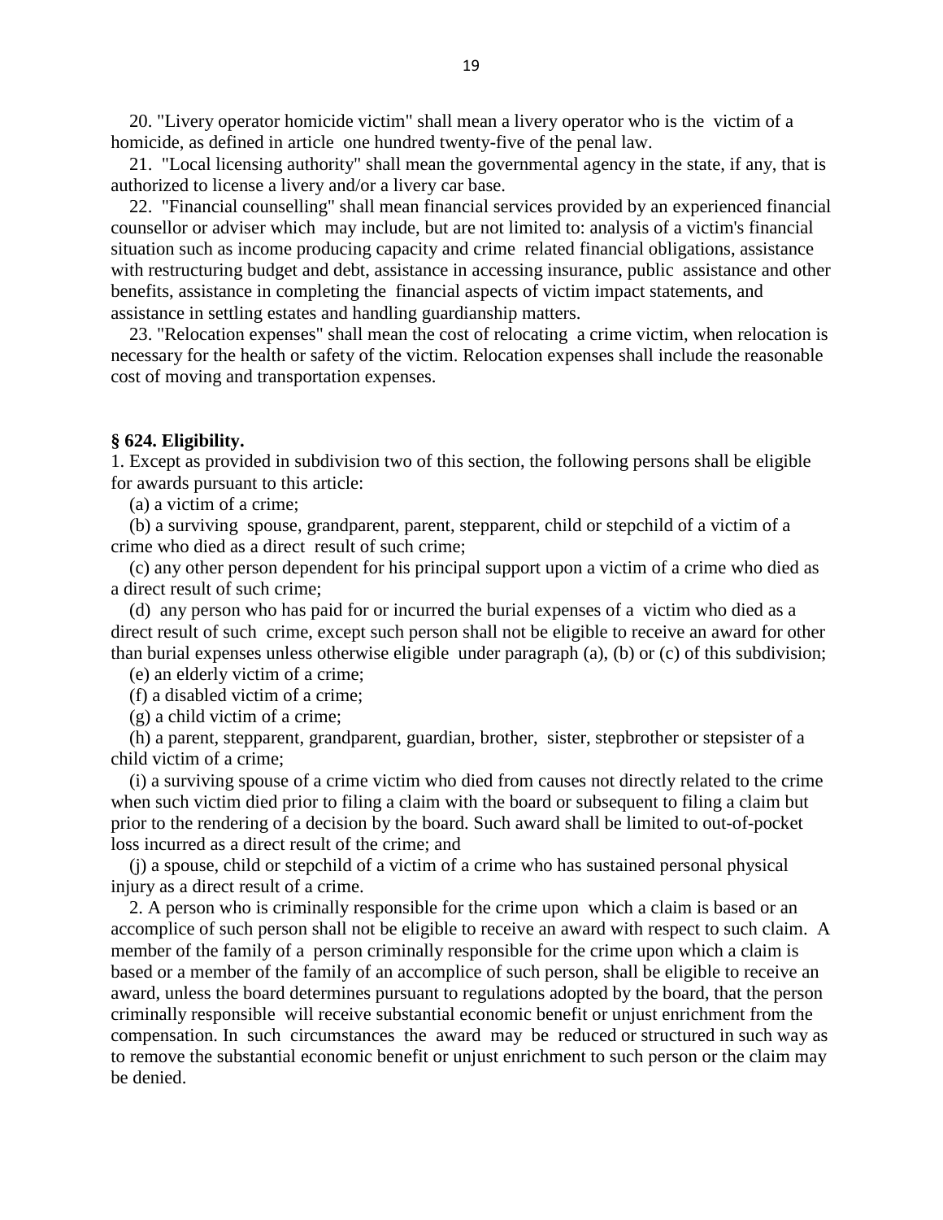20. "Livery operator homicide victim" shall mean a livery operator who is the victim of a homicide, as defined in article one hundred twenty-five of the penal law.

21. "Local licensing authority" shall mean the governmental agency in the state, if any, that is authorized to license a livery and/or a livery car base.

22. "Financial counselling" shall mean financial services provided by an experienced financial counsellor or adviser which may include, but are not limited to: analysis of a victim's financial situation such as income producing capacity and crime related financial obligations, assistance with restructuring budget and debt, assistance in accessing insurance, public assistance and other benefits, assistance in completing the financial aspects of victim impact statements, and assistance in settling estates and handling guardianship matters.

23. "Relocation expenses" shall mean the cost of relocating a crime victim, when relocation is necessary for the health or safety of the victim. Relocation expenses shall include the reasonable cost of moving and transportation expenses.

**§ 624. Eligibility.**

1. Except as provided in subdivision two of this section, the following persons shall be eligible for awards pursuant to this article:

(a) a victim of a crime;

(b) a surviving spouse, grandparent, parent, stepparent, child or stepchild of a victim of a crime who died as a direct result of such crime;

(c) any other person dependent for his principal support upon a victim of a crime who died as a direct result of such crime;

(d) any person who has paid for or incurred the burial expenses of a victim who died as a direct result of such crime, except such person shall not be eligible to receive an award for other than burial expenses unless otherwise eligible under paragraph (a), (b) or (c) of this subdivision;

(e) an elderly victim of a crime;

(f) a disabled victim of a crime;

(g) a child victim of a crime;

(h) a parent, stepparent, grandparent, guardian, brother, sister, stepbrother or stepsister of a child victim of a crime;

(i) a surviving spouse of a crime victim who died from causes not directly related to the crime when such victim died prior to filing a claim with the board or subsequent to filing a claim but prior to the rendering of a decision by the board. Such award shall be limited to out-of-pocket loss incurred as a direct result of the crime; and

(j) a spouse, child or stepchild of a victim of a crime who has sustained personal physical injury as a direct result of a crime.

2. A person who is criminally responsible for the crime upon which a claim is based or an accomplice of such person shall not be eligible to receive an award with respect to such claim. A member of the family of a person criminally responsible for the crime upon which a claim is based or a member of the family of an accomplice of such person, shall be eligible to receive an award, unless the board determines pursuant to regulations adopted by the board, that the person criminally responsible will receive substantial economic benefit or unjust enrichment from the compensation. In such circumstances the award may be reduced or structured in such way as to remove the substantial economic benefit or unjust enrichment to such person or the claim may be denied.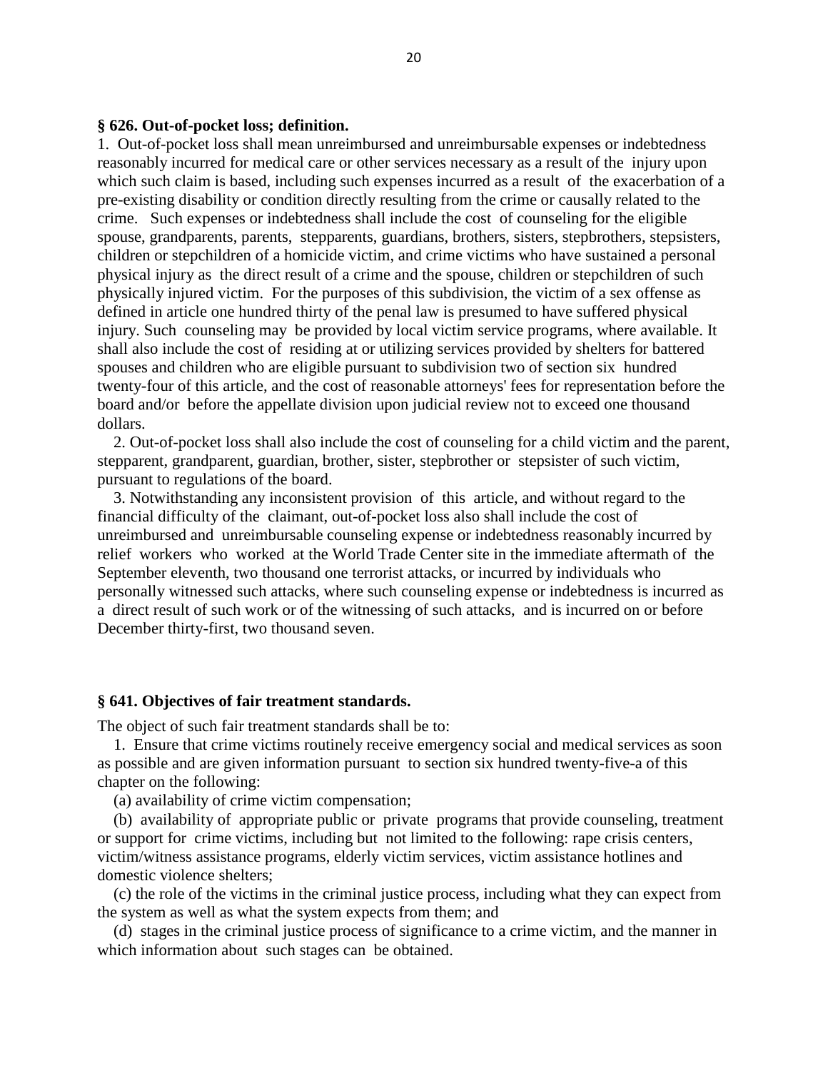**§ 626. Out-of-pocket loss; definition.**

1. Out-of-pocket loss shall mean unreimbursed and unreimbursable expenses or indebtedness reasonably incurred for medical care or other services necessary as a result of the injury upon which such claim is based, including such expenses incurred as a result of the exacerbation of a pre-existing disability or condition directly resulting from the crime or causally related to the crime. Such expenses or indebtedness shall include the cost of counseling for the eligible spouse, grandparents, parents, stepparents, guardians, brothers, sisters, stepbrothers, stepsisters, children or stepchildren of a homicide victim, and crime victims who have sustained a personal physical injury as the direct result of a crime and the spouse, children or stepchildren of such physically injured victim. For the purposes of this subdivision, the victim of a sex offense as defined in article one hundred thirty of the penal law is presumed to have suffered physical injury. Such counseling may be provided by local victim service programs, where available. It shall also include the cost of residing at or utilizing services provided by shelters for battered spouses and children who are eligible pursuant to subdivision two of section six hundred twenty-four of this article, and the cost of reasonable attorneys' fees for representation before the board and/or before the appellate division upon judicial review not to exceed one thousand dollars.

2. Out-of-pocket loss shall also include the cost of counseling for a child victim and the parent, stepparent, grandparent, guardian, brother, sister, stepbrother or stepsister of such victim, pursuant to regulations of the board.

3. Notwithstanding any inconsistent provision of this article, and without regard to the financial difficulty of the claimant, out-of-pocket loss also shall include the cost of unreimbursed and unreimbursable counseling expense or indebtedness reasonably incurred by relief workers who worked at the World Trade Center site in the immediate aftermath of the September eleventh, two thousand one terrorist attacks, or incurred by individuals who personally witnessed such attacks, where such counseling expense or indebtedness is incurred as a direct result of such work or of the witnessing of such attacks, and is incurred on or before December thirty-first, two thousand seven.

**§ 641. Objectives of fair treatment standards.**

The object of such fair treatment standards shall be to:

1. Ensure that crime victims routinely receive emergency social and medical services as soon as possible and are given information pursuant to section six hundred twenty-five-a of this chapter on the following:

(a) availability of crime victim compensation;

(b) availability of appropriate public or private programs that provide counseling, treatment or support for crime victims, including but not limited to the following: rape crisis centers, victim/witness assistance programs, elderly victim services, victim assistance hotlines and domestic violence shelters;

(c) the role of the victims in the criminal justice process, including what they can expect from the system as well as what the system expects from them; and

(d) stages in the criminal justice process of significance to a crime victim, and the manner in which information about such stages can be obtained.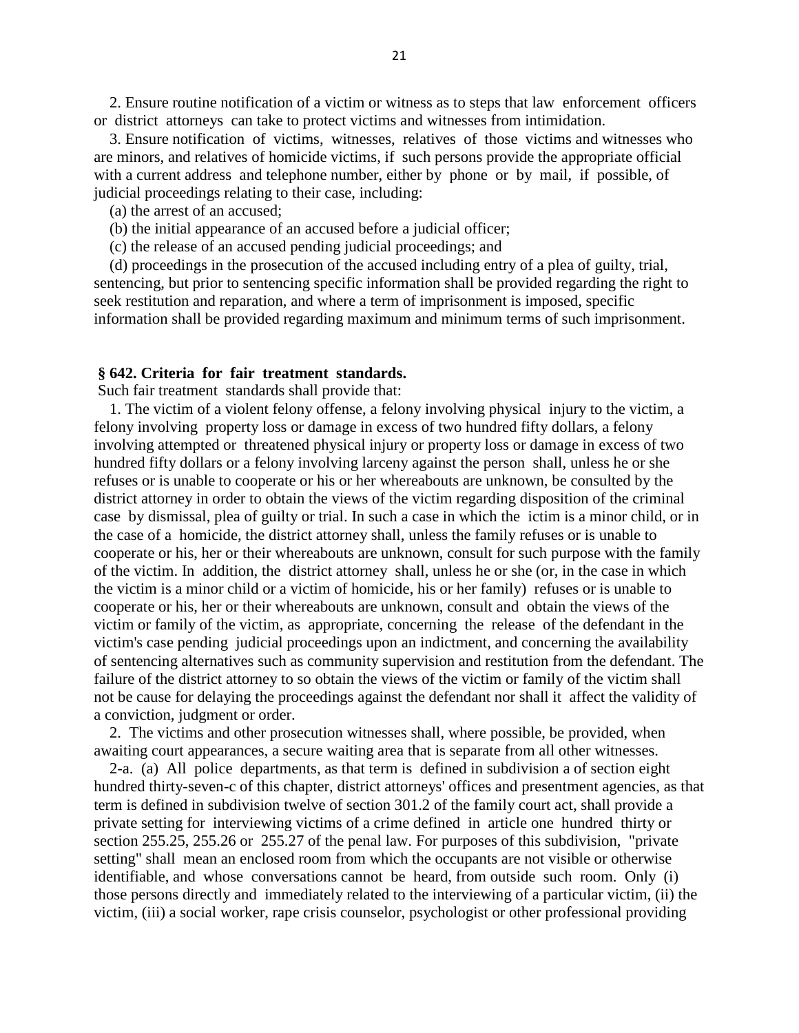2. Ensure routine notification of a victim or witness as to steps that law enforcement officers or district attorneys can take to protect victims and witnesses from intimidation.

3. Ensure notification of victims, witnesses, relatives of those victims and witnesses who are minors, and relatives of homicide victims, if such persons provide the appropriate official with a current address and telephone number, either by phone or by mail, if possible, of judicial proceedings relating to their case, including:

(a) the arrest of an accused;

(b) the initial appearance of an accused before a judicial officer;

(c) the release of an accused pending judicial proceedings; and

(d) proceedings in the prosecution of the accused including entry of a plea of guilty, trial, sentencing, but prior to sentencing specific information shall be provided regarding the right to seek restitution and reparation, and where a term of imprisonment is imposed, specific information shall be provided regarding maximum and minimum terms of such imprisonment.

**§ 642. Criteria for fair treatment standards.**

Such fair treatment standards shall provide that:

1. The victim of a violent felony offense, a felony involving physical injury to the victim, a felony involving property loss or damage in excess of two hundred fifty dollars, a felony involving attempted or threatened physical injury or property loss or damage in excess of two hundred fifty dollars or a felony involving larceny against the person shall, unless he or she refuses or is unable to cooperate or his or her whereabouts are unknown, be consulted by the district attorney in order to obtain the views of the victim regarding disposition of the criminal case by dismissal, plea of guilty or trial. In such a case in which the ictim is a minor child, or in the case of a homicide, the district attorney shall, unless the family refuses or is unable to cooperate or his, her or their whereabouts are unknown, consult for such purpose with the family of the victim. In addition, the district attorney shall, unless he or she (or, in the case in which the victim is a minor child or a victim of homicide, his or her family) refuses or is unable to cooperate or his, her or their whereabouts are unknown, consult and obtain the views of the victim or family of the victim, as appropriate, concerning the release of the defendant in the victim's case pending judicial proceedings upon an indictment, and concerning the availability of sentencing alternatives such as community supervision and restitution from the defendant. The failure of the district attorney to so obtain the views of the victim or family of the victim shall not be cause for delaying the proceedings against the defendant nor shall it affect the validity of a conviction, judgment or order.

2. The victims and other prosecution witnesses shall, where possible, be provided, when awaiting court appearances, a secure waiting area that is separate from all other witnesses.

2-a. (a) All police departments, as that term is defined in subdivision a of section eight hundred thirty-seven-c of this chapter, district attorneys' offices and presentment agencies, as that term is defined in subdivision twelve of section 301.2 of the family court act, shall provide a private setting for interviewing victims of a crime defined in article one hundred thirty or section 255.25, 255.26 or 255.27 of the penal law. For purposes of this subdivision, "private setting" shall mean an enclosed room from which the occupants are not visible or otherwise identifiable, and whose conversations cannot be heard, from outside such room. Only (i) those persons directly and immediately related to the interviewing of a particular victim, (ii) the victim, (iii) a social worker, rape crisis counselor, psychologist or other professional providing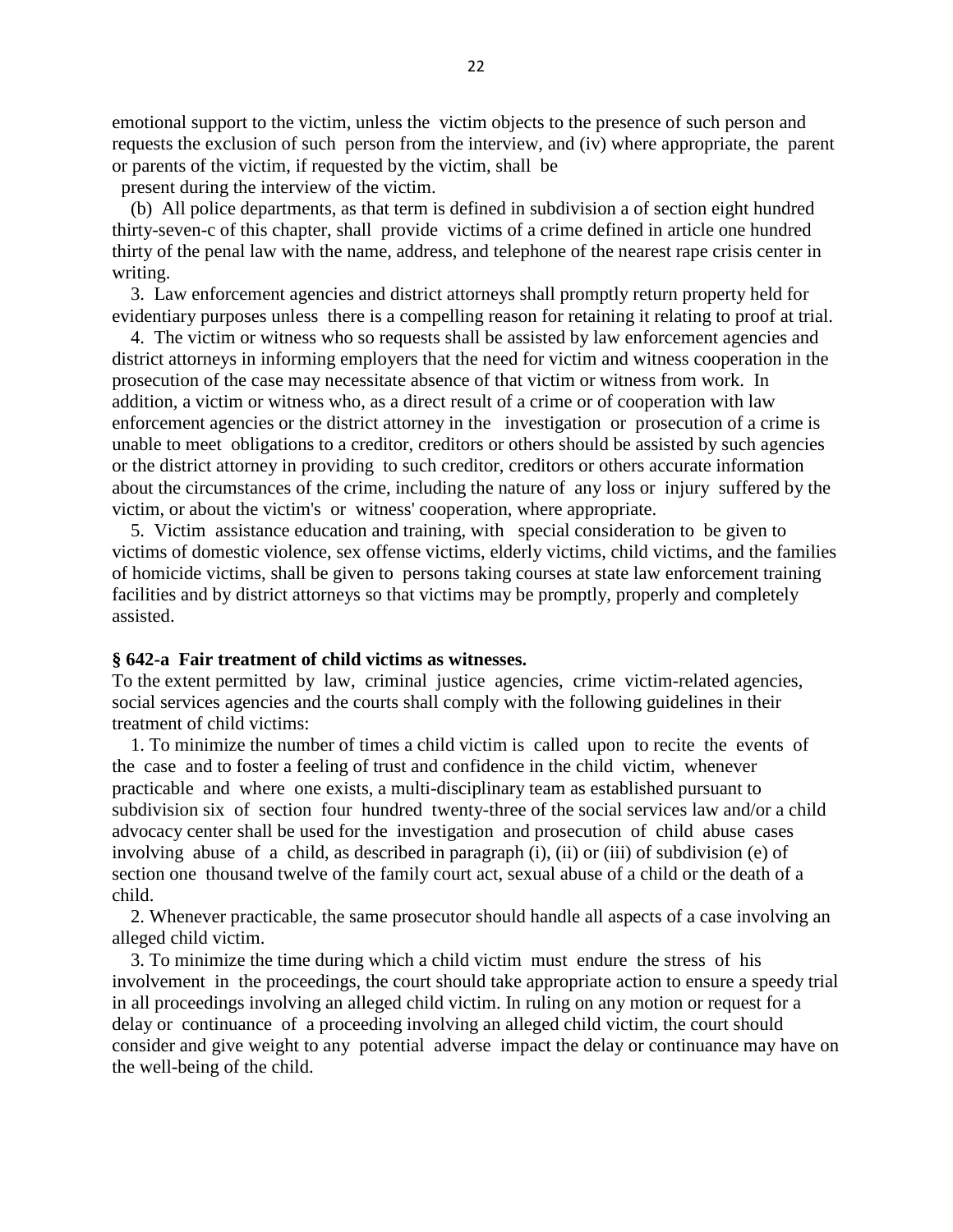emotional support to the victim, unless the victim objects to the presence of such person and requests the exclusion of such person from the interview, and (iv) where appropriate, the parent or parents of the victim, if requested by the victim, shall be present during the interview of the victim.

(b) All police departments, as that term is defined in subdivision a of section eight hundred thirty-seven-c of this chapter, shall provide victims of a crime defined in article one hundred thirty of the penal law with the name, address, and telephone of the nearest rape crisis center in writing.

3. Law enforcement agencies and district attorneys shall promptly return property held for evidentiary purposes unless there is a compelling reason for retaining it relating to proof at trial.

4. The victim or witness who so requests shall be assisted by law enforcement agencies and district attorneys in informing employers that the need for victim and witness cooperation in the prosecution of the case may necessitate absence of that victim or witness from work. In addition, a victim or witness who, as a direct result of a crime or of cooperation with law enforcement agencies or the district attorney in the investigation or prosecution of a crime is unable to meet obligations to a creditor, creditors or others should be assisted by such agencies or the district attorney in providing to such creditor, creditors or others accurate information about the circumstances of the crime, including the nature of any loss or injury suffered by the victim, or about the victim's or witness' cooperation, where appropriate.

5. Victim assistance education and training, with special consideration to be given to victims of domestic violence, sex offense victims, elderly victims, child victims, and the families of homicide victims, shall be given to persons taking courses at state law enforcement training facilities and by district attorneys so that victims may be promptly, properly and completely assisted.

**§ 642-a Fair treatment of child victims as witnesses.**

To the extent permitted by law, criminal justice agencies, crime victim-related agencies, social services agencies and the courts shall comply with the following guidelines in their treatment of child victims:

1. To minimize the number of times a child victim is called upon to recite the events of the case and to foster a feeling of trust and confidence in the child victim, whenever practicable and where one exists, a multi-disciplinary team as established pursuant to subdivision six of section four hundred twenty-three of the social services law and/or a child advocacy center shall be used for the investigation and prosecution of child abuse cases involving abuse of a child, as described in paragraph (i), (ii) or (iii) of subdivision (e) of section one thousand twelve of the family court act, sexual abuse of a child or the death of a child.

2. Whenever practicable, the same prosecutor should handle all aspects of a case involving an alleged child victim.

3. To minimize the time during which a child victim must endure the stress of his involvement in the proceedings, the court should take appropriate action to ensure a speedy trial in all proceedings involving an alleged child victim. In ruling on any motion or request for a delay or continuance of a proceeding involving an alleged child victim, the court should consider and give weight to any potential adverse impact the delay or continuance may have on the well-being of the child.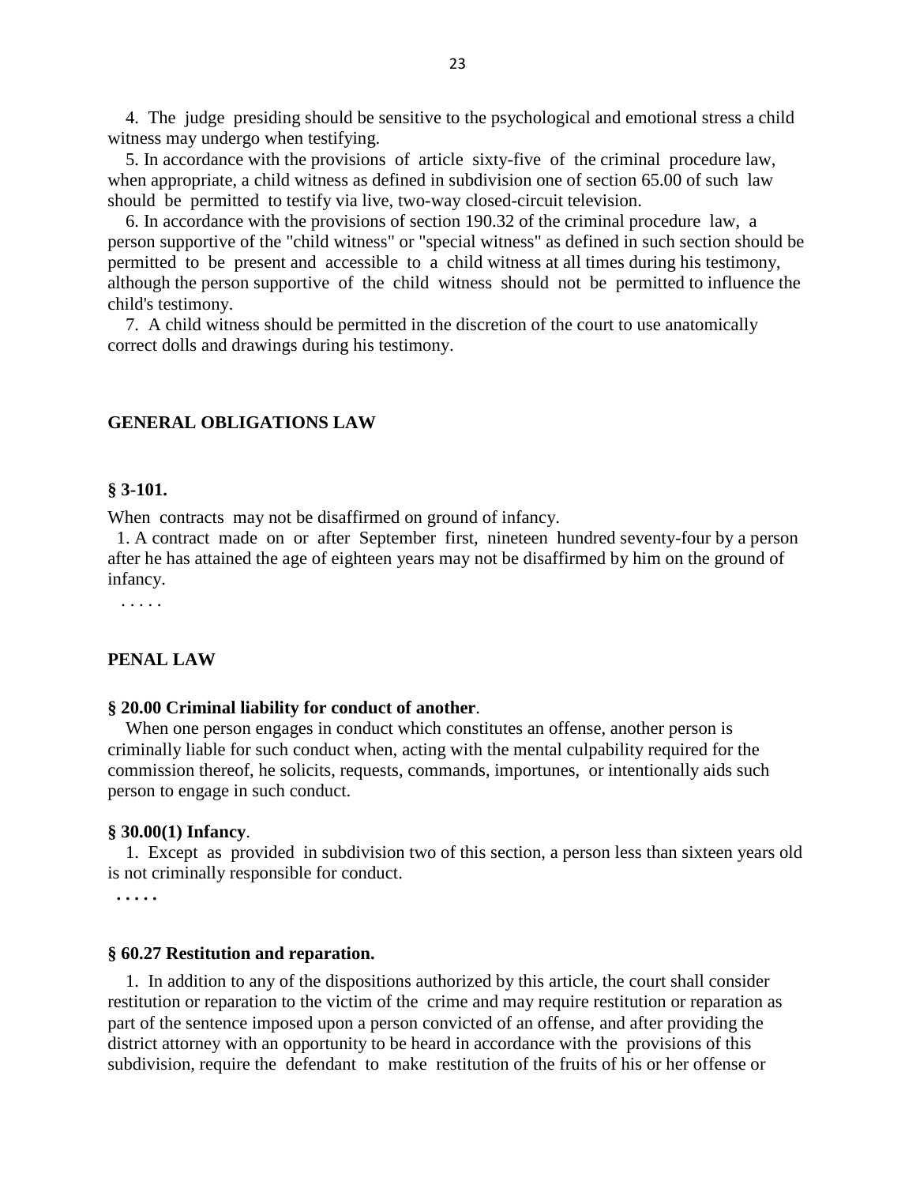4. The judge presiding should be sensitive to the psychological and emotional stress a child witness may undergo when testifying.

5. In accordance with the provisions of article sixty-five of the criminal procedure law, when appropriate, a child witness as defined in subdivision one of section 65.00 of such law should be permitted to testify via live, two-way closed-circuit television.

6. In accordance with the provisions of section 190.32 of the criminal procedure law, a person supportive of the "child witness" or "special witness" as defined in such section should be permitted to be present and accessible to a child witness at all times during his testimony, although the person supportive of the child witness should not be permitted to influence the child's testimony.

7. A child witness should be permitted in the discretion of the court to use anatomically correct dolls and drawings during his testimony.

## GENERAL OBLIGATIONS LAW

**§ 3-101.**

When contracts may not be disaffirmed on ground of infancy.

1. A contract made on or after September first, nineteen hundred seventy-four by a person after he has attained the age of eighteen years may not be disaffirmed by him on the ground of infancy.

. . . . .

## PENAL LAW

**§ 20.00 Criminal liability for conduct of another**.

When one person engages in conduct which constitutes an offense, another person is criminally liable for such conduct when, acting with the mental culpability required for the commission thereof, he solicits, requests, commands, importunes, or intentionally aids such person to engage in such conduct.

**§ 30.00(1) Infancy**.

1. Except as provided in subdivision two of this section, a person less than sixteen years old is not criminally responsible for conduct.

**. . . . .**

**§ 60.27 Restitution and reparation.**

1. In addition to any of the dispositions authorized by this article, the court shall consider restitution or reparation to the victim of the crime and may require restitution or reparation as part of the sentence imposed upon a person convicted of an offense, and after providing the district attorney with an opportunity to be heard in accordance with the provisions of this subdivision, require the defendant to make restitution of the fruits of his or her offense or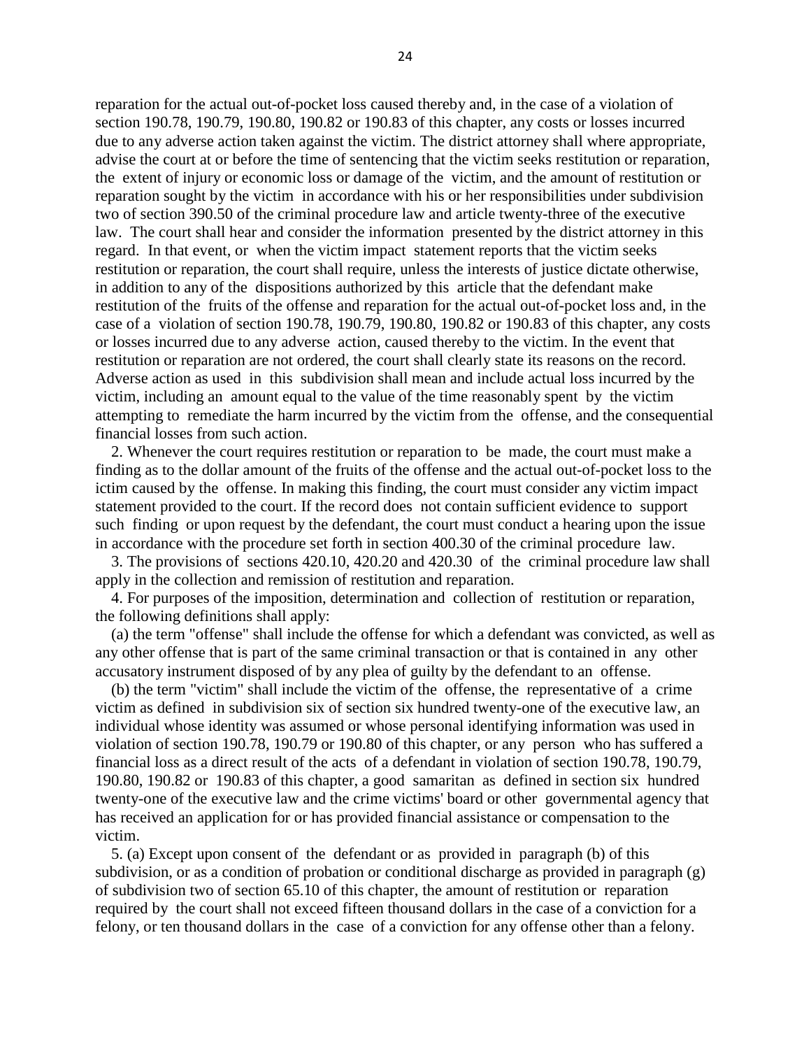reparation for the actual out-of-pocket loss caused thereby and, in the case of a violation of section 190.78, 190.79, 190.80, 190.82 or 190.83 of this chapter, any costs or losses incurred due to any adverse action taken against the victim. The district attorney shall where appropriate, advise the court at or before the time of sentencing that the victim seeks restitution or reparation, the extent of injury or economic loss or damage of the victim, and the amount of restitution or reparation sought by the victim in accordance with his or her responsibilities under subdivision two of section 390.50 of the criminal procedure law and article twenty-three of the executive law. The court shall hear and consider the information presented by the district attorney in this regard. In that event, or when the victim impact statement reports that the victim seeks restitution or reparation, the court shall require, unless the interests of justice dictate otherwise, in addition to any of the dispositions authorized by this article that the defendant make restitution of the fruits of the offense and reparation for the actual out-of-pocket loss and, in the case of a violation of section 190.78, 190.79, 190.80, 190.82 or 190.83 of this chapter, any costs or losses incurred due to any adverse action, caused thereby to the victim. In the event that restitution or reparation are not ordered, the court shall clearly state its reasons on the record. Adverse action as used in this subdivision shall mean and include actual loss incurred by the victim, including an amount equal to the value of the time reasonably spent by the victim attempting to remediate the harm incurred by the victim from the offense, and the consequential financial losses from such action.

2. Whenever the court requires restitution or reparation to be made, the court must make a finding as to the dollar amount of the fruits of the offense and the actual out-of-pocket loss to the ictim caused by the offense. In making this finding, the court must consider any victim impact statement provided to the court. If the record does not contain sufficient evidence to support such finding or upon request by the defendant, the court must conduct a hearing upon the issue in accordance with the procedure set forth in section 400.30 of the criminal procedure law.

3. The provisions of sections 420.10, 420.20 and 420.30 of the criminal procedure law shall apply in the collection and remission of restitution and reparation.

4. For purposes of the imposition, determination and collection of restitution or reparation, the following definitions shall apply:

(a) the term "offense" shall include the offense for which a defendant was convicted, as well as any other offense that is part of the same criminal transaction or that is contained in any other accusatory instrument disposed of by any plea of guilty by the defendant to an offense.

(b) the term "victim" shall include the victim of the offense, the representative of a crime victim as defined in subdivision six of section six hundred twenty-one of the executive law, an individual whose identity was assumed or whose personal identifying information was used in violation of section 190.78, 190.79 or 190.80 of this chapter, or any person who has suffered a financial loss as a direct result of the acts of a defendant in violation of section 190.78, 190.79, 190.80, 190.82 or 190.83 of this chapter, a good samaritan as defined in section six hundred twenty-one of the executive law and the crime victims' board or other governmental agency that has received an application for or has provided financial assistance or compensation to the victim.

5. (a) Except upon consent of the defendant or as provided in paragraph (b) of this subdivision, or as a condition of probation or conditional discharge as provided in paragraph (g) of subdivision two of section 65.10 of this chapter, the amount of restitution or reparation required by the court shall not exceed fifteen thousand dollars in the case of a conviction for a felony, or ten thousand dollars in the case of a conviction for any offense other than a felony.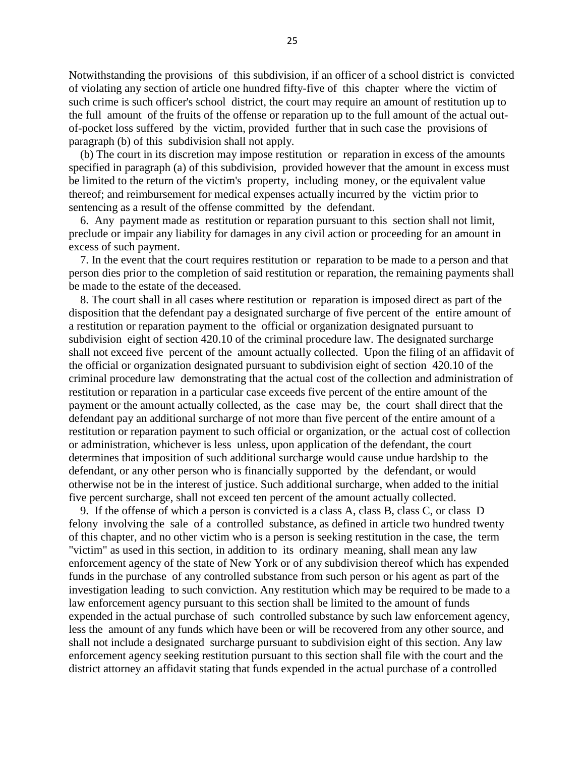Notwithstanding the provisions of this subdivision, if an officer of a school district is convicted of violating any section of article one hundred fifty-five of this chapter where the victim of such crime is such officer's school district, the court may require an amount of restitution up to the full amount of the fruits of the offense or reparation up to the full amount of the actual out-of-pocket loss suffered by the victim, provided further that in such case the provisions of paragraph (b) of this subdivision shall not apply.

(b) The court in its discretion may impose restitution or reparation in excess of the amounts specified in paragraph (a) of this subdivision, provided however that the amount in excess must be limited to the return of the victim's property, including money, or the equivalent value thereof; and reimbursement for medical expenses actually incurred by the victim prior to sentencing as a result of the offense committed by the defendant.

6. Any payment made as restitution or reparation pursuant to this section shall not limit, preclude or impair any liability for damages in any civil action or proceeding for an amount in excess of such payment.

7. In the event that the court requires restitution or reparation to be made to a person and that person dies prior to the completion of said restitution or reparation, the remaining payments shall be made to the estate of the deceased.

8. The court shall in all cases where restitution or reparation is imposed direct as part of the disposition that the defendant pay a designated surcharge of five percent of the entire amount of a restitution or reparation payment to the official or organization designated pursuant to subdivision eight of section 420.10 of the criminal procedure law. The designated surcharge shall not exceed five percent of the amount actually collected. Upon the filing of an affidavit of the official or organization designated pursuant to subdivision eight of section 420.10 of the criminal procedure law demonstrating that the actual cost of the collection and administration of restitution or reparation in a particular case exceeds five percent of the entire amount of the payment or the amount actually collected, as the case may be, the court shall direct that the defendant pay an additional surcharge of not more than five percent of the entire amount of a restitution or reparation payment to such official or organization, or the actual cost of collection or administration, whichever is less unless, upon application of the defendant, the court determines that imposition of such additional surcharge would cause undue hardship to the defendant, or any other person who is financially supported by the defendant, or would otherwise not be in the interest of justice. Such additional surcharge, when added to the initial five percent surcharge, shall not exceed ten percent of the amount actually collected.

9. If the offense of which a person is convicted is a class A, class B, class C, or class D felony involving the sale of a controlled substance, as defined in article two hundred twenty of this chapter, and no other victim who is a person is seeking restitution in the case, the term "victim" as used in this section, in addition to its ordinary meaning, shall mean any law enforcement agency of the state of New York or of any subdivision thereof which has expended funds in the purchase of any controlled substance from such person or his agent as part of the investigation leading to such conviction. Any restitution which may be required to be made to a law enforcement agency pursuant to this section shall be limited to the amount of funds expended in the actual purchase of such controlled substance by such law enforcement agency, less the amount of any funds which have been or will be recovered from any other source, and shall not include a designated surcharge pursuant to subdivision eight of this section. Any law enforcement agency seeking restitution pursuant to this section shall file with the court and the district attorney an affidavit stating that funds expended in the actual purchase of a controlled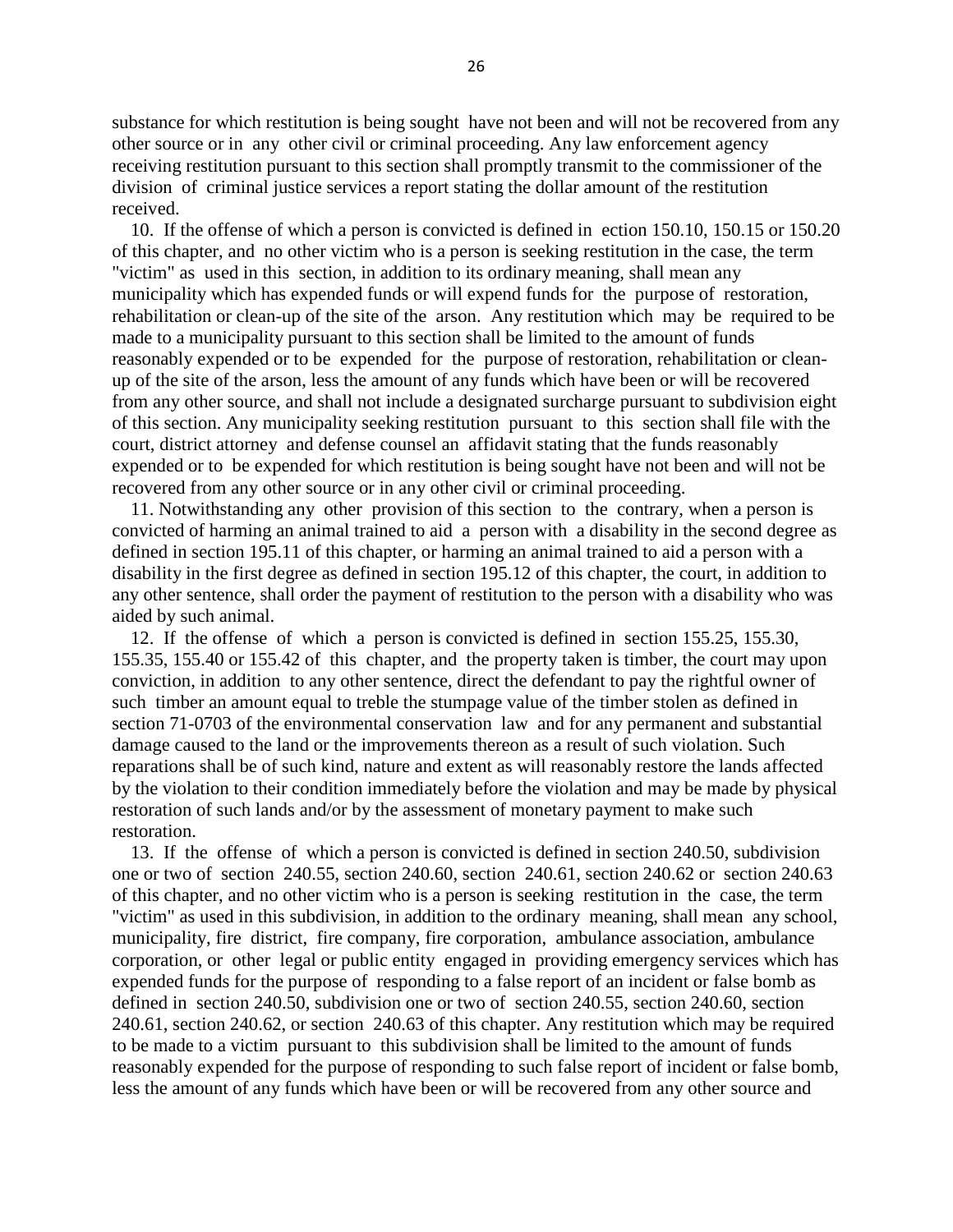substance for which restitution is being sought have not been and will not be recovered from any other source or in any other civil or criminal proceeding. Any law enforcement agency receiving restitution pursuant to this section shall promptly transmit to the commissioner of the division of criminal justice services a report stating the dollar amount of the restitution received.

10. If the offense of which a person is convicted is defined in ection 150.10, 150.15 or 150.20 of this chapter, and no other victim who is a person is seeking restitution in the case, the term "victim" as used in this section, in addition to its ordinary meaning, shall mean any municipality which has expended funds or will expend funds for the purpose of restoration, rehabilitation or clean-up of the site of the arson. Any restitution which may be required to be made to a municipality pursuant to this section shall be limited to the amount of funds reasonably expended or to be expended for the purpose of restoration, rehabilitation or clean-up of the site of the arson, less the amount of any funds which have been or will be recovered from any other source, and shall not include a designated surcharge pursuant to subdivision eight of this section. Any municipality seeking restitution pursuant to this section shall file with the court, district attorney and defense counsel an affidavit stating that the funds reasonably expended or to be expended for which restitution is being sought have not been and will not be recovered from any other source or in any other civil or criminal proceeding.

11. Notwithstanding any other provision of this section to the contrary, when a person is convicted of harming an animal trained to aid a person with a disability in the second degree as defined in section 195.11 of this chapter, or harming an animal trained to aid a person with a disability in the first degree as defined in section 195.12 of this chapter, the court, in addition to any other sentence, shall order the payment of restitution to the person with a disability who was aided by such animal.

12. If the offense of which a person is convicted is defined in section 155.25, 155.30, 155.35, 155.40 or 155.42 of this chapter, and the property taken is timber, the court may upon conviction, in addition to any other sentence, direct the defendant to pay the rightful owner of such timber an amount equal to treble the stumpage value of the timber stolen as defined in section 71-0703 of the environmental conservation law and for any permanent and substantial damage caused to the land or the improvements thereon as a result of such violation. Such reparations shall be of such kind, nature and extent as will reasonably restore the lands affected by the violation to their condition immediately before the violation and may be made by physical restoration of such lands and/or by the assessment of monetary payment to make such restoration.

13. If the offense of which a person is convicted is defined in section 240.50, subdivision one or two of section 240.55, section 240.60, section 240.61, section 240.62 or section 240.63 of this chapter, and no other victim who is a person is seeking restitution in the case, the term "victim" as used in this subdivision, in addition to the ordinary meaning, shall mean any school, municipality, fire district, fire company, fire corporation, ambulance association, ambulance corporation, or other legal or public entity engaged in providing emergency services which has expended funds for the purpose of responding to a false report of an incident or false bomb as defined in section 240.50, subdivision one or two of section 240.55, section 240.60, section 240.61, section 240.62, or section 240.63 of this chapter. Any restitution which may be required to be made to a victim pursuant to this subdivision shall be limited to the amount of funds reasonably expended for the purpose of responding to such false report of incident or false bomb, less the amount of any funds which have been or will be recovered from any other source and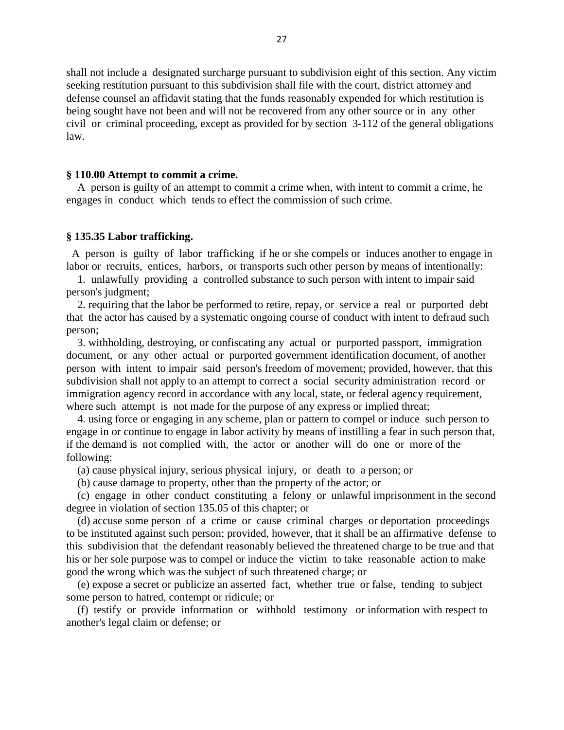shall not include a designated surcharge pursuant to subdivision eight of this section. Any victim seeking restitution pursuant to this subdivision shall file with the court, district attorney and defense counsel an affidavit stating that the funds reasonably expended for which restitution is being sought have not been and will not be recovered from any other source or in any other civil or criminal proceeding, except as provided for by section 3-112 of the general obligations law.

**§ 110.00 Attempt to commit a crime.**

A person is guilty of an attempt to commit a crime when, with intent to commit a crime, he engages in conduct which tends to effect the commission of such crime.

**§ 135.35 Labor trafficking.**

A person is guilty of labor trafficking if he or she compels or induces another to engage in labor or recruits, entices, harbors, or transports such other person by means of intentionally:

1. unlawfully providing a controlled substance to such person with intent to impair said person's judgment;

2. requiring that the labor be performed to retire, repay, or service a real or purported debt that the actor has caused by a systematic ongoing course of conduct with intent to defraud such person;

3. withholding, destroying, or confiscating any actual or purported passport, immigration document, or any other actual or purported government identification document, of another person with intent to impair said person's freedom of movement; provided, however, that this subdivision shall not apply to an attempt to correct a social security administration record or immigration agency record in accordance with any local, state, or federal agency requirement, where such attempt is not made for the purpose of any express or implied threat;

4. using force or engaging in any scheme, plan or pattern to compel or induce such person to engage in or continue to engage in labor activity by means of instilling a fear in such person that, if the demand is not complied with, the actor or another will do one or more of the following:

(a) cause physical injury, serious physical injury, or death to a person; or

(b) cause damage to property, other than the property of the actor; or

(c) engage in other conduct constituting a felony or unlawful imprisonment in the second degree in violation of section 135.05 of this chapter; or

(d) accuse some person of a crime or cause criminal charges or deportation proceedings to be instituted against such person; provided, however, that it shall be an affirmative defense to this subdivision that the defendant reasonably believed the threatened charge to be true and that his or her sole purpose was to compel or induce the victim to take reasonable action to make good the wrong which was the subject of such threatened charge; or

(e) expose a secret or publicize an asserted fact, whether true or false, tending to subject some person to hatred, contempt or ridicule; or

(f) testify or provide information or withhold testimony or information with respect to another's legal claim or defense; or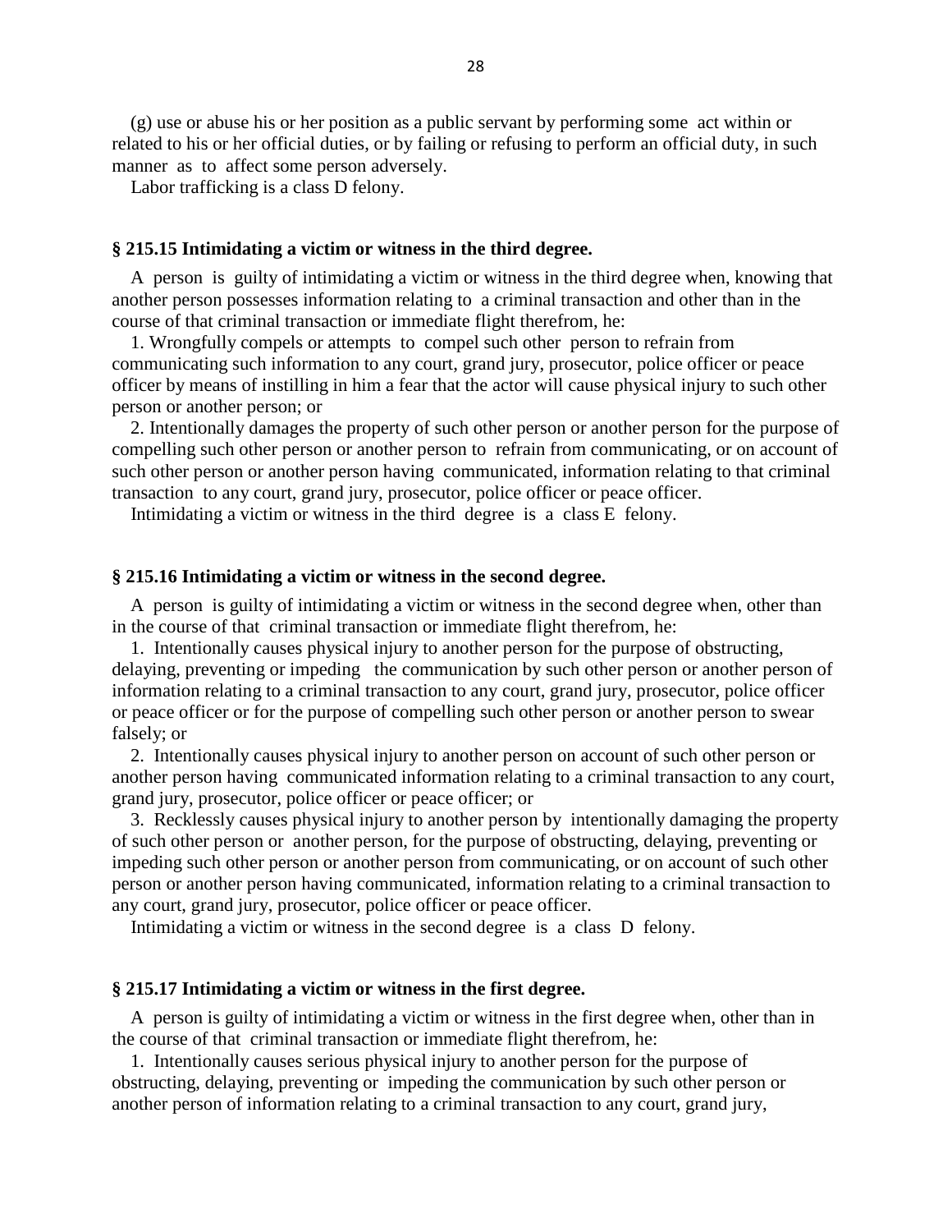(g) use or abuse his or her position as a public servant by performing some act within or related to his or her official duties, or by failing or refusing to perform an official duty, in such manner as to affect some person adversely.

Labor trafficking is a class D felony.

### § 215.15 Intimidating a victim or witness in the third degree.

A person is guilty of intimidating a victim or witness in the third degree when, knowing that another person possesses information relating to a criminal transaction and other than in the course of that criminal transaction or immediate flight therefrom, he:

1. Wrongfully compels or attempts to compel such other person to refrain from communicating such information to any court, grand jury, prosecutor, police officer or peace officer by means of instilling in him a fear that the actor will cause physical injury to such other person or another person; or

2. Intentionally damages the property of such other person or another person for the purpose of compelling such other person or another person to refrain from communicating, or on account of such other person or another person having communicated, information relating to that criminal transaction to any court, grand jury, prosecutor, police officer or peace officer.

Intimidating a victim or witness in the third degree is a class E felony.

### § 215.16 Intimidating a victim or witness in the second degree.

A person is guilty of intimidating a victim or witness in the second degree when, other than in the course of that criminal transaction or immediate flight therefrom, he:

1. Intentionally causes physical injury to another person for the purpose of obstructing, delaying, preventing or impeding the communication by such other person or another person of information relating to a criminal transaction to any court, grand jury, prosecutor, police officer or peace officer or for the purpose of compelling such other person or another person to swear falsely; or

2. Intentionally causes physical injury to another person on account of such other person or another person having communicated information relating to a criminal transaction to any court, grand jury, prosecutor, police officer or peace officer; or

3. Recklessly causes physical injury to another person by intentionally damaging the property of such other person or another person, for the purpose of obstructing, delaying, preventing or impeding such other person or another person from communicating, or on account of such other person or another person having communicated, information relating to a criminal transaction to any court, grand jury, prosecutor, police officer or peace officer.

Intimidating a victim or witness in the second degree is a class D felony.

### § 215.17 Intimidating a victim or witness in the first degree.

A person is guilty of intimidating a victim or witness in the first degree when, other than in the course of that criminal transaction or immediate flight therefrom, he:

1. Intentionally causes serious physical injury to another person for the purpose of obstructing, delaying, preventing or impeding the communication by such other person or another person of information relating to a criminal transaction to any court, grand jury,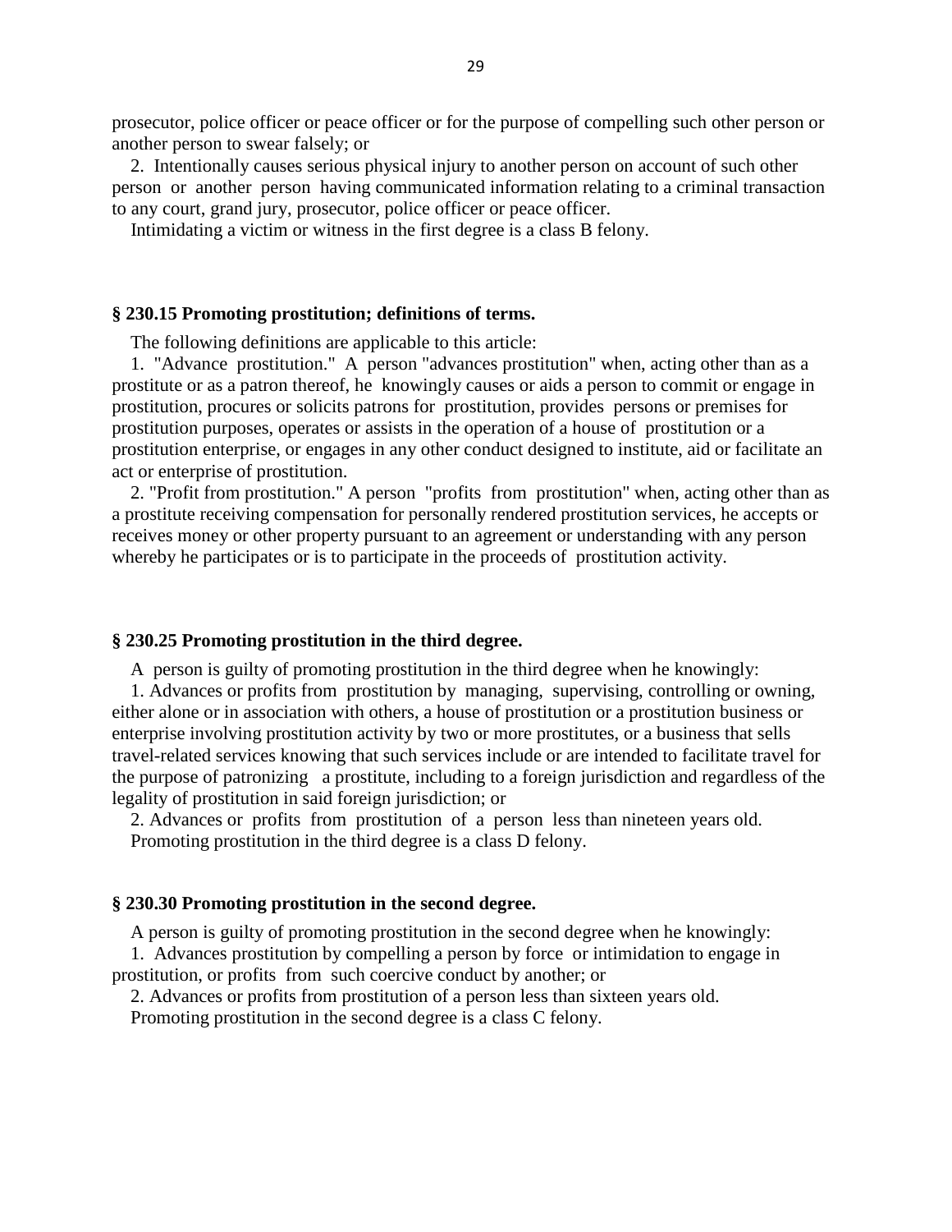prosecutor, police officer or peace officer or for the purpose of compelling such other person or another person to swear falsely; or

2. Intentionally causes serious physical injury to another person on account of such other person or another person having communicated information relating to a criminal transaction to any court, grand jury, prosecutor, police officer or peace officer.

Intimidating a victim or witness in the first degree is a class B felony.

### § 230.15 Promoting prostitution; definitions of terms.

The following definitions are applicable to this article:

1. "Advance prostitution." A person "advances prostitution" when, acting other than as a prostitute or as a patron thereof, he knowingly causes or aids a person to commit or engage in prostitution, procures or solicits patrons for prostitution, provides persons or premises for prostitution purposes, operates or assists in the operation of a house of prostitution or a prostitution enterprise, or engages in any other conduct designed to institute, aid or facilitate an act or enterprise of prostitution.

2. "Profit from prostitution." A person "profits from prostitution" when, acting other than as a prostitute receiving compensation for personally rendered prostitution services, he accepts or receives money or other property pursuant to an agreement or understanding with any person whereby he participates or is to participate in the proceeds of prostitution activity.

### § 230.25 Promoting prostitution in the third degree.

A person is guilty of promoting prostitution in the third degree when he knowingly:

1. Advances or profits from prostitution by managing, supervising, controlling or owning, either alone or in association with others, a house of prostitution or a prostitution business or enterprise involving prostitution activity by two or more prostitutes, or a business that sells travel-related services knowing that such services include or are intended to facilitate travel for the purpose of patronizing a prostitute, including to a foreign jurisdiction and regardless of the legality of prostitution in said foreign jurisdiction; or

2. Advances or profits from prostitution of a person less than nineteen years old.

Promoting prostitution in the third degree is a class D felony.

### § 230.30 Promoting prostitution in the second degree.

A person is guilty of promoting prostitution in the second degree when he knowingly:

1. Advances prostitution by compelling a person by force or intimidation to engage in prostitution, or profits from such coercive conduct by another; or

2. Advances or profits from prostitution of a person less than sixteen years old.

Promoting prostitution in the second degree is a class C felony.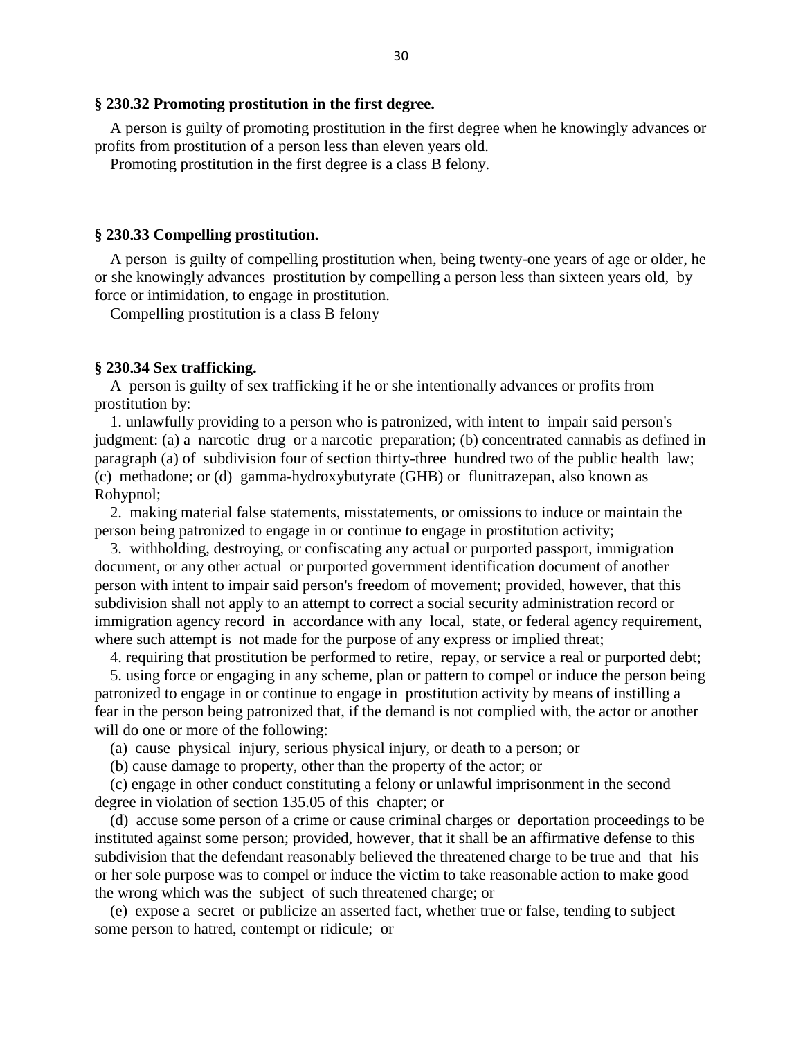**§ 230.32 Promoting prostitution in the first degree.**

A person is guilty of promoting prostitution in the first degree when he knowingly advances or profits from prostitution of a person less than eleven years old.

Promoting prostitution in the first degree is a class B felony.

**§ 230.33 Compelling prostitution.**

A person is guilty of compelling prostitution when, being twenty-one years of age or older, he or she knowingly advances prostitution by compelling a person less than sixteen years old, by force or intimidation, to engage in prostitution.

Compelling prostitution is a class B felony

**§ 230.34 Sex trafficking.**

A person is guilty of sex trafficking if he or she intentionally advances or profits from prostitution by:

1. unlawfully providing to a person who is patronized, with intent to impair said person's judgment: (a) a narcotic drug or a narcotic preparation; (b) concentrated cannabis as defined in paragraph (a) of subdivision four of section thirty-three hundred two of the public health law; (c) methadone; or (d) gamma-hydroxybutyrate (GHB) or flunitrazepan, also known as Rohypnol;

2. making material false statements, misstatements, or omissions to induce or maintain the person being patronized to engage in or continue to engage in prostitution activity;

3. withholding, destroying, or confiscating any actual or purported passport, immigration document, or any other actual or purported government identification document of another person with intent to impair said person's freedom of movement; provided, however, that this subdivision shall not apply to an attempt to correct a social security administration record or immigration agency record in accordance with any local, state, or federal agency requirement, where such attempt is not made for the purpose of any express or implied threat;

4. requiring that prostitution be performed to retire, repay, or service a real or purported debt;

5. using force or engaging in any scheme, plan or pattern to compel or induce the person being patronized to engage in or continue to engage in prostitution activity by means of instilling a fear in the person being patronized that, if the demand is not complied with, the actor or another will do one or more of the following:

(a) cause physical injury, serious physical injury, or death to a person; or

(b) cause damage to property, other than the property of the actor; or

(c) engage in other conduct constituting a felony or unlawful imprisonment in the second degree in violation of section 135.05 of this chapter; or

(d) accuse some person of a crime or cause criminal charges or deportation proceedings to be instituted against some person; provided, however, that it shall be an affirmative defense to this subdivision that the defendant reasonably believed the threatened charge to be true and that his or her sole purpose was to compel or induce the victim to take reasonable action to make good the wrong which was the subject of such threatened charge; or

(e) expose a secret or publicize an asserted fact, whether true or false, tending to subject some person to hatred, contempt or ridicule; or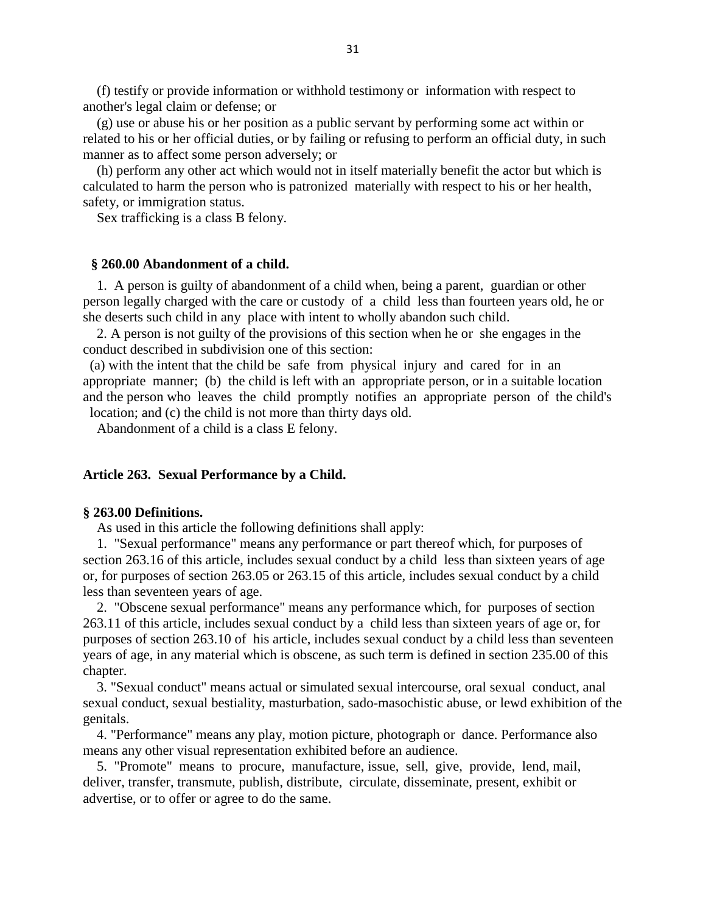(f) testify or provide information or withhold testimony or information with respect to another's legal claim or defense; or

(g) use or abuse his or her position as a public servant by performing some act within or related to his or her official duties, or by failing or refusing to perform an official duty, in such manner as to affect some person adversely; or

(h) perform any other act which would not in itself materially benefit the actor but which is calculated to harm the person who is patronized materially with respect to his or her health, safety, or immigration status.

Sex trafficking is a class B felony.

**§ 260.00 Abandonment of a child.**

1. A person is guilty of abandonment of a child when, being a parent, guardian or other person legally charged with the care or custody of a child less than fourteen years old, he or she deserts such child in any place with intent to wholly abandon such child.

2. A person is not guilty of the provisions of this section when he or she engages in the conduct described in subdivision one of this section:

(a) with the intent that the child be safe from physical injury and cared for in an appropriate manner; (b) the child is left with an appropriate person, or in a suitable location and the person who leaves the child promptly notifies an appropriate person of the child's location; and (c) the child is not more than thirty days old.

Abandonment of a child is a class E felony.

**Article 263. Sexual Performance by a Child.**

**§ 263.00 Definitions.**

As used in this article the following definitions shall apply:

1. "Sexual performance" means any performance or part thereof which, for purposes of section 263.16 of this article, includes sexual conduct by a child less than sixteen years of age or, for purposes of section 263.05 or 263.15 of this article, includes sexual conduct by a child less than seventeen years of age.

2. "Obscene sexual performance" means any performance which, for purposes of section 263.11 of this article, includes sexual conduct by a child less than sixteen years of age or, for purposes of section 263.10 of his article, includes sexual conduct by a child less than seventeen years of age, in any material which is obscene, as such term is defined in section 235.00 of this chapter.

3. "Sexual conduct" means actual or simulated sexual intercourse, oral sexual conduct, anal sexual conduct, sexual bestiality, masturbation, sado-masochistic abuse, or lewd exhibition of the genitals.

4. "Performance" means any play, motion picture, photograph or dance. Performance also means any other visual representation exhibited before an audience.

5. "Promote" means to procure, manufacture, issue, sell, give, provide, lend, mail, deliver, transfer, transmute, publish, distribute, circulate, disseminate, present, exhibit or advertise, or to offer or agree to do the same.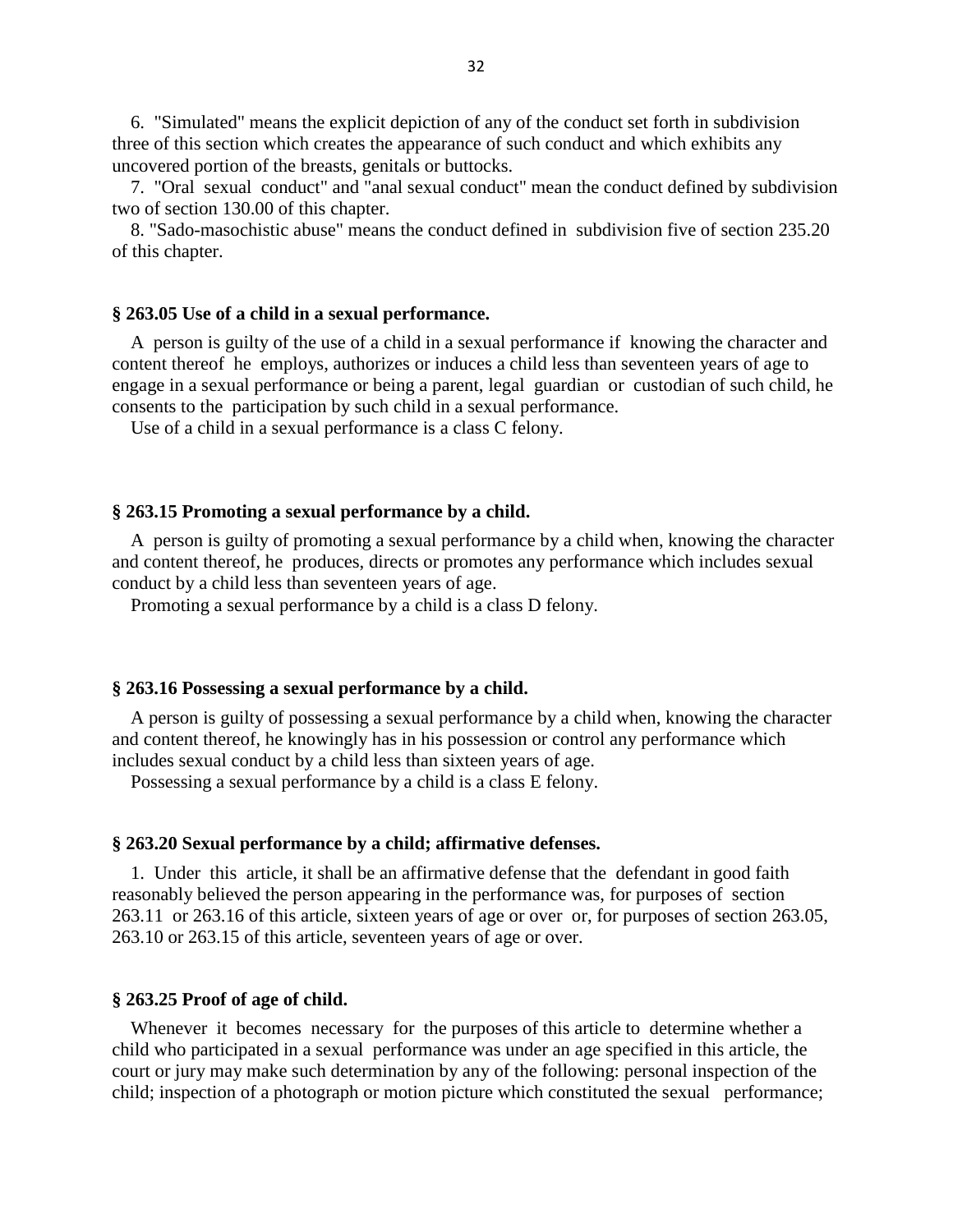6. "Simulated" means the explicit depiction of any of the conduct set forth in subdivision three of this section which creates the appearance of such conduct and which exhibits any uncovered portion of the breasts, genitals or buttocks.

7. "Oral sexual conduct" and "anal sexual conduct" mean the conduct defined by subdivision two of section 130.00 of this chapter.

8. "Sado-masochistic abuse" means the conduct defined in subdivision five of section 235.20 of this chapter.

**§ 263.05 Use of a child in a sexual performance.**

A person is guilty of the use of a child in a sexual performance if knowing the character and content thereof he employs, authorizes or induces a child less than seventeen years of age to engage in a sexual performance or being a parent, legal guardian or custodian of such child, he consents to the participation by such child in a sexual performance.

Use of a child in a sexual performance is a class C felony.

**§ 263.15 Promoting a sexual performance by a child.**

A person is guilty of promoting a sexual performance by a child when, knowing the character and content thereof, he produces, directs or promotes any performance which includes sexual conduct by a child less than seventeen years of age.

Promoting a sexual performance by a child is a class D felony.

**§ 263.16 Possessing a sexual performance by a child.**

A person is guilty of possessing a sexual performance by a child when, knowing the character and content thereof, he knowingly has in his possession or control any performance which includes sexual conduct by a child less than sixteen years of age.

Possessing a sexual performance by a child is a class E felony.

**§ 263.20 Sexual performance by a child; affirmative defenses.**

1. Under this article, it shall be an affirmative defense that the defendant in good faith reasonably believed the person appearing in the performance was, for purposes of section 263.11 or 263.16 of this article, sixteen years of age or over or, for purposes of section 263.05, 263.10 or 263.15 of this article, seventeen years of age or over.

**§ 263.25 Proof of age of child.**

Whenever it becomes necessary for the purposes of this article to determine whether a child who participated in a sexual performance was under an age specified in this article, the court or jury may make such determination by any of the following: personal inspection of the child; inspection of a photograph or motion picture which constituted the sexual performance;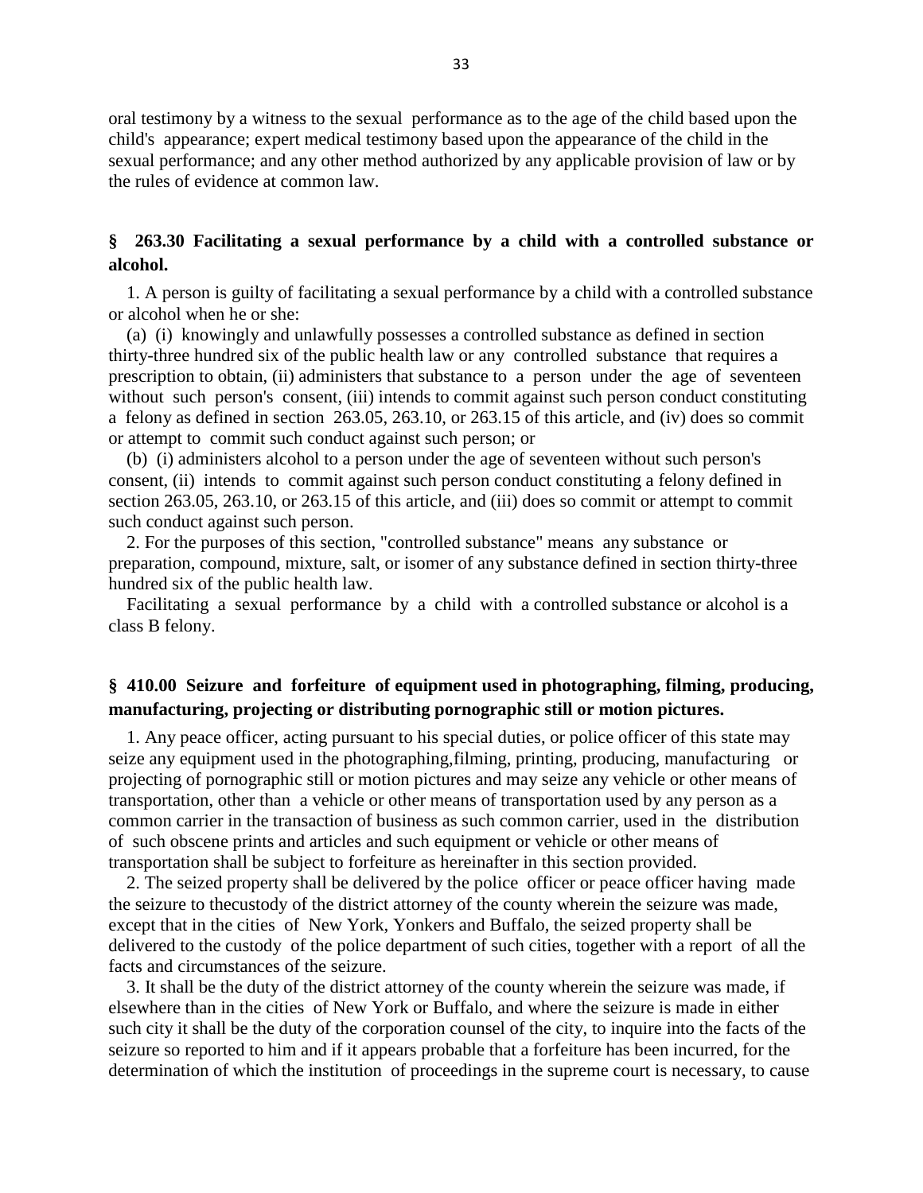oral testimony by a witness to the sexual performance as to the age of the child based upon the child's appearance; expert medical testimony based upon the appearance of the child in the sexual performance; and any other method authorized by any applicable provision of law or by the rules of evidence at common law.

### § 263.30 Facilitating a sexual performance by a child with a controlled substance or alcohol.

1. A person is guilty of facilitating a sexual performance by a child with a controlled substance or alcohol when he or she:

(a) (i) knowingly and unlawfully possesses a controlled substance as defined in section thirty-three hundred six of the public health law or any controlled substance that requires a prescription to obtain, (ii) administers that substance to a person under the age of seventeen without such person's consent, (iii) intends to commit against such person conduct constituting a felony as defined in section 263.05, 263.10, or 263.15 of this article, and (iv) does so commit or attempt to commit such conduct against such person; or

(b) (i) administers alcohol to a person under the age of seventeen without such person's consent, (ii) intends to commit against such person conduct constituting a felony defined in section 263.05, 263.10, or 263.15 of this article, and (iii) does so commit or attempt to commit such conduct against such person.

2. For the purposes of this section, "controlled substance" means any substance or preparation, compound, mixture, salt, or isomer of any substance defined in section thirty-three hundred six of the public health law.

Facilitating a sexual performance by a child with a controlled substance or alcohol is a class B felony.

### § 410.00 Seizure and forfeiture of equipment used in photographing, filming, producing, manufacturing, projecting or distributing pornographic still or motion pictures.

1. Any peace officer, acting pursuant to his special duties, or police officer of this state may seize any equipment used in the photographing,filming, printing, producing, manufacturing or projecting of pornographic still or motion pictures and may seize any vehicle or other means of transportation, other than a vehicle or other means of transportation used by any person as a common carrier in the transaction of business as such common carrier, used in the distribution of such obscene prints and articles and such equipment or vehicle or other means of transportation shall be subject to forfeiture as hereinafter in this section provided.

2. The seized property shall be delivered by the police officer or peace officer having made the seizure to thecustody of the district attorney of the county wherein the seizure was made, except that in the cities of New York, Yonkers and Buffalo, the seized property shall be delivered to the custody of the police department of such cities, together with a report of all the facts and circumstances of the seizure.

3. It shall be the duty of the district attorney of the county wherein the seizure was made, if elsewhere than in the cities of New York or Buffalo, and where the seizure is made in either such city it shall be the duty of the corporation counsel of the city, to inquire into the facts of the seizure so reported to him and if it appears probable that a forfeiture has been incurred, for the determination of which the institution of proceedings in the supreme court is necessary, to cause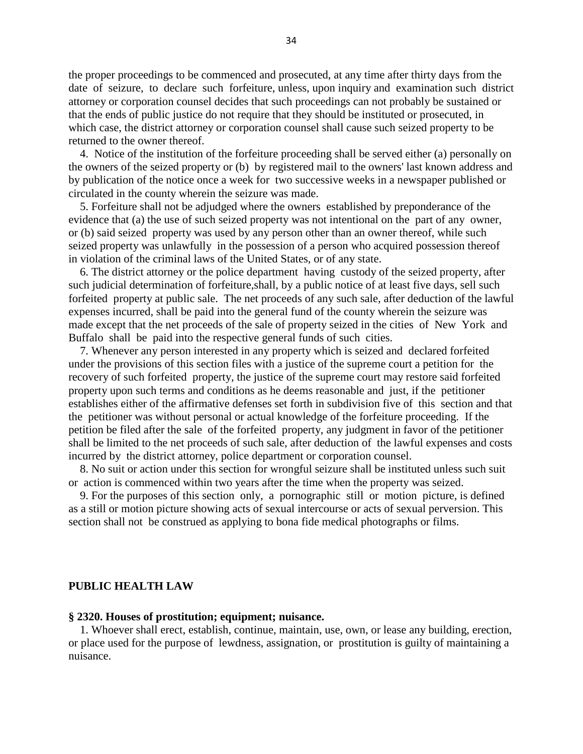the proper proceedings to be commenced and prosecuted, at any time after thirty days from the date of seizure, to declare such forfeiture, unless, upon inquiry and examination such district attorney or corporation counsel decides that such proceedings can not probably be sustained or that the ends of public justice do not require that they should be instituted or prosecuted, in which case, the district attorney or corporation counsel shall cause such seized property to be returned to the owner thereof.

4. Notice of the institution of the forfeiture proceeding shall be served either (a) personally on the owners of the seized property or (b) by registered mail to the owners' last known address and by publication of the notice once a week for two successive weeks in a newspaper published or circulated in the county wherein the seizure was made.

5. Forfeiture shall not be adjudged where the owners established by preponderance of the evidence that (a) the use of such seized property was not intentional on the part of any owner, or (b) said seized property was used by any person other than an owner thereof, while such seized property was unlawfully in the possession of a person who acquired possession thereof in violation of the criminal laws of the United States, or of any state.

6. The district attorney or the police department having custody of the seized property, after such judicial determination of forfeiture,shall, by a public notice of at least five days, sell such forfeited property at public sale. The net proceeds of any such sale, after deduction of the lawful expenses incurred, shall be paid into the general fund of the county wherein the seizure was made except that the net proceeds of the sale of property seized in the cities of New York and Buffalo shall be paid into the respective general funds of such cities.

7. Whenever any person interested in any property which is seized and declared forfeited under the provisions of this section files with a justice of the supreme court a petition for the recovery of such forfeited property, the justice of the supreme court may restore said forfeited property upon such terms and conditions as he deems reasonable and just, if the petitioner establishes either of the affirmative defenses set forth in subdivision five of this section and that the petitioner was without personal or actual knowledge of the forfeiture proceeding. If the petition be filed after the sale of the forfeited property, any judgment in favor of the petitioner shall be limited to the net proceeds of such sale, after deduction of the lawful expenses and costs incurred by the district attorney, police department or corporation counsel.

8. No suit or action under this section for wrongful seizure shall be instituted unless such suit or action is commenced within two years after the time when the property was seized.

9. For the purposes of this section only, a pornographic still or motion picture, is defined as a still or motion picture showing acts of sexual intercourse or acts of sexual perversion. This section shall not be construed as applying to bona fide medical photographs or films.

## PUBLIC HEALTH LAW

### § 2320. Houses of prostitution; equipment; nuisance.

1. Whoever shall erect, establish, continue, maintain, use, own, or lease any building, erection, or place used for the purpose of lewdness, assignation, or prostitution is guilty of maintaining a nuisance.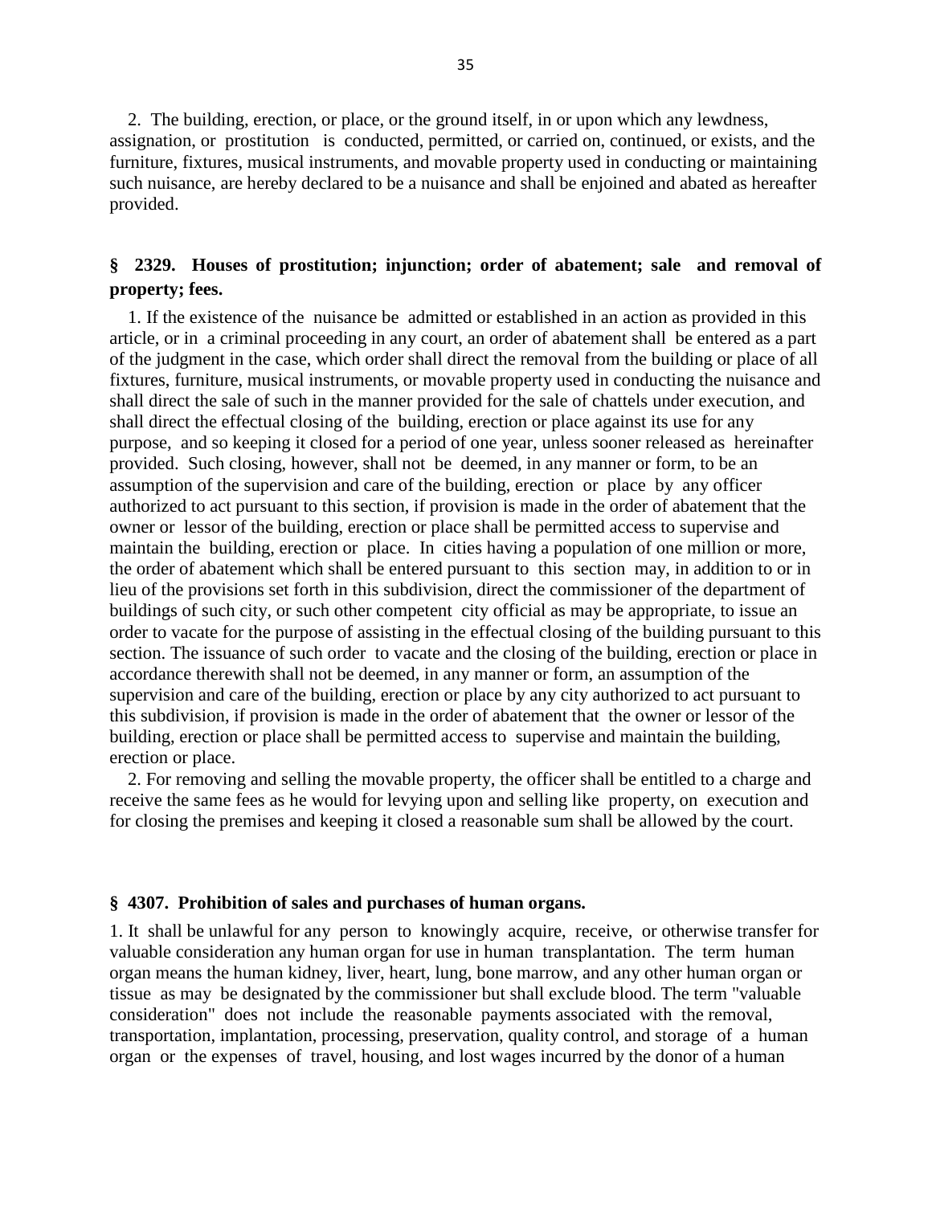2. The building, erection, or place, or the ground itself, in or upon which any lewdness, assignation, or prostitution is conducted, permitted, or carried on, continued, or exists, and the furniture, fixtures, musical instruments, and movable property used in conducting or maintaining such nuisance, are hereby declared to be a nuisance and shall be enjoined and abated as hereafter provided.

**§ 2329. Houses of prostitution; injunction; order of abatement; sale and removal of property; fees.**

1. If the existence of the nuisance be admitted or established in an action as provided in this article, or in a criminal proceeding in any court, an order of abatement shall be entered as a part of the judgment in the case, which order shall direct the removal from the building or place of all fixtures, furniture, musical instruments, or movable property used in conducting the nuisance and shall direct the sale of such in the manner provided for the sale of chattels under execution, and shall direct the effectual closing of the building, erection or place against its use for any purpose, and so keeping it closed for a period of one year, unless sooner released as hereinafter provided. Such closing, however, shall not be deemed, in any manner or form, to be an assumption of the supervision and care of the building, erection or place by any officer authorized to act pursuant to this section, if provision is made in the order of abatement that the owner or lessor of the building, erection or place shall be permitted access to supervise and maintain the building, erection or place. In cities having a population of one million or more, the order of abatement which shall be entered pursuant to this section may, in addition to or in lieu of the provisions set forth in this subdivision, direct the commissioner of the department of buildings of such city, or such other competent city official as may be appropriate, to issue an order to vacate for the purpose of assisting in the effectual closing of the building pursuant to this section. The issuance of such order to vacate and the closing of the building, erection or place in accordance therewith shall not be deemed, in any manner or form, an assumption of the supervision and care of the building, erection or place by any city authorized to act pursuant to this subdivision, if provision is made in the order of abatement that the owner or lessor of the building, erection or place shall be permitted access to supervise and maintain the building, erection or place.

2. For removing and selling the movable property, the officer shall be entitled to a charge and receive the same fees as he would for levying upon and selling like property, on execution and for closing the premises and keeping it closed a reasonable sum shall be allowed by the court.

**§ 4307. Prohibition of sales and purchases of human organs.**

1. It shall be unlawful for any person to knowingly acquire, receive, or otherwise transfer for valuable consideration any human organ for use in human transplantation. The term human organ means the human kidney, liver, heart, lung, bone marrow, and any other human organ or tissue as may be designated by the commissioner but shall exclude blood. The term "valuable consideration" does not include the reasonable payments associated with the removal, transportation, implantation, processing, preservation, quality control, and storage of a human organ or the expenses of travel, housing, and lost wages incurred by the donor of a human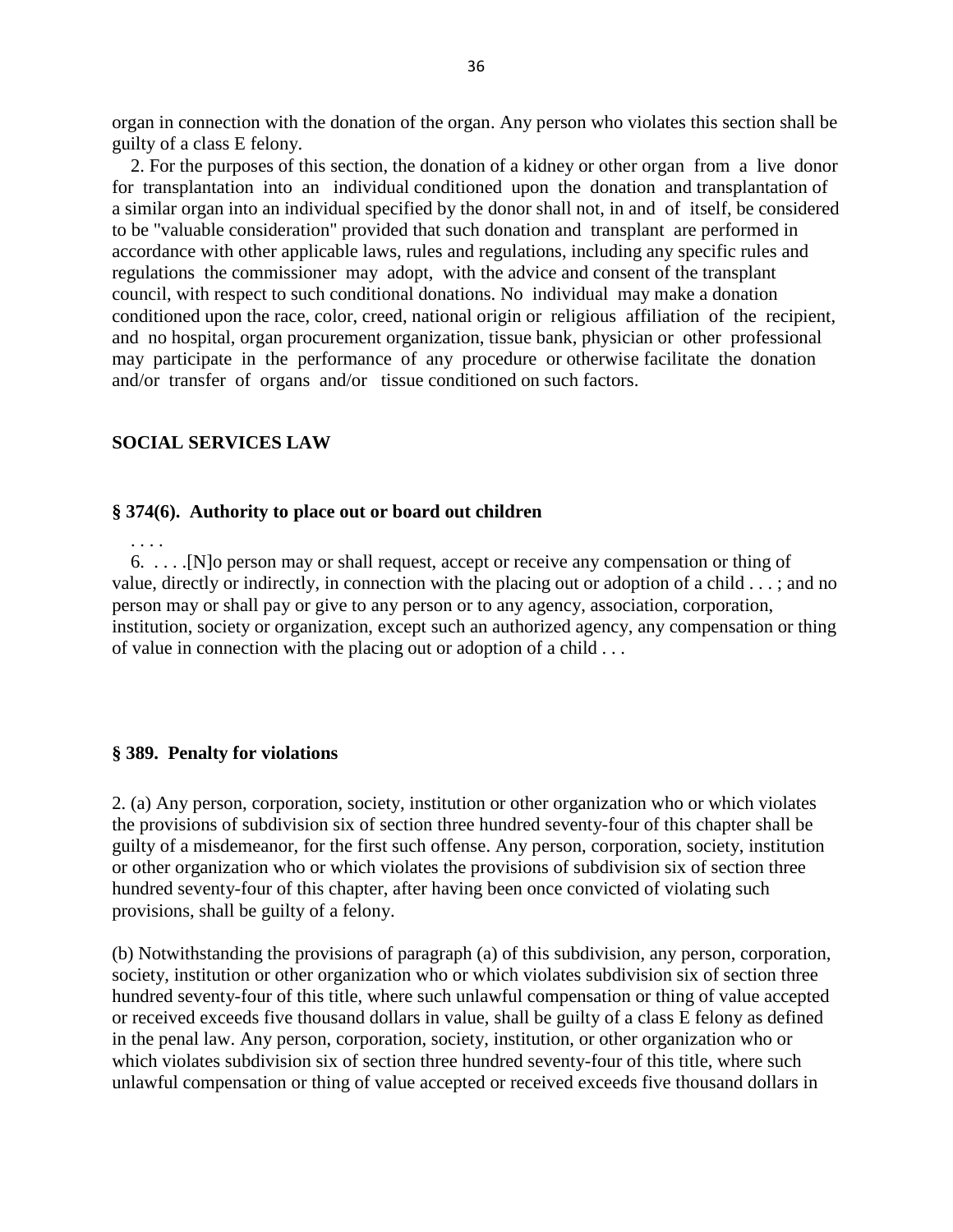organ in connection with the donation of the organ. Any person who violates this section shall be guilty of a class E felony.

2. For the purposes of this section, the donation of a kidney or other organ from a live donor for transplantation into an individual conditioned upon the donation and transplantation of a similar organ into an individual specified by the donor shall not, in and of itself, be considered to be "valuable consideration" provided that such donation and transplant are performed in accordance with other applicable laws, rules and regulations, including any specific rules and regulations the commissioner may adopt, with the advice and consent of the transplant council, with respect to such conditional donations. No individual may make a donation conditioned upon the race, color, creed, national origin or religious affiliation of the recipient, and no hospital, organ procurement organization, tissue bank, physician or other professional may participate in the performance of any procedure or otherwise facilitate the donation and/or transfer of organs and/or tissue conditioned on such factors.

## SOCIAL SERVICES LAW

### § 374(6). Authority to place out or board out children

. . . .

6. . . . .[N]o person may or shall request, accept or receive any compensation or thing of value, directly or indirectly, in connection with the placing out or adoption of a child . . . ; and no person may or shall pay or give to any person or to any agency, association, corporation, institution, society or organization, except such an authorized agency, any compensation or thing of value in connection with the placing out or adoption of a child . . .

### § 389. Penalty for violations

2. (a) Any person, corporation, society, institution or other organization who or which violates the provisions of subdivision six of section three hundred seventy-four of this chapter shall be guilty of a misdemeanor, for the first such offense. Any person, corporation, society, institution or other organization who or which violates the provisions of subdivision six of section three hundred seventy-four of this chapter, after having been once convicted of violating such provisions, shall be guilty of a felony.

(b) Notwithstanding the provisions of paragraph (a) of this subdivision, any person, corporation, society, institution or other organization who or which violates subdivision six of section three hundred seventy-four of this title, where such unlawful compensation or thing of value accepted or received exceeds five thousand dollars in value, shall be guilty of a class E felony as defined in the penal law. Any person, corporation, society, institution, or other organization who or which violates subdivision six of section three hundred seventy-four of this title, where such unlawful compensation or thing of value accepted or received exceeds five thousand dollars in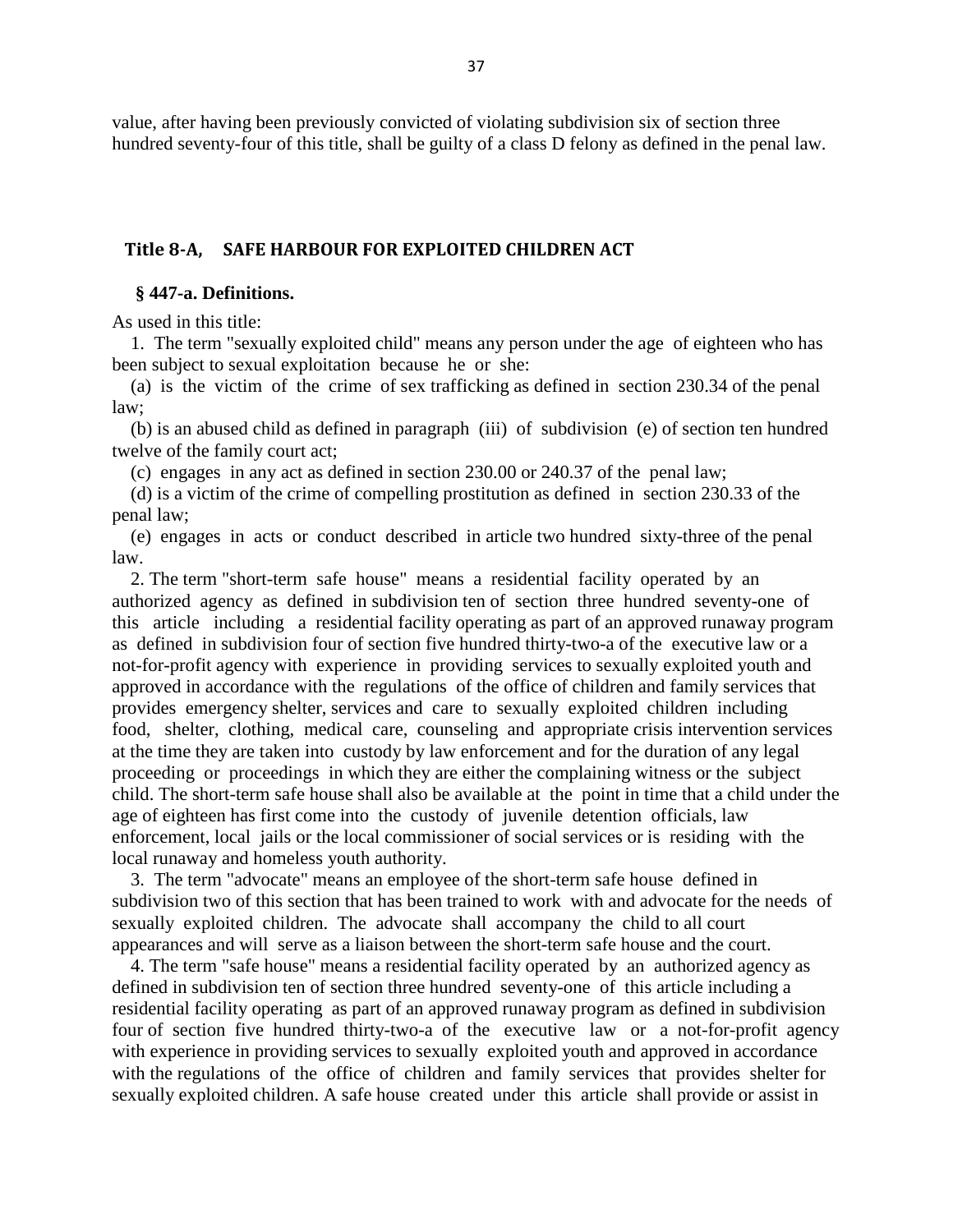value, after having been previously convicted of violating subdivision six of section three hundred seventy-four of this title, shall be guilty of a class D felony as defined in the penal law.

## Title 8-A, SAFE HARBOUR FOR EXPLOITED CHILDREN ACT

### § 447-a. Definitions.

As used in this title:

1. The term "sexually exploited child" means any person under the age of eighteen who has been subject to sexual exploitation because he or she:

(a) is the victim of the crime of sex trafficking as defined in section 230.34 of the penal law;

(b) is an abused child as defined in paragraph (iii) of subdivision (e) of section ten hundred twelve of the family court act;

(c) engages in any act as defined in section 230.00 or 240.37 of the penal law;

(d) is a victim of the crime of compelling prostitution as defined in section 230.33 of the penal law;

(e) engages in acts or conduct described in article two hundred sixty-three of the penal law.

2. The term "short-term safe house" means a residential facility operated by an authorized agency as defined in subdivision ten of section three hundred seventy-one of this article including a residential facility operating as part of an approved runaway program as defined in subdivision four of section five hundred thirty-two-a of the executive law or a not-for-profit agency with experience in providing services to sexually exploited youth and approved in accordance with the regulations of the office of children and family services that provides emergency shelter, services and care to sexually exploited children including food, shelter, clothing, medical care, counseling and appropriate crisis intervention services at the time they are taken into custody by law enforcement and for the duration of any legal proceeding or proceedings in which they are either the complaining witness or the subject child. The short-term safe house shall also be available at the point in time that a child under the age of eighteen has first come into the custody of juvenile detention officials, law enforcement, local jails or the local commissioner of social services or is residing with the local runaway and homeless youth authority.

3. The term "advocate" means an employee of the short-term safe house defined in subdivision two of this section that has been trained to work with and advocate for the needs of sexually exploited children. The advocate shall accompany the child to all court appearances and will serve as a liaison between the short-term safe house and the court.

4. The term "safe house" means a residential facility operated by an authorized agency as defined in subdivision ten of section three hundred seventy-one of this article including a residential facility operating as part of an approved runaway program as defined in subdivision four of section five hundred thirty-two-a of the executive law or a not-for-profit agency with experience in providing services to sexually exploited youth and approved in accordance with the regulations of the office of children and family services that provides shelter for sexually exploited children. A safe house created under this article shall provide or assist in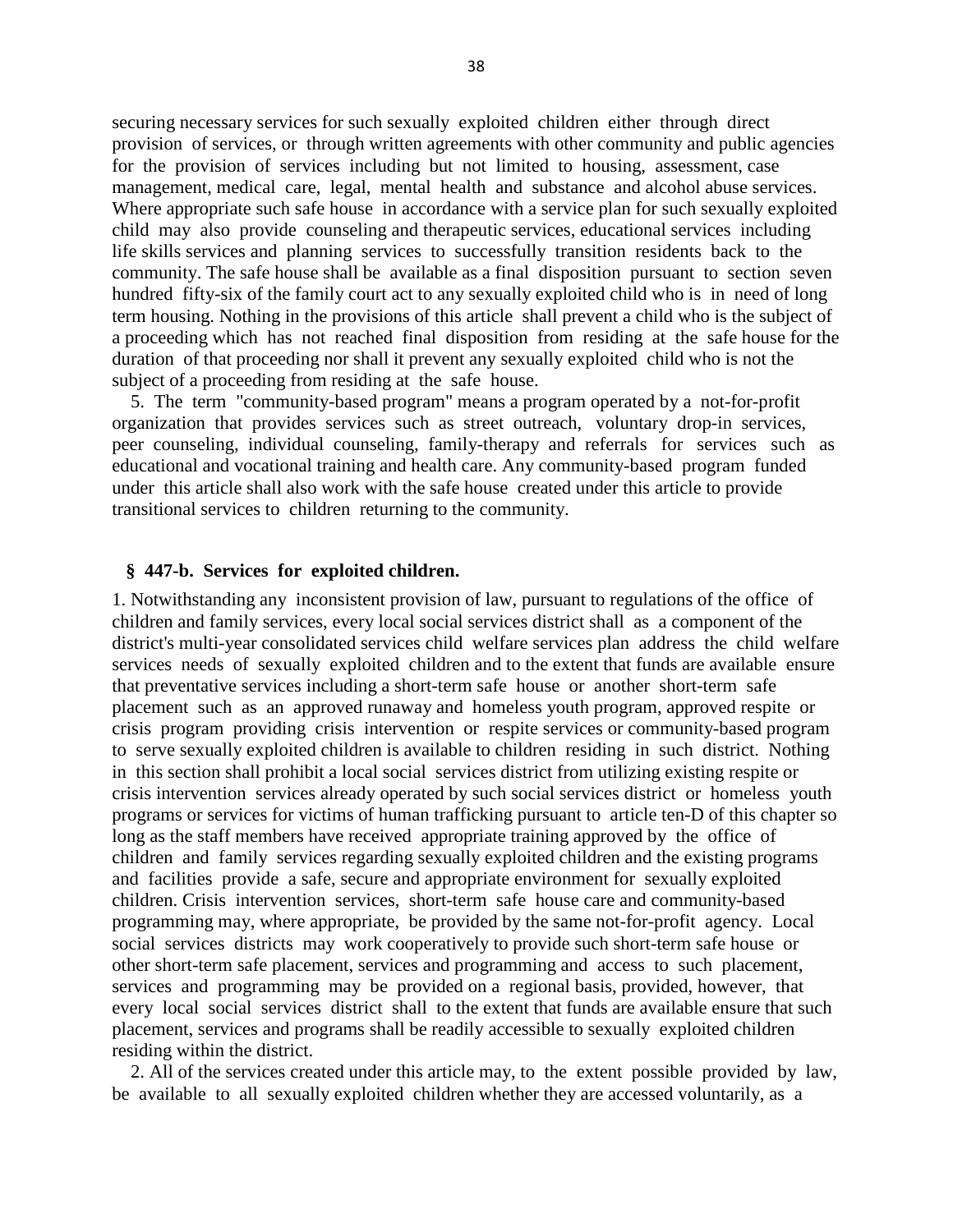securing necessary services for such sexually exploited children either through direct provision of services, or through written agreements with other community and public agencies for the provision of services including but not limited to housing, assessment, case management, medical care, legal, mental health and substance and alcohol abuse services. Where appropriate such safe house in accordance with a service plan for such sexually exploited child may also provide counseling and therapeutic services, educational services including life skills services and planning services to successfully transition residents back to the community. The safe house shall be available as a final disposition pursuant to section seven hundred fifty-six of the family court act to any sexually exploited child who is in need of long term housing. Nothing in the provisions of this article shall prevent a child who is the subject of a proceeding which has not reached final disposition from residing at the safe house for the duration of that proceeding nor shall it prevent any sexually exploited child who is not the subject of a proceeding from residing at the safe house.

5. The term "community-based program" means a program operated by a not-for-profit organization that provides services such as street outreach, voluntary drop-in services, peer counseling, individual counseling, family-therapy and referrals for services such as educational and vocational training and health care. Any community-based program funded under this article shall also work with the safe house created under this article to provide transitional services to children returning to the community.

**§ 447-b. Services for exploited children.**

1. Notwithstanding any inconsistent provision of law, pursuant to regulations of the office of children and family services, every local social services district shall as a component of the district's multi-year consolidated services child welfare services plan address the child welfare services needs of sexually exploited children and to the extent that funds are available ensure that preventative services including a short-term safe house or another short-term safe placement such as an approved runaway and homeless youth program, approved respite or crisis program providing crisis intervention or respite services or community-based program to serve sexually exploited children is available to children residing in such district. Nothing in this section shall prohibit a local social services district from utilizing existing respite or crisis intervention services already operated by such social services district or homeless youth programs or services for victims of human trafficking pursuant to article ten-D of this chapter so long as the staff members have received appropriate training approved by the office of children and family services regarding sexually exploited children and the existing programs and facilities provide a safe, secure and appropriate environment for sexually exploited children. Crisis intervention services, short-term safe house care and community-based programming may, where appropriate, be provided by the same not-for-profit agency. Local social services districts may work cooperatively to provide such short-term safe house or other short-term safe placement, services and programming and access to such placement, services and programming may be provided on a regional basis, provided, however, that every local social services district shall to the extent that funds are available ensure that such placement, services and programs shall be readily accessible to sexually exploited children residing within the district.

2. All of the services created under this article may, to the extent possible provided by law, be available to all sexually exploited children whether they are accessed voluntarily, as a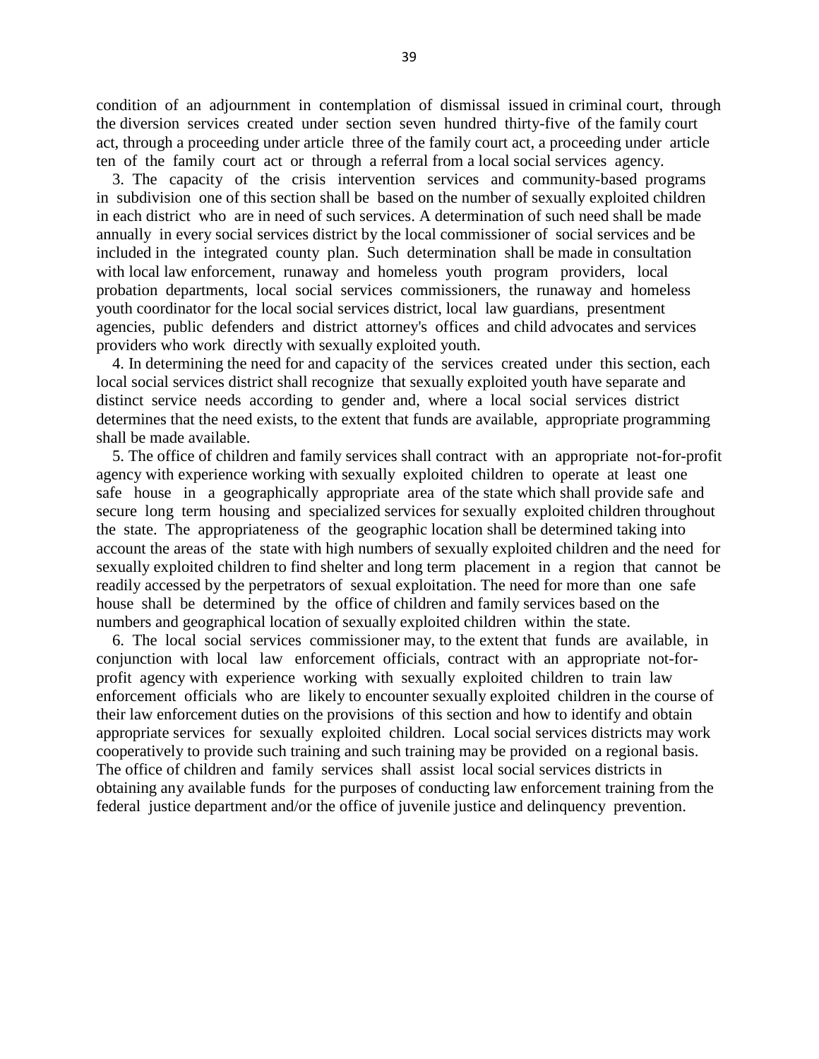condition of an adjournment in contemplation of dismissal issued in criminal court, through the diversion services created under section seven hundred thirty-five of the family court act, through a proceeding under article three of the family court act, a proceeding under article ten of the family court act or through a referral from a local social services agency.

3. The capacity of the crisis intervention services and community-based programs in subdivision one of this section shall be based on the number of sexually exploited children in each district who are in need of such services. A determination of such need shall be made annually in every social services district by the local commissioner of social services and be included in the integrated county plan. Such determination shall be made in consultation with local law enforcement, runaway and homeless youth program providers, local probation departments, local social services commissioners, the runaway and homeless youth coordinator for the local social services district, local law guardians, presentment agencies, public defenders and district attorney's offices and child advocates and services providers who work directly with sexually exploited youth.

4. In determining the need for and capacity of the services created under this section, each local social services district shall recognize that sexually exploited youth have separate and distinct service needs according to gender and, where a local social services district determines that the need exists, to the extent that funds are available, appropriate programming shall be made available.

5. The office of children and family services shall contract with an appropriate not-for-profit agency with experience working with sexually exploited children to operate at least one safe house in a geographically appropriate area of the state which shall provide safe and secure long term housing and specialized services for sexually exploited children throughout the state. The appropriateness of the geographic location shall be determined taking into account the areas of the state with high numbers of sexually exploited children and the need for sexually exploited children to find shelter and long term placement in a region that cannot be readily accessed by the perpetrators of sexual exploitation. The need for more than one safe house shall be determined by the office of children and family services based on the numbers and geographical location of sexually exploited children within the state.

6. The local social services commissioner may, to the extent that funds are available, in conjunction with local law enforcement officials, contract with an appropriate not-for-profit agency with experience working with sexually exploited children to train law enforcement officials who are likely to encounter sexually exploited children in the course of their law enforcement duties on the provisions of this section and how to identify and obtain appropriate services for sexually exploited children. Local social services districts may work cooperatively to provide such training and such training may be provided on a regional basis. The office of children and family services shall assist local social services districts in obtaining any available funds for the purposes of conducting law enforcement training from the federal justice department and/or the office of juvenile justice and delinquency prevention.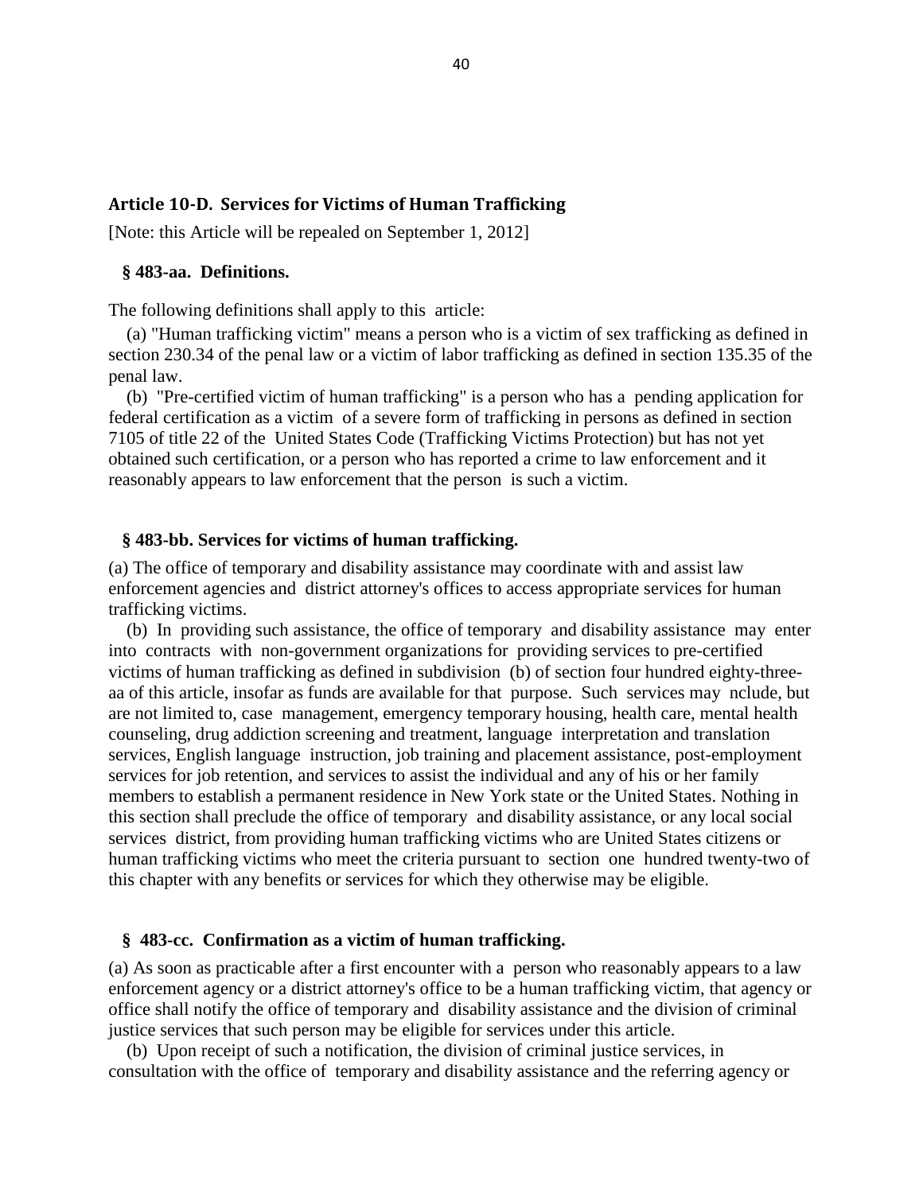## Article 10-D. Services for Victims of Human Trafficking

[Note: this Article will be repealed on September 1, 2012]

### § 483-aa. Definitions.

The following definitions shall apply to this article:

(a) "Human trafficking victim" means a person who is a victim of sex trafficking as defined in section 230.34 of the penal law or a victim of labor trafficking as defined in section 135.35 of the penal law.

(b) "Pre-certified victim of human trafficking" is a person who has a pending application for federal certification as a victim of a severe form of trafficking in persons as defined in section 7105 of title 22 of the United States Code (Trafficking Victims Protection) but has not yet obtained such certification, or a person who has reported a crime to law enforcement and it reasonably appears to law enforcement that the person is such a victim.

### § 483-bb. Services for victims of human trafficking.

(a) The office of temporary and disability assistance may coordinate with and assist law enforcement agencies and district attorney's offices to access appropriate services for human trafficking victims.

(b) In providing such assistance, the office of temporary and disability assistance may enter into contracts with non-government organizations for providing services to pre-certified victims of human trafficking as defined in subdivision (b) of section four hundred eighty-three-aa of this article, insofar as funds are available for that purpose. Such services may nclude, but are not limited to, case management, emergency temporary housing, health care, mental health counseling, drug addiction screening and treatment, language interpretation and translation services, English language instruction, job training and placement assistance, post-employment services for job retention, and services to assist the individual and any of his or her family members to establish a permanent residence in New York state or the United States. Nothing in this section shall preclude the office of temporary and disability assistance, or any local social services district, from providing human trafficking victims who are United States citizens or human trafficking victims who meet the criteria pursuant to section one hundred twenty-two of this chapter with any benefits or services for which they otherwise may be eligible.

### § 483-cc. Confirmation as a victim of human trafficking.

(a) As soon as practicable after a first encounter with a person who reasonably appears to a law enforcement agency or a district attorney's office to be a human trafficking victim, that agency or office shall notify the office of temporary and disability assistance and the division of criminal justice services that such person may be eligible for services under this article.

(b) Upon receipt of such a notification, the division of criminal justice services, in consultation with the office of temporary and disability assistance and the referring agency or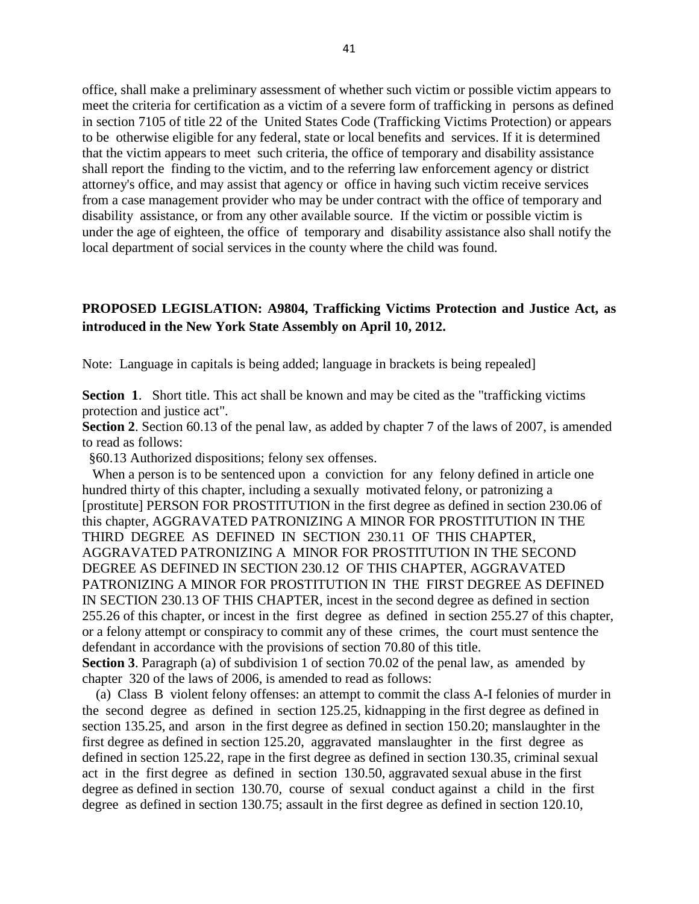office, shall make a preliminary assessment of whether such victim or possible victim appears to meet the criteria for certification as a victim of a severe form of trafficking in persons as defined in section 7105 of title 22 of the United States Code (Trafficking Victims Protection) or appears to be otherwise eligible for any federal, state or local benefits and services. If it is determined that the victim appears to meet such criteria, the office of temporary and disability assistance shall report the finding to the victim, and to the referring law enforcement agency or district attorney's office, and may assist that agency or office in having such victim receive services from a case management provider who may be under contract with the office of temporary and disability assistance, or from any other available source. If the victim or possible victim is under the age of eighteen, the office of temporary and disability assistance also shall notify the local department of social services in the county where the child was found.

**PROPOSED LEGISLATION: A9804, Trafficking Victims Protection and Justice Act, as introduced in the New York State Assembly on April 10, 2012.**

Note: Language in capitals is being added; language in brackets is being repealed]

**Section 1**. Short title. This act shall be known and may be cited as the "trafficking victims protection and justice act".

**Section 2**. Section 60.13 of the penal law, as added by chapter 7 of the laws of 2007, is amended to read as follows:

§60.13 Authorized dispositions; felony sex offenses.

When a person is to be sentenced upon a conviction for any felony defined in article one hundred thirty of this chapter, including a sexually motivated felony, or patronizing a [prostitute] PERSON FOR PROSTITUTION in the first degree as defined in section 230.06 of this chapter, AGGRAVATED PATRONIZING A MINOR FOR PROSTITUTION IN THE THIRD DEGREE AS DEFINED IN SECTION 230.11 OF THIS CHAPTER, AGGRAVATED PATRONIZING A MINOR FOR PROSTITUTION IN THE SECOND DEGREE AS DEFINED IN SECTION 230.12 OF THIS CHAPTER, AGGRAVATED PATRONIZING A MINOR FOR PROSTITUTION IN THE FIRST DEGREE AS DEFINED IN SECTION 230.13 OF THIS CHAPTER, incest in the second degree as defined in section 255.26 of this chapter, or incest in the first degree as defined in section 255.27 of this chapter, or a felony attempt or conspiracy to commit any of these crimes, the court must sentence the defendant in accordance with the provisions of section 70.80 of this title.

**Section 3**. Paragraph (a) of subdivision 1 of section 70.02 of the penal law, as amended by chapter 320 of the laws of 2006, is amended to read as follows:

(a) Class B violent felony offenses: an attempt to commit the class A-I felonies of murder in the second degree as defined in section 125.25, kidnapping in the first degree as defined in section 135.25, and arson in the first degree as defined in section 150.20; manslaughter in the first degree as defined in section 125.20, aggravated manslaughter in the first degree as defined in section 125.22, rape in the first degree as defined in section 130.35, criminal sexual act in the first degree as defined in section 130.50, aggravated sexual abuse in the first degree as defined in section 130.70, course of sexual conduct against a child in the first degree as defined in section 130.75; assault in the first degree as defined in section 120.10,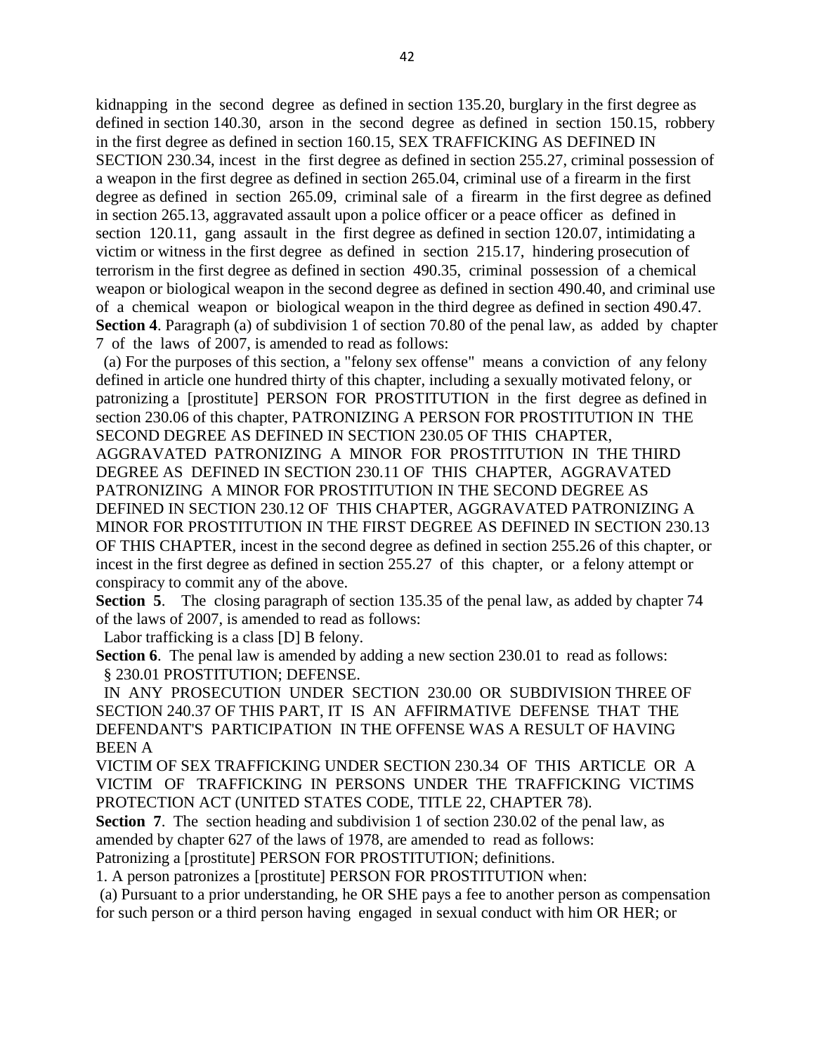kidnapping in the second degree as defined in section 135.20, burglary in the first degree as defined in section 140.30, arson in the second degree as defined in section 150.15, robbery in the first degree as defined in section 160.15, SEX TRAFFICKING AS DEFINED IN SECTION 230.34, incest in the first degree as defined in section 255.27, criminal possession of a weapon in the first degree as defined in section 265.04, criminal use of a firearm in the first degree as defined in section 265.09, criminal sale of a firearm in the first degree as defined in section 265.13, aggravated assault upon a police officer or a peace officer as defined in section 120.11, gang assault in the first degree as defined in section 120.07, intimidating a victim or witness in the first degree as defined in section 215.17, hindering prosecution of terrorism in the first degree as defined in section 490.35, criminal possession of a chemical weapon or biological weapon in the second degree as defined in section 490.40, and criminal use of a chemical weapon or biological weapon in the third degree as defined in section 490.47.

**Section 4**. Paragraph (a) of subdivision 1 of section 70.80 of the penal law, as added by chapter 7 of the laws of 2007, is amended to read as follows:

(a) For the purposes of this section, a "felony sex offense" means a conviction of any felony defined in article one hundred thirty of this chapter, including a sexually motivated felony, or patronizing a [prostitute] PERSON FOR PROSTITUTION in the first degree as defined in section 230.06 of this chapter, PATRONIZING A PERSON FOR PROSTITUTION IN THE SECOND DEGREE AS DEFINED IN SECTION 230.05 OF THIS CHAPTER, AGGRAVATED PATRONIZING A MINOR FOR PROSTITUTION IN THE THIRD DEGREE AS DEFINED IN SECTION 230.11 OF THIS CHAPTER, AGGRAVATED PATRONIZING A MINOR FOR PROSTITUTION IN THE SECOND DEGREE AS DEFINED IN SECTION 230.12 OF THIS CHAPTER, AGGRAVATED PATRONIZING A MINOR FOR PROSTITUTION IN THE FIRST DEGREE AS DEFINED IN SECTION 230.13 OF THIS CHAPTER, incest in the second degree as defined in section 255.26 of this chapter, or incest in the first degree as defined in section 255.27 of this chapter, or a felony attempt or conspiracy to commit any of the above.

**Section 5**. The closing paragraph of section 135.35 of the penal law, as added by chapter 74 of the laws of 2007, is amended to read as follows:

Labor trafficking is a class [D] B felony.

**Section 6**. The penal law is amended by adding a new section 230.01 to read as follows:

§ 230.01 PROSTITUTION; DEFENSE.

IN ANY PROSECUTION UNDER SECTION 230.00 OR SUBDIVISION THREE OF SECTION 240.37 OF THIS PART, IT IS AN AFFIRMATIVE DEFENSE THAT THE DEFENDANT'S PARTICIPATION IN THE OFFENSE WAS A RESULT OF HAVING BEEN A VICTIM OF SEX TRAFFICKING UNDER SECTION 230.34 OF THIS ARTICLE OR A VICTIM OF TRAFFICKING IN PERSONS UNDER THE TRAFFICKING VICTIMS PROTECTION ACT (UNITED STATES CODE, TITLE 22, CHAPTER 78).

**Section 7**. The section heading and subdivision 1 of section 230.02 of the penal law, as amended by chapter 627 of the laws of 1978, are amended to read as follows:

Patronizing a [prostitute] PERSON FOR PROSTITUTION; definitions.

1. A person patronizes a [prostitute] PERSON FOR PROSTITUTION when:

(a) Pursuant to a prior understanding, he OR SHE pays a fee to another person as compensation for such person or a third person having engaged in sexual conduct with him OR HER; or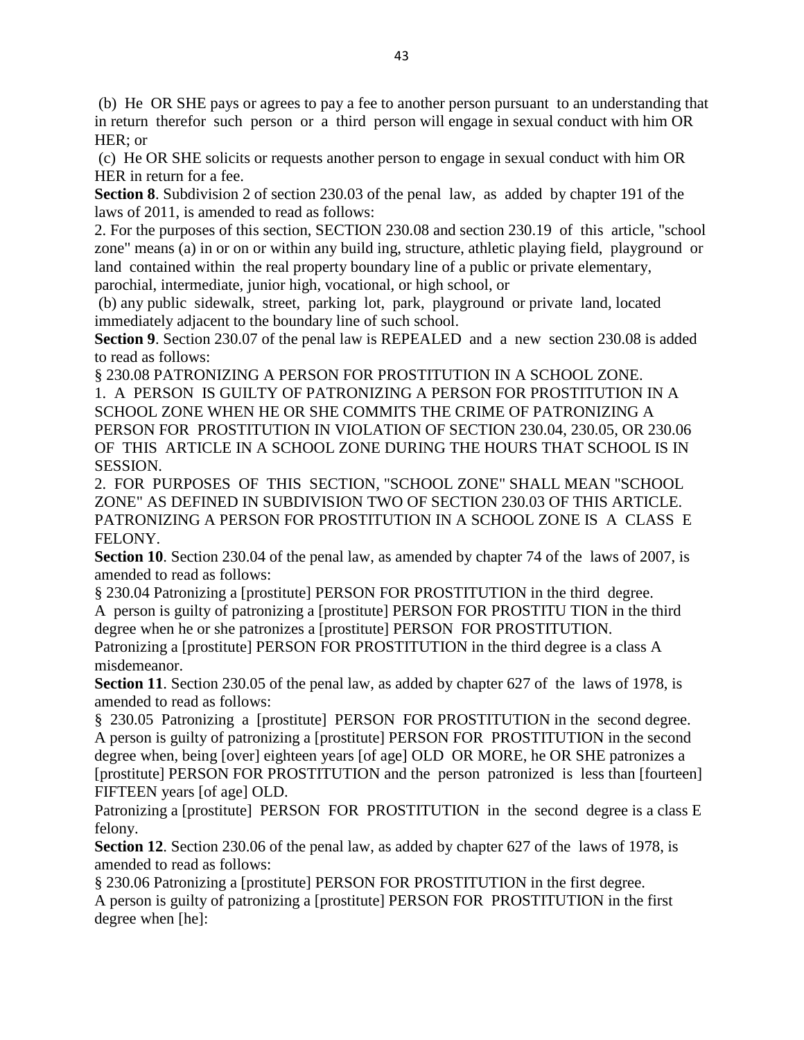(b) He OR SHE pays or agrees to pay a fee to another person pursuant to an understanding that in return therefor such person or a third person will engage in sexual conduct with him OR HER; or

(c) He OR SHE solicits or requests another person to engage in sexual conduct with him OR HER in return for a fee.

**Section 8**. Subdivision 2 of section 230.03 of the penal law, as added by chapter 191 of the laws of 2011, is amended to read as follows:

2. For the purposes of this section, SECTION 230.08 and section 230.19 of this article, "school zone" means (a) in or on or within any build ing, structure, athletic playing field, playground or land contained within the real property boundary line of a public or private elementary, parochial, intermediate, junior high, vocational, or high school, or

(b) any public sidewalk, street, parking lot, park, playground or private land, located immediately adjacent to the boundary line of such school.

**Section 9**. Section 230.07 of the penal law is REPEALED and a new section 230.08 is added to read as follows:

§ 230.08 PATRONIZING A PERSON FOR PROSTITUTION IN A SCHOOL ZONE.

1. A PERSON IS GUILTY OF PATRONIZING A PERSON FOR PROSTITUTION IN A SCHOOL ZONE WHEN HE OR SHE COMMITS THE CRIME OF PATRONIZING A PERSON FOR PROSTITUTION IN VIOLATION OF SECTION 230.04, 230.05, OR 230.06 OF THIS ARTICLE IN A SCHOOL ZONE DURING THE HOURS THAT SCHOOL IS IN SESSION.

2. FOR PURPOSES OF THIS SECTION, "SCHOOL ZONE" SHALL MEAN "SCHOOL ZONE" AS DEFINED IN SUBDIVISION TWO OF SECTION 230.03 OF THIS ARTICLE. PATRONIZING A PERSON FOR PROSTITUTION IN A SCHOOL ZONE IS A CLASS E FELONY.

**Section 10**. Section 230.04 of the penal law, as amended by chapter 74 of the laws of 2007, is amended to read as follows:

§ 230.04 Patronizing a [prostitute] PERSON FOR PROSTITUTION in the third degree.

A person is guilty of patronizing a [prostitute] PERSON FOR PROSTITU TION in the third degree when he or she patronizes a [prostitute] PERSON FOR PROSTITUTION.

Patronizing a [prostitute] PERSON FOR PROSTITUTION in the third degree is a class A misdemeanor.

**Section 11**. Section 230.05 of the penal law, as added by chapter 627 of the laws of 1978, is amended to read as follows:

§ 230.05 Patronizing a [prostitute] PERSON FOR PROSTITUTION in the second degree.

A person is guilty of patronizing a [prostitute] PERSON FOR PROSTITUTION in the second degree when, being [over] eighteen years [of age] OLD OR MORE, he OR SHE patronizes a [prostitute] PERSON FOR PROSTITUTION and the person patronized is less than [fourteen] FIFTEEN years [of age] OLD.

Patronizing a [prostitute] PERSON FOR PROSTITUTION in the second degree is a class E felony.

**Section 12**. Section 230.06 of the penal law, as added by chapter 627 of the laws of 1978, is amended to read as follows:

§ 230.06 Patronizing a [prostitute] PERSON FOR PROSTITUTION in the first degree.

A person is guilty of patronizing a [prostitute] PERSON FOR PROSTITUTION in the first degree when [he]: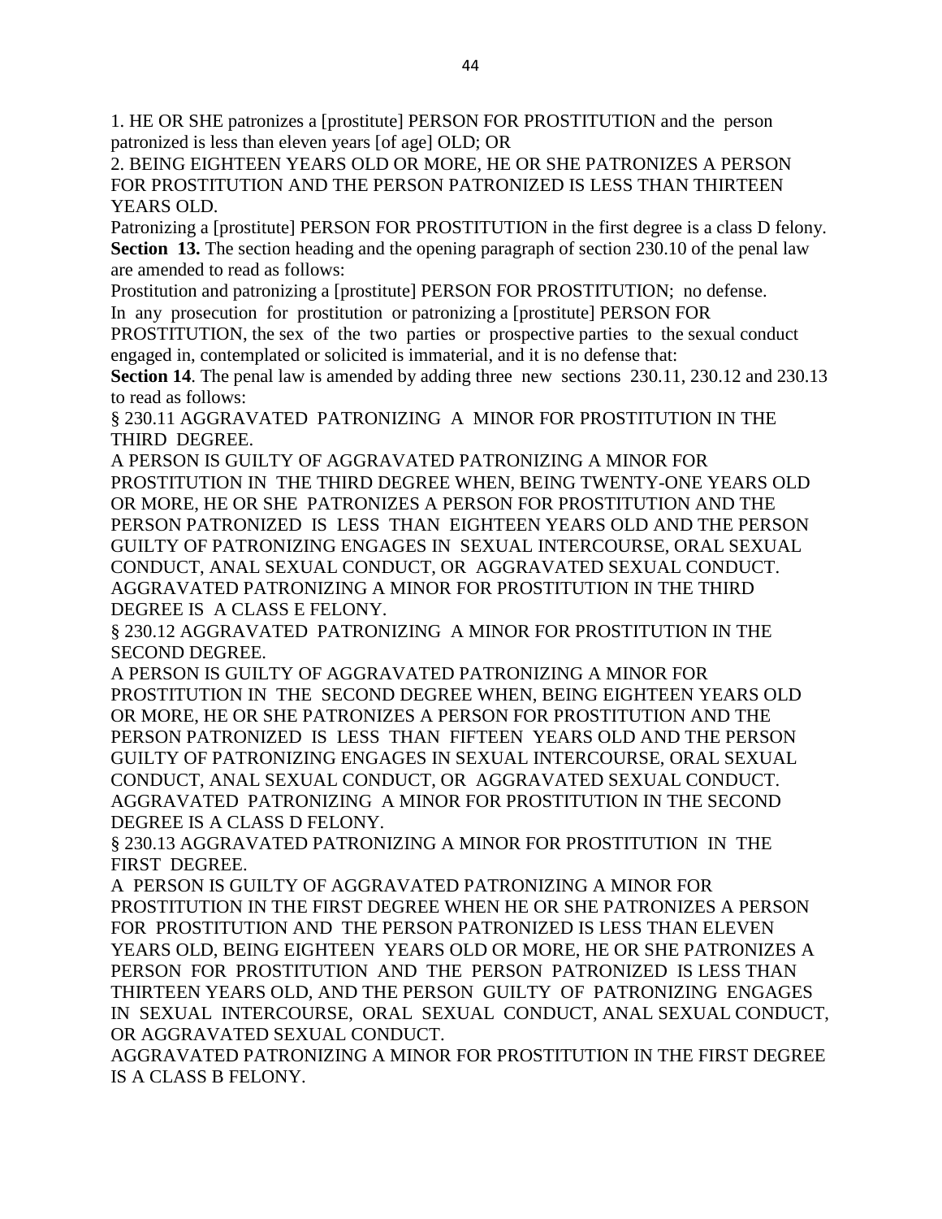1. HE OR SHE patronizes a [prostitute] PERSON FOR PROSTITUTION and the person patronized is less than eleven years [of age] OLD; OR

2. BEING EIGHTEEN YEARS OLD OR MORE, HE OR SHE PATRONIZES A PERSON FOR PROSTITUTION AND THE PERSON PATRONIZED IS LESS THAN THIRTEEN YEARS OLD.

Patronizing a [prostitute] PERSON FOR PROSTITUTION in the first degree is a class D felony.

**Section 13.** The section heading and the opening paragraph of section 230.10 of the penal law are amended to read as follows:

Prostitution and patronizing a [prostitute] PERSON FOR PROSTITUTION; no defense.

In any prosecution for prostitution or patronizing a [prostitute] PERSON FOR PROSTITUTION, the sex of the two parties or prospective parties to the sexual conduct engaged in, contemplated or solicited is immaterial, and it is no defense that:

**Section 14**. The penal law is amended by adding three new sections 230.11, 230.12 and 230.13 to read as follows:

§ 230.11 AGGRAVATED PATRONIZING A MINOR FOR PROSTITUTION IN THE THIRD DEGREE.

A PERSON IS GUILTY OF AGGRAVATED PATRONIZING A MINOR FOR PROSTITUTION IN THE THIRD DEGREE WHEN, BEING TWENTY-ONE YEARS OLD OR MORE, HE OR SHE PATRONIZES A PERSON FOR PROSTITUTION AND THE PERSON PATRONIZED IS LESS THAN EIGHTEEN YEARS OLD AND THE PERSON GUILTY OF PATRONIZING ENGAGES IN SEXUAL INTERCOURSE, ORAL SEXUAL CONDUCT, ANAL SEXUAL CONDUCT, OR AGGRAVATED SEXUAL CONDUCT.

AGGRAVATED PATRONIZING A MINOR FOR PROSTITUTION IN THE THIRD DEGREE IS A CLASS E FELONY.

§ 230.12 AGGRAVATED PATRONIZING A MINOR FOR PROSTITUTION IN THE SECOND DEGREE.

A PERSON IS GUILTY OF AGGRAVATED PATRONIZING A MINOR FOR PROSTITUTION IN THE SECOND DEGREE WHEN, BEING EIGHTEEN YEARS OLD OR MORE, HE OR SHE PATRONIZES A PERSON FOR PROSTITUTION AND THE PERSON PATRONIZED IS LESS THAN FIFTEEN YEARS OLD AND THE PERSON GUILTY OF PATRONIZING ENGAGES IN SEXUAL INTERCOURSE, ORAL SEXUAL CONDUCT, ANAL SEXUAL CONDUCT, OR AGGRAVATED SEXUAL CONDUCT.

AGGRAVATED PATRONIZING A MINOR FOR PROSTITUTION IN THE SECOND DEGREE IS A CLASS D FELONY.

§ 230.13 AGGRAVATED PATRONIZING A MINOR FOR PROSTITUTION IN THE FIRST DEGREE.

A PERSON IS GUILTY OF AGGRAVATED PATRONIZING A MINOR FOR PROSTITUTION IN THE FIRST DEGREE WHEN HE OR SHE PATRONIZES A PERSON FOR PROSTITUTION AND THE PERSON PATRONIZED IS LESS THAN ELEVEN YEARS OLD, BEING EIGHTEEN YEARS OLD OR MORE, HE OR SHE PATRONIZES A PERSON FOR PROSTITUTION AND THE PERSON PATRONIZED IS LESS THAN THIRTEEN YEARS OLD, AND THE PERSON GUILTY OF PATRONIZING ENGAGES IN SEXUAL INTERCOURSE, ORAL SEXUAL CONDUCT, ANAL SEXUAL CONDUCT, OR AGGRAVATED SEXUAL CONDUCT.

AGGRAVATED PATRONIZING A MINOR FOR PROSTITUTION IN THE FIRST DEGREE IS A CLASS B FELONY.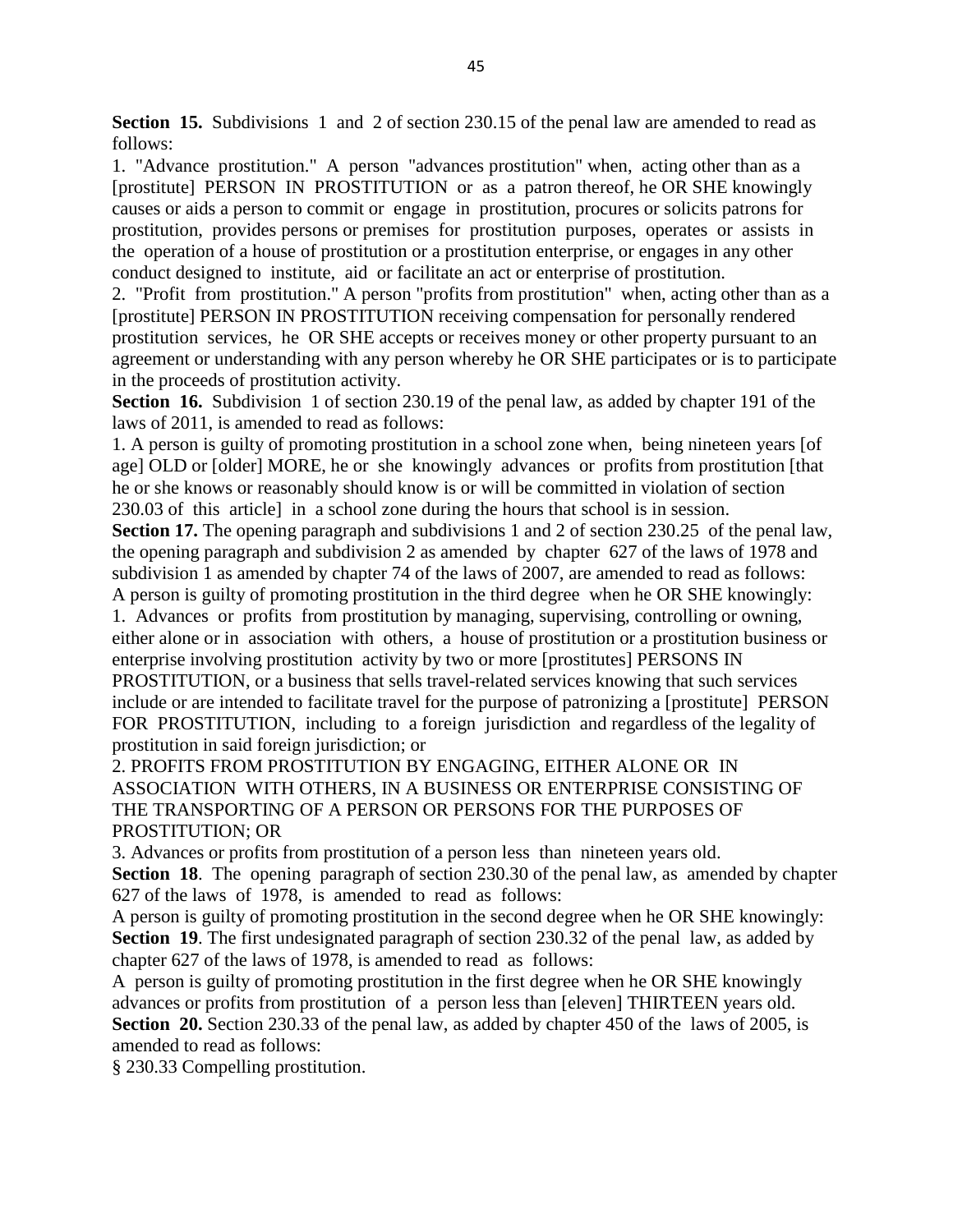**Section 15.** Subdivisions 1 and 2 of section 230.15 of the penal law are amended to read as follows:

1. "Advance prostitution." A person "advances prostitution" when, acting other than as a [prostitute] PERSON IN PROSTITUTION or as a patron thereof, he OR SHE knowingly causes or aids a person to commit or engage in prostitution, procures or solicits patrons for prostitution, provides persons or premises for prostitution purposes, operates or assists in the operation of a house of prostitution or a prostitution enterprise, or engages in any other conduct designed to institute, aid or facilitate an act or enterprise of prostitution.

2. "Profit from prostitution." A person "profits from prostitution" when, acting other than as a [prostitute] PERSON IN PROSTITUTION receiving compensation for personally rendered prostitution services, he OR SHE accepts or receives money or other property pursuant to an agreement or understanding with any person whereby he OR SHE participates or is to participate in the proceeds of prostitution activity.

**Section 16.** Subdivision 1 of section 230.19 of the penal law, as added by chapter 191 of the laws of 2011, is amended to read as follows:

1. A person is guilty of promoting prostitution in a school zone when, being nineteen years [of age] OLD or [older] MORE, he or she knowingly advances or profits from prostitution [that he or she knows or reasonably should know is or will be committed in violation of section 230.03 of this article] in a school zone during the hours that school is in session.

**Section 17.** The opening paragraph and subdivisions 1 and 2 of section 230.25 of the penal law, the opening paragraph and subdivision 2 as amended by chapter 627 of the laws of 1978 and subdivision 1 as amended by chapter 74 of the laws of 2007, are amended to read as follows:

A person is guilty of promoting prostitution in the third degree when he OR SHE knowingly:

1. Advances or profits from prostitution by managing, supervising, controlling or owning, either alone or in association with others, a house of prostitution or a prostitution business or enterprise involving prostitution activity by two or more [prostitutes] PERSONS IN PROSTITUTION, or a business that sells travel-related services knowing that such services include or are intended to facilitate travel for the purpose of patronizing a [prostitute] PERSON FOR PROSTITUTION, including to a foreign jurisdiction and regardless of the legality of prostitution in said foreign jurisdiction; or

2. PROFITS FROM PROSTITUTION BY ENGAGING, EITHER ALONE OR IN ASSOCIATION WITH OTHERS, IN A BUSINESS OR ENTERPRISE CONSISTING OF THE TRANSPORTING OF A PERSON OR PERSONS FOR THE PURPOSES OF PROSTITUTION; OR

3. Advances or profits from prostitution of a person less than nineteen years old.

**Section 18**. The opening paragraph of section 230.30 of the penal law, as amended by chapter 627 of the laws of 1978, is amended to read as follows:

A person is guilty of promoting prostitution in the second degree when he OR SHE knowingly:

**Section 19**. The first undesignated paragraph of section 230.32 of the penal law, as added by chapter 627 of the laws of 1978, is amended to read as follows:

A person is guilty of promoting prostitution in the first degree when he OR SHE knowingly advances or profits from prostitution of a person less than [eleven] THIRTEEN years old.

**Section 20.** Section 230.33 of the penal law, as added by chapter 450 of the laws of 2005, is amended to read as follows:

§ 230.33 Compelling prostitution.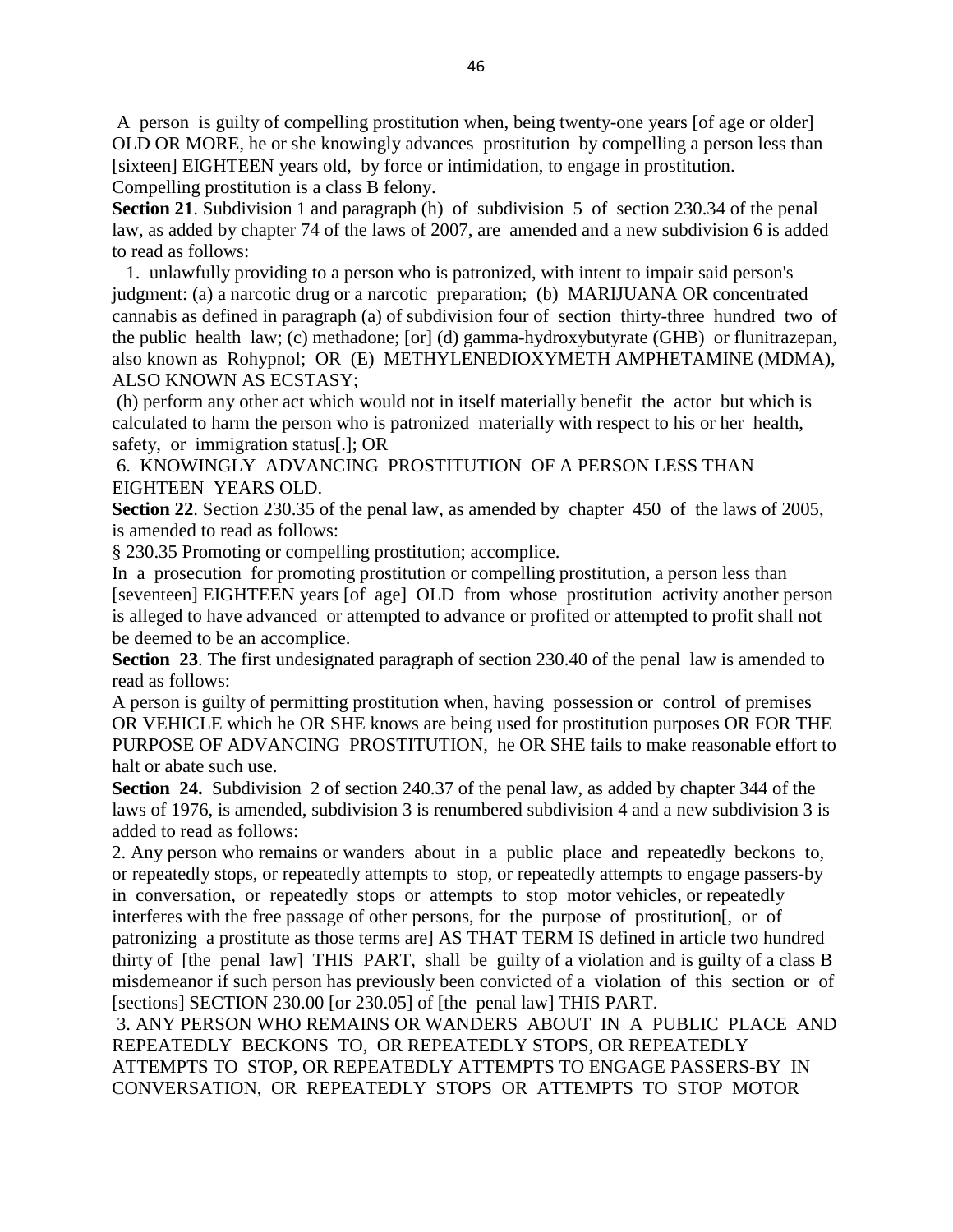A person is guilty of compelling prostitution when, being twenty-one years [of age or older] OLD OR MORE, he or she knowingly advances prostitution by compelling a person less than [sixteen] EIGHTEEN years old, by force or intimidation, to engage in prostitution. Compelling prostitution is a class B felony.

**Section 21**. Subdivision 1 and paragraph (h) of subdivision 5 of section 230.34 of the penal law, as added by chapter 74 of the laws of 2007, are amended and a new subdivision 6 is added to read as follows:

1. unlawfully providing to a person who is patronized, with intent to impair said person's judgment: (a) a narcotic drug or a narcotic preparation; (b) MARIJUANA OR concentrated cannabis as defined in paragraph (a) of subdivision four of section thirty-three hundred two of the public health law; (c) methadone; [or] (d) gamma-hydroxybutyrate (GHB) or flunitrazepan, also known as Rohypnol; OR (E) METHYLENEDIOXYMETH AMPHETAMINE (MDMA), ALSO KNOWN AS ECSTASY;

(h) perform any other act which would not in itself materially benefit the actor but which is calculated to harm the person who is patronized materially with respect to his or her health, safety, or immigration status[.]; OR

6. KNOWINGLY ADVANCING PROSTITUTION OF A PERSON LESS THAN EIGHTEEN YEARS OLD.

**Section 22**. Section 230.35 of the penal law, as amended by chapter 450 of the laws of 2005, is amended to read as follows:

§ 230.35 Promoting or compelling prostitution; accomplice.

In a prosecution for promoting prostitution or compelling prostitution, a person less than [seventeen] EIGHTEEN years [of age] OLD from whose prostitution activity another person is alleged to have advanced or attempted to advance or profited or attempted to profit shall not be deemed to be an accomplice.

**Section 23**. The first undesignated paragraph of section 230.40 of the penal law is amended to read as follows:

A person is guilty of permitting prostitution when, having possession or control of premises OR VEHICLE which he OR SHE knows are being used for prostitution purposes OR FOR THE PURPOSE OF ADVANCING PROSTITUTION, he OR SHE fails to make reasonable effort to halt or abate such use.

**Section 24.** Subdivision 2 of section 240.37 of the penal law, as added by chapter 344 of the laws of 1976, is amended, subdivision 3 is renumbered subdivision 4 and a new subdivision 3 is added to read as follows:

2. Any person who remains or wanders about in a public place and repeatedly beckons to, or repeatedly stops, or repeatedly attempts to stop, or repeatedly attempts to engage passers-by in conversation, or repeatedly stops or attempts to stop motor vehicles, or repeatedly interferes with the free passage of other persons, for the purpose of prostitution[, or of patronizing a prostitute as those terms are] AS THAT TERM IS defined in article two hundred thirty of [the penal law] THIS PART, shall be guilty of a violation and is guilty of a class B misdemeanor if such person has previously been convicted of a violation of this section or of [sections] SECTION 230.00 [or 230.05] of [the penal law] THIS PART.

3. ANY PERSON WHO REMAINS OR WANDERS ABOUT IN A PUBLIC PLACE AND REPEATEDLY BECKONS TO, OR REPEATEDLY STOPS, OR REPEATEDLY ATTEMPTS TO STOP, OR REPEATEDLY ATTEMPTS TO ENGAGE PASSERS-BY IN CONVERSATION, OR REPEATEDLY STOPS OR ATTEMPTS TO STOP MOTOR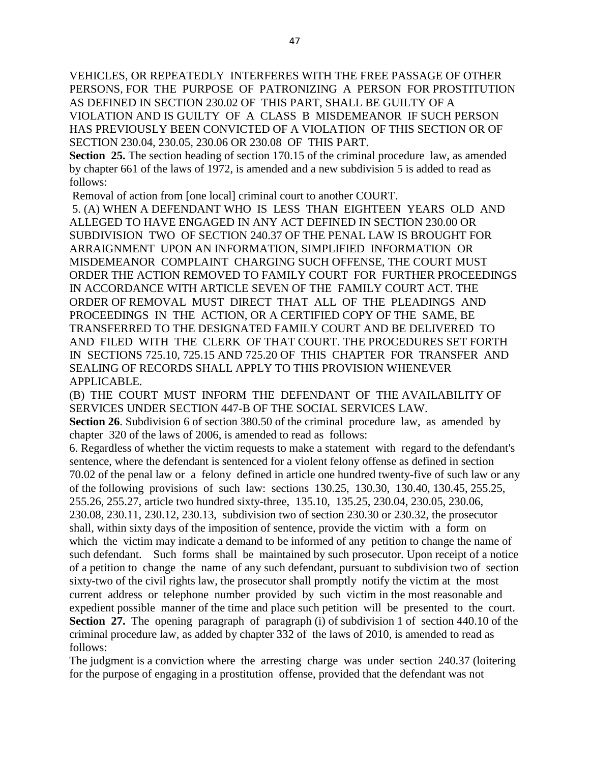VEHICLES, OR REPEATEDLY INTERFERES WITH THE FREE PASSAGE OF OTHER PERSONS, FOR THE PURPOSE OF PATRONIZING A PERSON FOR PROSTITUTION AS DEFINED IN SECTION 230.02 OF THIS PART, SHALL BE GUILTY OF A VIOLATION AND IS GUILTY OF A CLASS B MISDEMEANOR IF SUCH PERSON HAS PREVIOUSLY BEEN CONVICTED OF A VIOLATION OF THIS SECTION OR OF SECTION 230.04, 230.05, 230.06 OR 230.08 OF THIS PART.

**Section 25.** The section heading of section 170.15 of the criminal procedure law, as amended by chapter 661 of the laws of 1972, is amended and a new subdivision 5 is added to read as follows:

Removal of action from [one local] criminal court to another COURT.

5. (A) WHEN A DEFENDANT WHO IS LESS THAN EIGHTEEN YEARS OLD AND ALLEGED TO HAVE ENGAGED IN ANY ACT DEFINED IN SECTION 230.00 OR SUBDIVISION TWO OF SECTION 240.37 OF THE PENAL LAW IS BROUGHT FOR ARRAIGNMENT UPON AN INFORMATION, SIMPLIFIED INFORMATION OR MISDEMEANOR COMPLAINT CHARGING SUCH OFFENSE, THE COURT MUST ORDER THE ACTION REMOVED TO FAMILY COURT FOR FURTHER PROCEEDINGS IN ACCORDANCE WITH ARTICLE SEVEN OF THE FAMILY COURT ACT. THE ORDER OF REMOVAL MUST DIRECT THAT ALL OF THE PLEADINGS AND PROCEEDINGS IN THE ACTION, OR A CERTIFIED COPY OF THE SAME, BE TRANSFERRED TO THE DESIGNATED FAMILY COURT AND BE DELIVERED TO AND FILED WITH THE CLERK OF THAT COURT. THE PROCEDURES SET FORTH IN SECTIONS 725.10, 725.15 AND 725.20 OF THIS CHAPTER FOR TRANSFER AND SEALING OF RECORDS SHALL APPLY TO THIS PROVISION WHENEVER APPLICABLE.

(B) THE COURT MUST INFORM THE DEFENDANT OF THE AVAILABILITY OF SERVICES UNDER SECTION 447-B OF THE SOCIAL SERVICES LAW.

**Section 26**. Subdivision 6 of section 380.50 of the criminal procedure law, as amended by chapter 320 of the laws of 2006, is amended to read as follows:

6. Regardless of whether the victim requests to make a statement with regard to the defendant's sentence, where the defendant is sentenced for a violent felony offense as defined in section 70.02 of the penal law or a felony defined in article one hundred twenty-five of such law or any of the following provisions of such law: sections 130.25, 130.30, 130.40, 130.45, 255.25, 255.26, 255.27, article two hundred sixty-three, 135.10, 135.25, 230.04, 230.05, 230.06, 230.08, 230.11, 230.12, 230.13, subdivision two of section 230.30 or 230.32, the prosecutor shall, within sixty days of the imposition of sentence, provide the victim with a form on which the victim may indicate a demand to be informed of any petition to change the name of such defendant. Such forms shall be maintained by such prosecutor. Upon receipt of a notice of a petition to change the name of any such defendant, pursuant to subdivision two of section sixty-two of the civil rights law, the prosecutor shall promptly notify the victim at the most current address or telephone number provided by such victim in the most reasonable and expedient possible manner of the time and place such petition will be presented to the court.

**Section 27.** The opening paragraph of paragraph (i) of subdivision 1 of section 440.10 of the criminal procedure law, as added by chapter 332 of the laws of 2010, is amended to read as follows:

The judgment is a conviction where the arresting charge was under section 240.37 (loitering for the purpose of engaging in a prostitution offense, provided that the defendant was not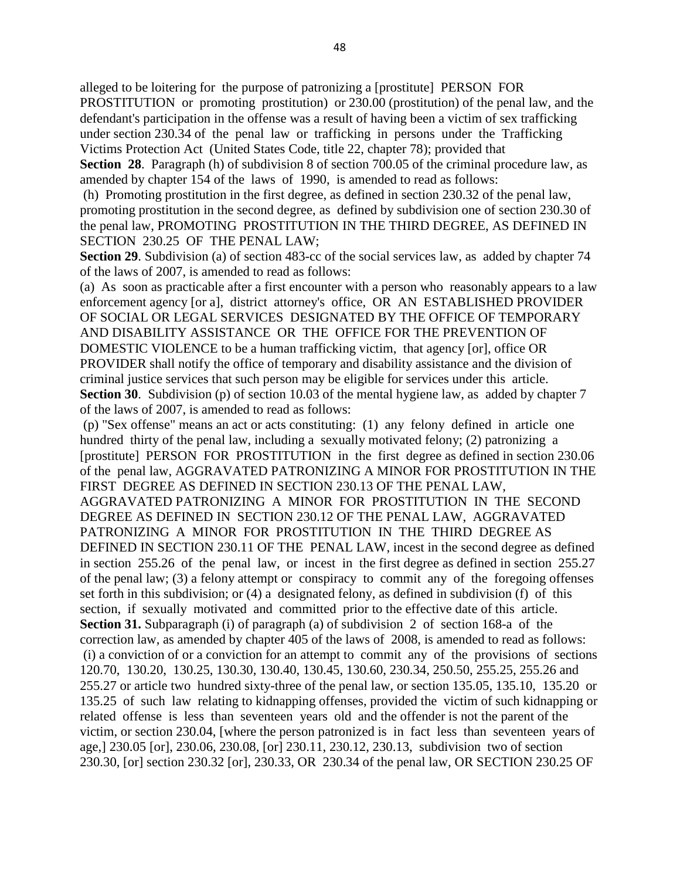alleged to be loitering for the purpose of patronizing a [prostitute] PERSON FOR PROSTITUTION or promoting prostitution) or 230.00 (prostitution) of the penal law, and the defendant's participation in the offense was a result of having been a victim of sex trafficking under section 230.34 of the penal law or trafficking in persons under the Trafficking Victims Protection Act (United States Code, title 22, chapter 78); provided that

**Section 28**. Paragraph (h) of subdivision 8 of section 700.05 of the criminal procedure law, as amended by chapter 154 of the laws of 1990, is amended to read as follows:

(h) Promoting prostitution in the first degree, as defined in section 230.32 of the penal law, promoting prostitution in the second degree, as defined by subdivision one of section 230.30 of the penal law, PROMOTING PROSTITUTION IN THE THIRD DEGREE, AS DEFINED IN SECTION 230.25 OF THE PENAL LAW;

**Section 29**. Subdivision (a) of section 483-cc of the social services law, as added by chapter 74 of the laws of 2007, is amended to read as follows:

(a) As soon as practicable after a first encounter with a person who reasonably appears to a law enforcement agency [or a], district attorney's office, OR AN ESTABLISHED PROVIDER OF SOCIAL OR LEGAL SERVICES DESIGNATED BY THE OFFICE OF TEMPORARY AND DISABILITY ASSISTANCE OR THE OFFICE FOR THE PREVENTION OF DOMESTIC VIOLENCE to be a human trafficking victim, that agency [or], office OR PROVIDER shall notify the office of temporary and disability assistance and the division of criminal justice services that such person may be eligible for services under this article.

**Section 30**. Subdivision (p) of section 10.03 of the mental hygiene law, as added by chapter 7 of the laws of 2007, is amended to read as follows:

(p) "Sex offense" means an act or acts constituting: (1) any felony defined in article one hundred thirty of the penal law, including a sexually motivated felony; (2) patronizing a [prostitute] PERSON FOR PROSTITUTION in the first degree as defined in section 230.06 of the penal law, AGGRAVATED PATRONIZING A MINOR FOR PROSTITUTION IN THE FIRST DEGREE AS DEFINED IN SECTION 230.13 OF THE PENAL LAW, AGGRAVATED PATRONIZING A MINOR FOR PROSTITUTION IN THE SECOND DEGREE AS DEFINED IN SECTION 230.12 OF THE PENAL LAW, AGGRAVATED PATRONIZING A MINOR FOR PROSTITUTION IN THE THIRD DEGREE AS DEFINED IN SECTION 230.11 OF THE PENAL LAW, incest in the second degree as defined in section 255.26 of the penal law, or incest in the first degree as defined in section 255.27 of the penal law; (3) a felony attempt or conspiracy to commit any of the foregoing offenses set forth in this subdivision; or (4) a designated felony, as defined in subdivision (f) of this section, if sexually motivated and committed prior to the effective date of this article.

**Section 31.** Subparagraph (i) of paragraph (a) of subdivision 2 of section 168-a of the correction law, as amended by chapter 405 of the laws of 2008, is amended to read as follows:

(i) a conviction of or a conviction for an attempt to commit any of the provisions of sections 120.70, 130.20, 130.25, 130.30, 130.40, 130.45, 130.60, 230.34, 250.50, 255.25, 255.26 and 255.27 or article two hundred sixty-three of the penal law, or section 135.05, 135.10, 135.20 or 135.25 of such law relating to kidnapping offenses, provided the victim of such kidnapping or related offense is less than seventeen years old and the offender is not the parent of the victim, or section 230.04, [where the person patronized is in fact less than seventeen years of age,] 230.05 [or], 230.06, 230.08, [or] 230.11, 230.12, 230.13, subdivision two of section 230.30, [or] section 230.32 [or], 230.33, OR 230.34 of the penal law, OR SECTION 230.25 OF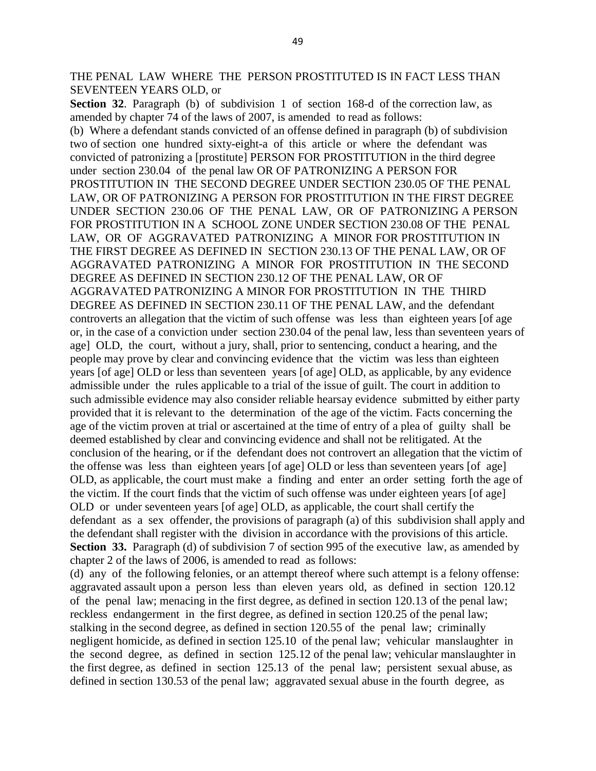THE PENAL LAW WHERE THE PERSON PROSTITUTED IS IN FACT LESS THAN SEVENTEEN YEARS OLD, or

**Section 32**. Paragraph (b) of subdivision 1 of section 168-d of the correction law, as amended by chapter 74 of the laws of 2007, is amended to read as follows:

(b) Where a defendant stands convicted of an offense defined in paragraph (b) of subdivision two of section one hundred sixty-eight-a of this article or where the defendant was convicted of patronizing a [prostitute] PERSON FOR PROSTITUTION in the third degree under section 230.04 of the penal law OR OF PATRONIZING A PERSON FOR PROSTITUTION IN THE SECOND DEGREE UNDER SECTION 230.05 OF THE PENAL LAW, OR OF PATRONIZING A PERSON FOR PROSTITUTION IN THE FIRST DEGREE UNDER SECTION 230.06 OF THE PENAL LAW, OR OF PATRONIZING A PERSON FOR PROSTITUTION IN A SCHOOL ZONE UNDER SECTION 230.08 OF THE PENAL LAW, OR OF AGGRAVATED PATRONIZING A MINOR FOR PROSTITUTION IN THE FIRST DEGREE AS DEFINED IN SECTION 230.13 OF THE PENAL LAW, OR OF AGGRAVATED PATRONIZING A MINOR FOR PROSTITUTION IN THE SECOND DEGREE AS DEFINED IN SECTION 230.12 OF THE PENAL LAW, OR OF AGGRAVATED PATRONIZING A MINOR FOR PROSTITUTION IN THE THIRD DEGREE AS DEFINED IN SECTION 230.11 OF THE PENAL LAW, and the defendant controverts an allegation that the victim of such offense was less than eighteen years [of age or, in the case of a conviction under section 230.04 of the penal law, less than seventeen years of age] OLD, the court, without a jury, shall, prior to sentencing, conduct a hearing, and the people may prove by clear and convincing evidence that the victim was less than eighteen years [of age] OLD or less than seventeen years [of age] OLD, as applicable, by any evidence admissible under the rules applicable to a trial of the issue of guilt. The court in addition to such admissible evidence may also consider reliable hearsay evidence submitted by either party provided that it is relevant to the determination of the age of the victim. Facts concerning the age of the victim proven at trial or ascertained at the time of entry of a plea of guilty shall be deemed established by clear and convincing evidence and shall not be relitigated. At the conclusion of the hearing, or if the defendant does not controvert an allegation that the victim of the offense was less than eighteen years [of age] OLD or less than seventeen years [of age] OLD, as applicable, the court must make a finding and enter an order setting forth the age of the victim. If the court finds that the victim of such offense was under eighteen years [of age] OLD or under seventeen years [of age] OLD, as applicable, the court shall certify the defendant as a sex offender, the provisions of paragraph (a) of this subdivision shall apply and the defendant shall register with the division in accordance with the provisions of this article.

**Section 33.** Paragraph (d) of subdivision 7 of section 995 of the executive law, as amended by chapter 2 of the laws of 2006, is amended to read as follows:

(d) any of the following felonies, or an attempt thereof where such attempt is a felony offense: aggravated assault upon a person less than eleven years old, as defined in section 120.12 of the penal law; menacing in the first degree, as defined in section 120.13 of the penal law; reckless endangerment in the first degree, as defined in section 120.25 of the penal law; stalking in the second degree, as defined in section 120.55 of the penal law; criminally negligent homicide, as defined in section 125.10 of the penal law; vehicular manslaughter in the second degree, as defined in section 125.12 of the penal law; vehicular manslaughter in the first degree, as defined in section 125.13 of the penal law; persistent sexual abuse, as defined in section 130.53 of the penal law; aggravated sexual abuse in the fourth degree, as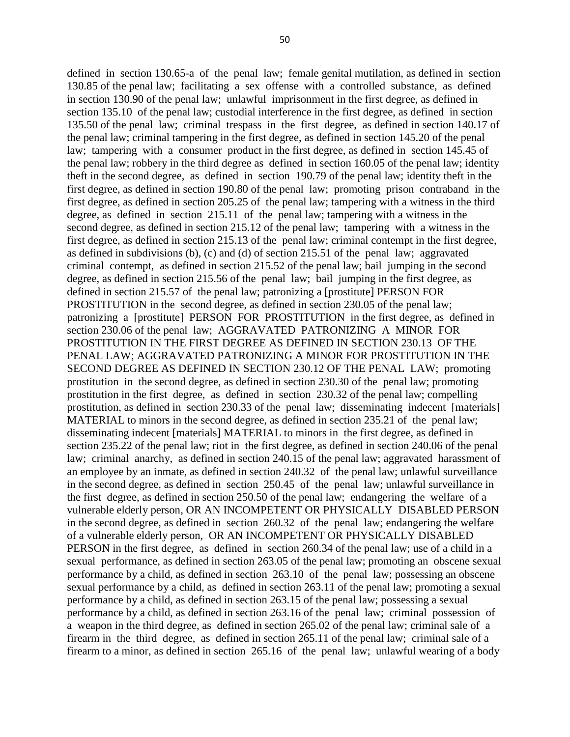defined in section 130.65-a of the penal law; female genital mutilation, as defined in section 130.85 of the penal law; facilitating a sex offense with a controlled substance, as defined in section 130.90 of the penal law; unlawful imprisonment in the first degree, as defined in section 135.10 of the penal law; custodial interference in the first degree, as defined in section 135.50 of the penal law; criminal trespass in the first degree, as defined in section 140.17 of the penal law; criminal tampering in the first degree, as defined in section 145.20 of the penal law; tampering with a consumer product in the first degree, as defined in section 145.45 of the penal law; robbery in the third degree as defined in section 160.05 of the penal law; identity theft in the second degree, as defined in section 190.79 of the penal law; identity theft in the first degree, as defined in section 190.80 of the penal law; promoting prison contraband in the first degree, as defined in section 205.25 of the penal law; tampering with a witness in the third degree, as defined in section 215.11 of the penal law; tampering with a witness in the second degree, as defined in section 215.12 of the penal law; tampering with a witness in the first degree, as defined in section 215.13 of the penal law; criminal contempt in the first degree, as defined in subdivisions (b), (c) and (d) of section 215.51 of the penal law; aggravated criminal contempt, as defined in section 215.52 of the penal law; bail jumping in the second degree, as defined in section 215.56 of the penal law; bail jumping in the first degree, as defined in section 215.57 of the penal law; patronizing a [prostitute] PERSON FOR PROSTITUTION in the second degree, as defined in section 230.05 of the penal law; patronizing a [prostitute] PERSON FOR PROSTITUTION in the first degree, as defined in section 230.06 of the penal law; AGGRAVATED PATRONIZING A MINOR FOR PROSTITUTION IN THE FIRST DEGREE AS DEFINED IN SECTION 230.13 OF THE PENAL LAW; AGGRAVATED PATRONIZING A MINOR FOR PROSTITUTION IN THE SECOND DEGREE AS DEFINED IN SECTION 230.12 OF THE PENAL LAW; promoting prostitution in the second degree, as defined in section 230.30 of the penal law; promoting prostitution in the first degree, as defined in section 230.32 of the penal law; compelling prostitution, as defined in section 230.33 of the penal law; disseminating indecent [materials] MATERIAL to minors in the second degree, as defined in section 235.21 of the penal law; disseminating indecent [materials] MATERIAL to minors in the first degree, as defined in section 235.22 of the penal law; riot in the first degree, as defined in section 240.06 of the penal law; criminal anarchy, as defined in section 240.15 of the penal law; aggravated harassment of an employee by an inmate, as defined in section 240.32 of the penal law; unlawful surveillance in the second degree, as defined in section 250.45 of the penal law; unlawful surveillance in the first degree, as defined in section 250.50 of the penal law; endangering the welfare of a vulnerable elderly person, OR AN INCOMPETENT OR PHYSICALLY DISABLED PERSON in the second degree, as defined in section 260.32 of the penal law; endangering the welfare of a vulnerable elderly person, OR AN INCOMPETENT OR PHYSICALLY DISABLED PERSON in the first degree, as defined in section 260.34 of the penal law; use of a child in a sexual performance, as defined in section 263.05 of the penal law; promoting an obscene sexual performance by a child, as defined in section 263.10 of the penal law; possessing an obscene sexual performance by a child, as defined in section 263.11 of the penal law; promoting a sexual performance by a child, as defined in section 263.15 of the penal law; possessing a sexual performance by a child, as defined in section 263.16 of the penal law; criminal possession of a weapon in the third degree, as defined in section 265.02 of the penal law; criminal sale of a firearm in the third degree, as defined in section 265.11 of the penal law; criminal sale of a firearm to a minor, as defined in section 265.16 of the penal law; unlawful wearing of a body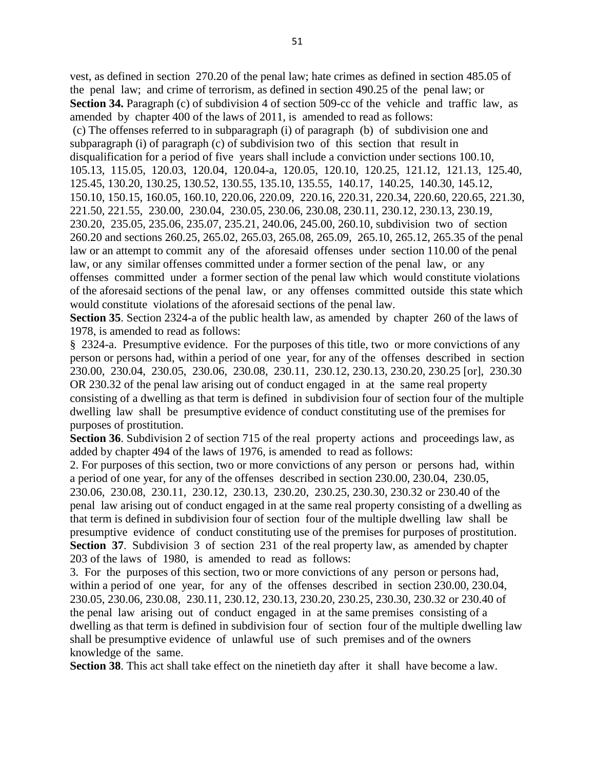vest, as defined in section 270.20 of the penal law; hate crimes as defined in section 485.05 of the penal law; and crime of terrorism, as defined in section 490.25 of the penal law; or

**Section 34.** Paragraph (c) of subdivision 4 of section 509-cc of the vehicle and traffic law, as amended by chapter 400 of the laws of 2011, is amended to read as follows:

(c) The offenses referred to in subparagraph (i) of paragraph (b) of subdivision one and subparagraph (i) of paragraph (c) of subdivision two of this section that result in disqualification for a period of five years shall include a conviction under sections 100.10, 105.13, 115.05, 120.03, 120.04, 120.04-a, 120.05, 120.10, 120.25, 121.12, 121.13, 125.40, 125.45, 130.20, 130.25, 130.52, 130.55, 135.10, 135.55, 140.17, 140.25, 140.30, 145.12, 150.10, 150.15, 160.05, 160.10, 220.06, 220.09, 220.16, 220.31, 220.34, 220.60, 220.65, 221.30, 221.50, 221.55, 230.00, 230.04, 230.05, 230.06, 230.08, 230.11, 230.12, 230.13, 230.19, 230.20, 235.05, 235.06, 235.07, 235.21, 240.06, 245.00, 260.10, subdivision two of section 260.20 and sections 260.25, 265.02, 265.03, 265.08, 265.09, 265.10, 265.12, 265.35 of the penal law or an attempt to commit any of the aforesaid offenses under section 110.00 of the penal law, or any similar offenses committed under a former section of the penal law, or any offenses committed under a former section of the penal law which would constitute violations of the aforesaid sections of the penal law, or any offenses committed outside this state which would constitute violations of the aforesaid sections of the penal law.

**Section 35**. Section 2324-a of the public health law, as amended by chapter 260 of the laws of 1978, is amended to read as follows:

§ 2324-a. Presumptive evidence. For the purposes of this title, two or more convictions of any person or persons had, within a period of one year, for any of the offenses described in section 230.00, 230.04, 230.05, 230.06, 230.08, 230.11, 230.12, 230.13, 230.20, 230.25 [or], 230.30 OR 230.32 of the penal law arising out of conduct engaged in at the same real property consisting of a dwelling as that term is defined in subdivision four of section four of the multiple dwelling law shall be presumptive evidence of conduct constituting use of the premises for purposes of prostitution.

**Section 36**. Subdivision 2 of section 715 of the real property actions and proceedings law, as added by chapter 494 of the laws of 1976, is amended to read as follows:

2. For purposes of this section, two or more convictions of any person or persons had, within a period of one year, for any of the offenses described in section 230.00, 230.04, 230.05, 230.06, 230.08, 230.11, 230.12, 230.13, 230.20, 230.25, 230.30, 230.32 or 230.40 of the penal law arising out of conduct engaged in at the same real property consisting of a dwelling as that term is defined in subdivision four of section four of the multiple dwelling law shall be presumptive evidence of conduct constituting use of the premises for purposes of prostitution.

**Section 37**. Subdivision 3 of section 231 of the real property law, as amended by chapter 203 of the laws of 1980, is amended to read as follows:

3. For the purposes of this section, two or more convictions of any person or persons had, within a period of one year, for any of the offenses described in section 230.00, 230.04, 230.05, 230.06, 230.08, 230.11, 230.12, 230.13, 230.20, 230.25, 230.30, 230.32 or 230.40 of the penal law arising out of conduct engaged in at the same premises consisting of a dwelling as that term is defined in subdivision four of section four of the multiple dwelling law shall be presumptive evidence of unlawful use of such premises and of the owners knowledge of the same.

**Section 38**. This act shall take effect on the ninetieth day after it shall have become a law.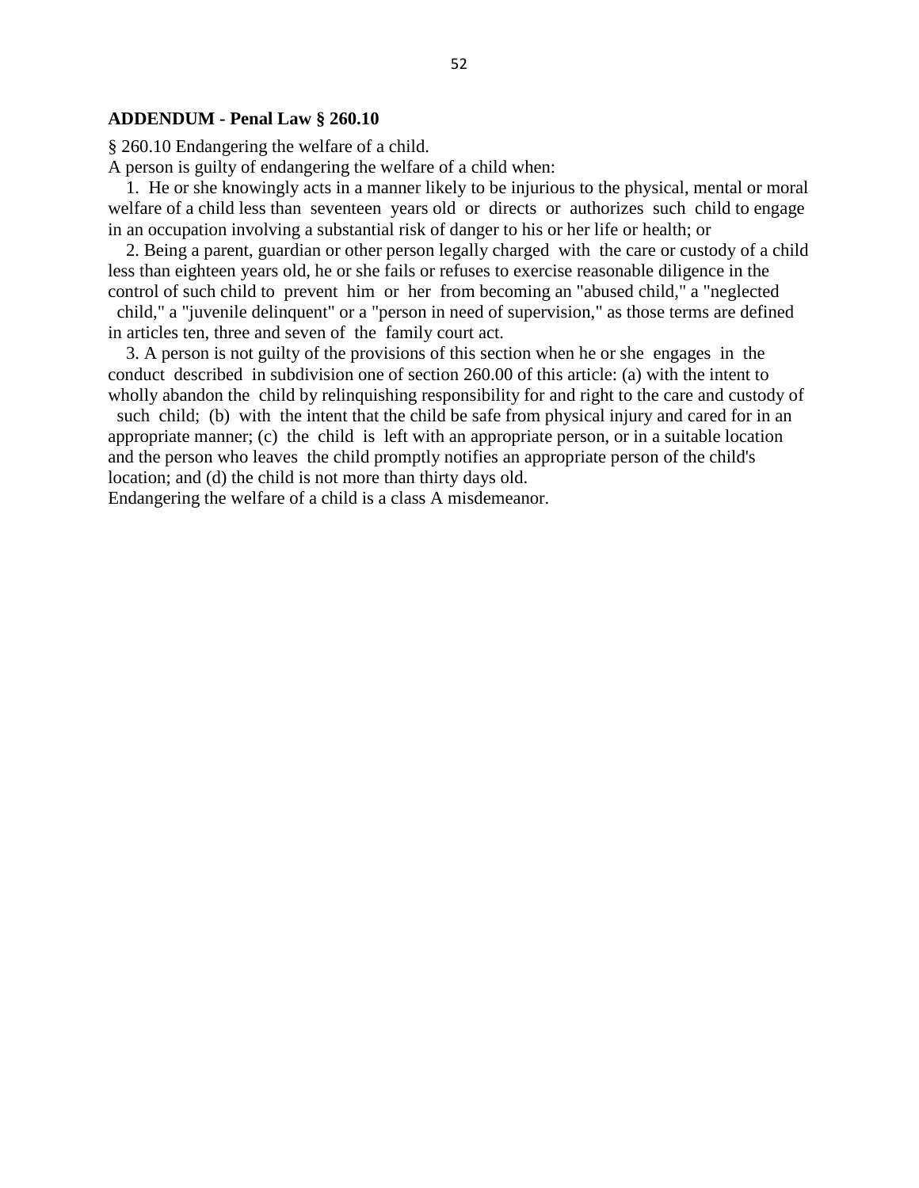**ADDENDUM - Penal Law § 260.10**

§ 260.10 Endangering the welfare of a child.

A person is guilty of endangering the welfare of a child when:

1. He or she knowingly acts in a manner likely to be injurious to the physical, mental or moral welfare of a child less than seventeen years old or directs or authorizes such child to engage in an occupation involving a substantial risk of danger to his or her life or health; or

2. Being a parent, guardian or other person legally charged with the care or custody of a child less than eighteen years old, he or she fails or refuses to exercise reasonable diligence in the control of such child to prevent him or her from becoming an "abused child," a "neglected child," a "juvenile delinquent" or a "person in need of supervision," as those terms are defined in articles ten, three and seven of the family court act.

3. A person is not guilty of the provisions of this section when he or she engages in the conduct described in subdivision one of section 260.00 of this article: (a) with the intent to wholly abandon the child by relinquishing responsibility for and right to the care and custody of such child; (b) with the intent that the child be safe from physical injury and cared for in an appropriate manner; (c) the child is left with an appropriate person, or in a suitable location and the person who leaves the child promptly notifies an appropriate person of the child's location; and (d) the child is not more than thirty days old.

Endangering the welfare of a child is a class A misdemeanor.